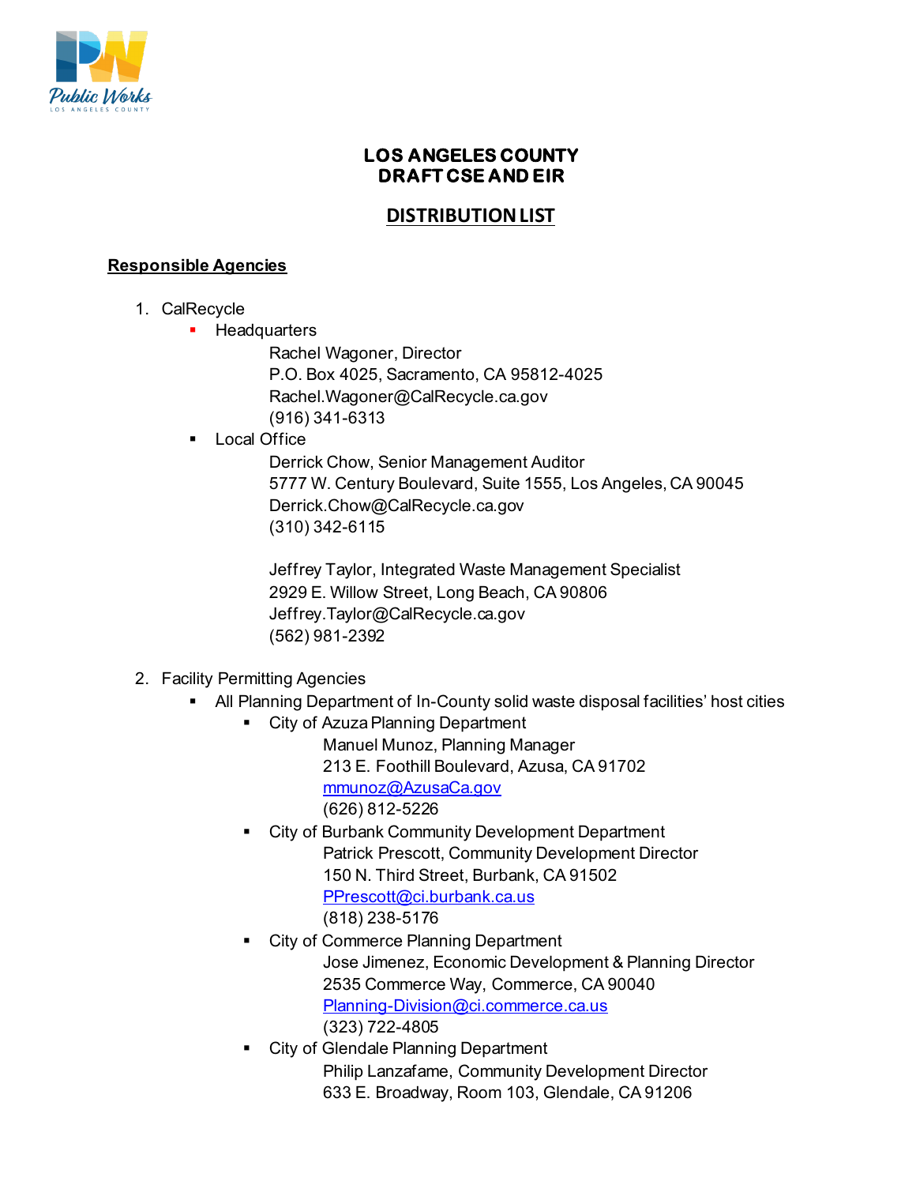# LOS ANGELES COUNTY
# DRAFT CSE AND EIR

## DISTRIBUTION LIST

**Responsible Agencies**

1. CalRecycle
   - Headquarters

     Rachel Wagoner, Director
     P.O. Box 4025, Sacramento, CA 95812-4025
     Rachel.Wagoner@CalRecycle.ca.gov
     (916) 341-6313
   - Local Office

     Derrick Chow, Senior Management Auditor
     5777 W. Century Boulevard, Suite 1555, Los Angeles, CA 90045
     Derrick.Chow@CalRecycle.ca.gov
     (310) 342-6115

     Jeffrey Taylor, Integrated Waste Management Specialist
     2929 E. Willow Street, Long Beach, CA 90806
     Jeffrey.Taylor@CalRecycle.ca.gov
     (562) 981-2392

2. Facility Permitting Agencies
   - All Planning Department of In-County solid waste disposal facilities' host cities
     - City of Azuza Planning Department

       Manuel Munoz, Planning Manager
       213 E. Foothill Boulevard, Azusa, CA 91702
       mmunoz@AzusaCa.gov
       (626) 812-5226
     - City of Burbank Community Development Department

       Patrick Prescott, Community Development Director
       150 N. Third Street, Burbank, CA 91502
       PPrescott@ci.burbank.ca.us
       (818) 238-5176
     - City of Commerce Planning Department

       Jose Jimenez, Economic Development & Planning Director
       2535 Commerce Way, Commerce, CA 90040
       Planning-Division@ci.commerce.ca.us
       (323) 722-4805
     - City of Glendale Planning Department

       Philip Lanzafame, Community Development Director
       633 E. Broadway, Room 103, Glendale, CA 91206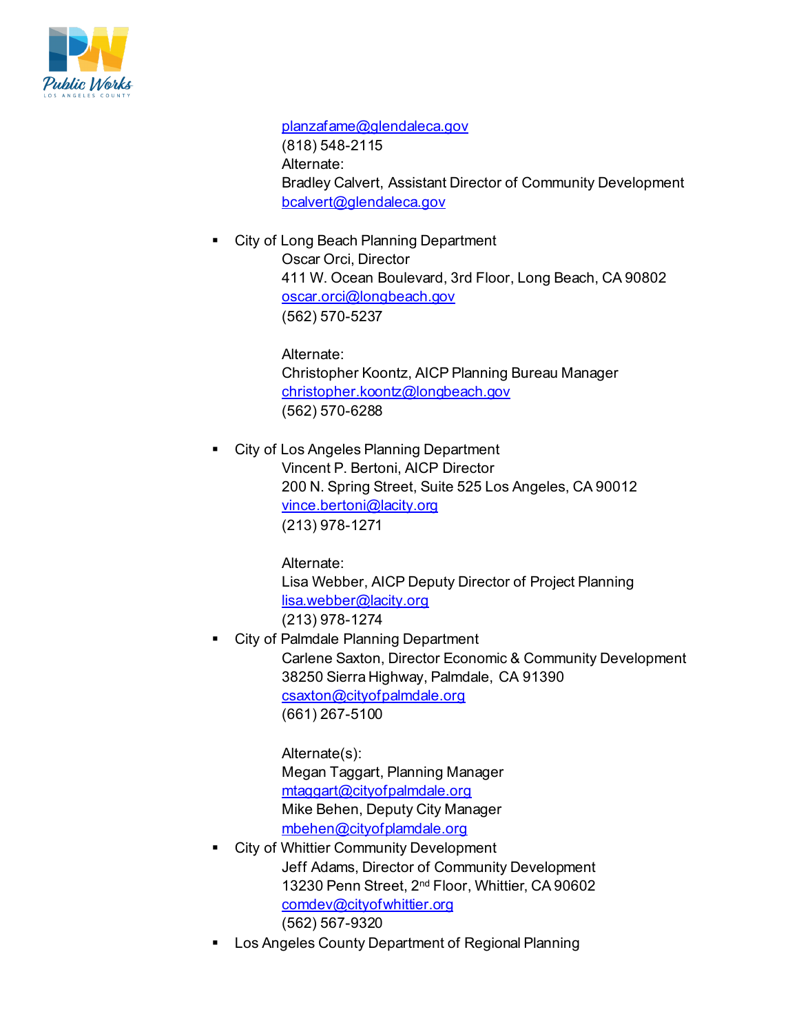planzafame@glendaleca.gov
(818) 548-2115
Alternate:
Bradley Calvert, Assistant Director of Community Development
bcalvert@glendaleca.gov

- City of Long Beach Planning Department
  Oscar Orci, Director
  411 W. Ocean Boulevard, 3rd Floor, Long Beach, CA 90802
  oscar.orci@longbeach.gov
  (562) 570-5237

  Alternate:
  Christopher Koontz, AICP Planning Bureau Manager
  christopher.koontz@longbeach.gov
  (562) 570-6288

- City of Los Angeles Planning Department
  Vincent P. Bertoni, AICP Director
  200 N. Spring Street, Suite 525 Los Angeles, CA 90012
  vince.bertoni@lacity.org
  (213) 978-1271

  Alternate:
  Lisa Webber, AICP Deputy Director of Project Planning
  lisa.webber@lacity.org
  (213) 978-1274
- City of Palmdale Planning Department
  Carlene Saxton, Director Economic & Community Development
  38250 Sierra Highway, Palmdale, CA 91390
  csaxton@cityofpalmdale.org
  (661) 267-5100

  Alternate(s):
  Megan Taggart, Planning Manager
  mtaggart@cityofpalmdale.org
  Mike Behen, Deputy City Manager
  mbehen@cityofplamdale.org
- City of Whittier Community Development
  Jeff Adams, Director of Community Development
  13230 Penn Street, 2nd Floor, Whittier, CA 90602
  comdev@cityofwhittier.org
  (562) 567-9320
- Los Angeles County Department of Regional Planning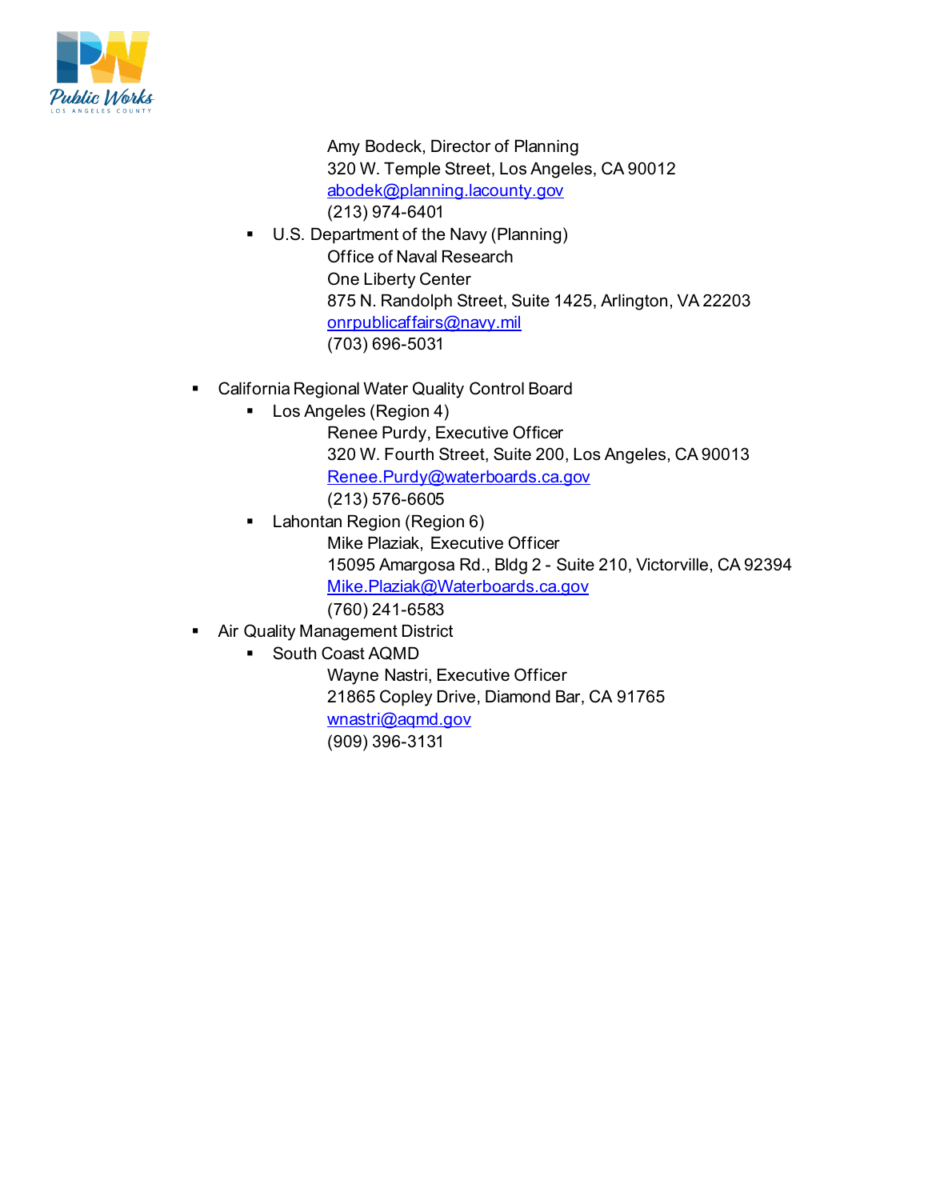Amy Bodeck, Director of Planning
320 W. Temple Street, Los Angeles, CA 90012
abodek@planning.lacounty.gov
(213) 974-6401

- U.S. Department of the Navy (Planning)

  Office of Naval Research
  One Liberty Center
  875 N. Randolph Street, Suite 1425, Arlington, VA 22203
  onrpublicaffairs@navy.mil
  (703) 696-5031

- California Regional Water Quality Control Board
  - Los Angeles (Region 4)

    Renee Purdy, Executive Officer
    320 W. Fourth Street, Suite 200, Los Angeles, CA 90013
    Renee.Purdy@waterboards.ca.gov
    (213) 576-6605
  - Lahontan Region (Region 6)

    Mike Plaziak, Executive Officer
    15095 Amargosa Rd., Bldg 2 - Suite 210, Victorville, CA 92394
    Mike.Plaziak@Waterboards.ca.gov
    (760) 241-6583
- Air Quality Management District
  - South Coast AQMD

    Wayne Nastri, Executive Officer
    21865 Copley Drive, Diamond Bar, CA 91765
    wnastri@aqmd.gov
    (909) 396-3131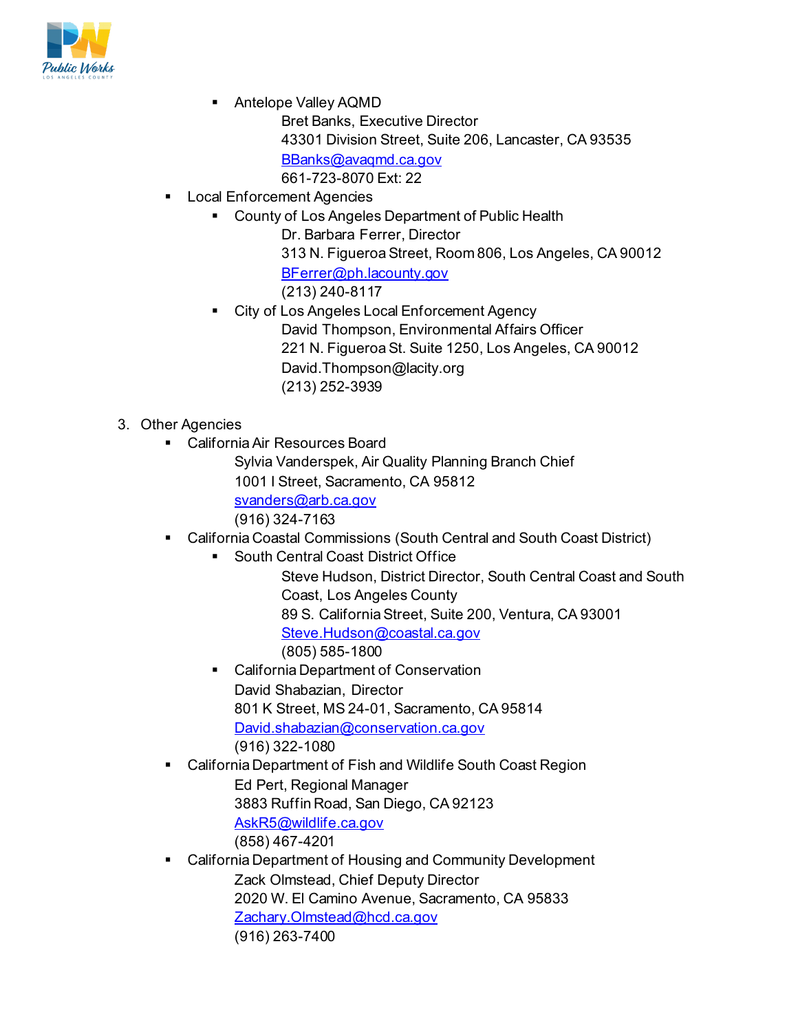- Antelope Valley AQMD

      Bret Banks, Executive Director
      43301 Division Street, Suite 206, Lancaster, CA 93535
      BBanks@avaqmd.ca.gov
      661-723-8070 Ext: 22

- Local Enforcement Agencies
    - County of Los Angeles Department of Public Health

      Dr. Barbara Ferrer, Director
      313 N. Figueroa Street, Room 806, Los Angeles, CA 90012
      BFerrer@ph.lacounty.gov
      (213) 240-8117

    - City of Los Angeles Local Enforcement Agency

      David Thompson, Environmental Affairs Officer
      221 N. Figueroa St. Suite 1250, Los Angeles, CA 90012
      David.Thompson@lacity.org
      (213) 252-3939

3. Other Agencies
    - California Air Resources Board

      Sylvia Vanderspek, Air Quality Planning Branch Chief
      1001 I Street, Sacramento, CA 95812
      svanders@arb.ca.gov
      (916) 324-7163

    - California Coastal Commissions (South Central and South Coast District)
        - South Central Coast District Office

          Steve Hudson, District Director, South Central Coast and South Coast, Los Angeles County
          89 S. California Street, Suite 200, Ventura, CA 93001
          Steve.Hudson@coastal.ca.gov
          (805) 585-1800

        - California Department of Conservation

          David Shabazian, Director
          801 K Street, MS 24-01, Sacramento, CA 95814
          David.shabazian@conservation.ca.gov
          (916) 322-1080

    - California Department of Fish and Wildlife South Coast Region

      Ed Pert, Regional Manager
      3883 Ruffin Road, San Diego, CA 92123
      AskR5@wildlife.ca.gov
      (858) 467-4201

    - California Department of Housing and Community Development

      Zack Olmstead, Chief Deputy Director
      2020 W. El Camino Avenue, Sacramento, CA 95833
      Zachary.Olmstead@hcd.ca.gov
      (916) 263-7400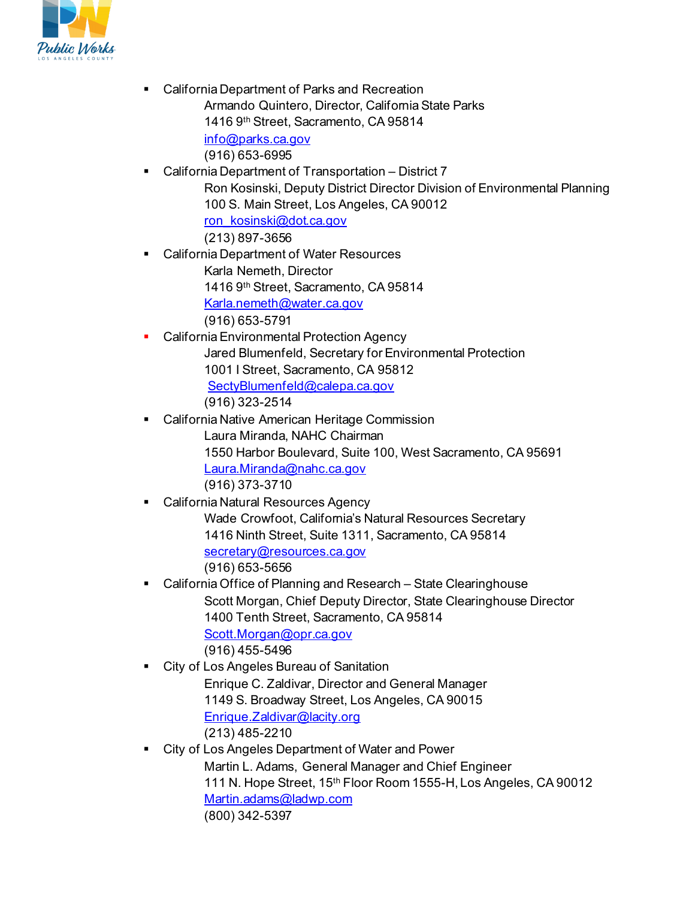- California Department of Parks and Recreation
  Armando Quintero, Director, California State Parks
  1416 9th Street, Sacramento, CA 95814
  info@parks.ca.gov
  (916) 653-6995
- California Department of Transportation – District 7
  Ron Kosinski, Deputy District Director Division of Environmental Planning
  100 S. Main Street, Los Angeles, CA 90012
  ron_kosinski@dot.ca.gov
  (213) 897-3656
- California Department of Water Resources
  Karla Nemeth, Director
  1416 9th Street, Sacramento, CA 95814
  Karla.nemeth@water.ca.gov
  (916) 653-5791
- California Environmental Protection Agency
  Jared Blumenfeld, Secretary for Environmental Protection
  1001 I Street, Sacramento, CA 95812
  SectyBlumenfeld@calepa.ca.gov
  (916) 323-2514
- California Native American Heritage Commission
  Laura Miranda, NAHC Chairman
  1550 Harbor Boulevard, Suite 100, West Sacramento, CA 95691
  Laura.Miranda@nahc.ca.gov
  (916) 373-3710
- California Natural Resources Agency
  Wade Crowfoot, California's Natural Resources Secretary
  1416 Ninth Street, Suite 1311, Sacramento, CA 95814
  secretary@resources.ca.gov
  (916) 653-5656
- California Office of Planning and Research – State Clearinghouse
  Scott Morgan, Chief Deputy Director, State Clearinghouse Director
  1400 Tenth Street, Sacramento, CA 95814
  Scott.Morgan@opr.ca.gov
  (916) 455-5496
- City of Los Angeles Bureau of Sanitation
  Enrique C. Zaldivar, Director and General Manager
  1149 S. Broadway Street, Los Angeles, CA 90015
  Enrique.Zaldivar@lacity.org
  (213) 485-2210
- City of Los Angeles Department of Water and Power
  Martin L. Adams, General Manager and Chief Engineer
  111 N. Hope Street, 15th Floor Room 1555-H, Los Angeles, CA 90012
  Martin.adams@ladwp.com
  (800) 342-5397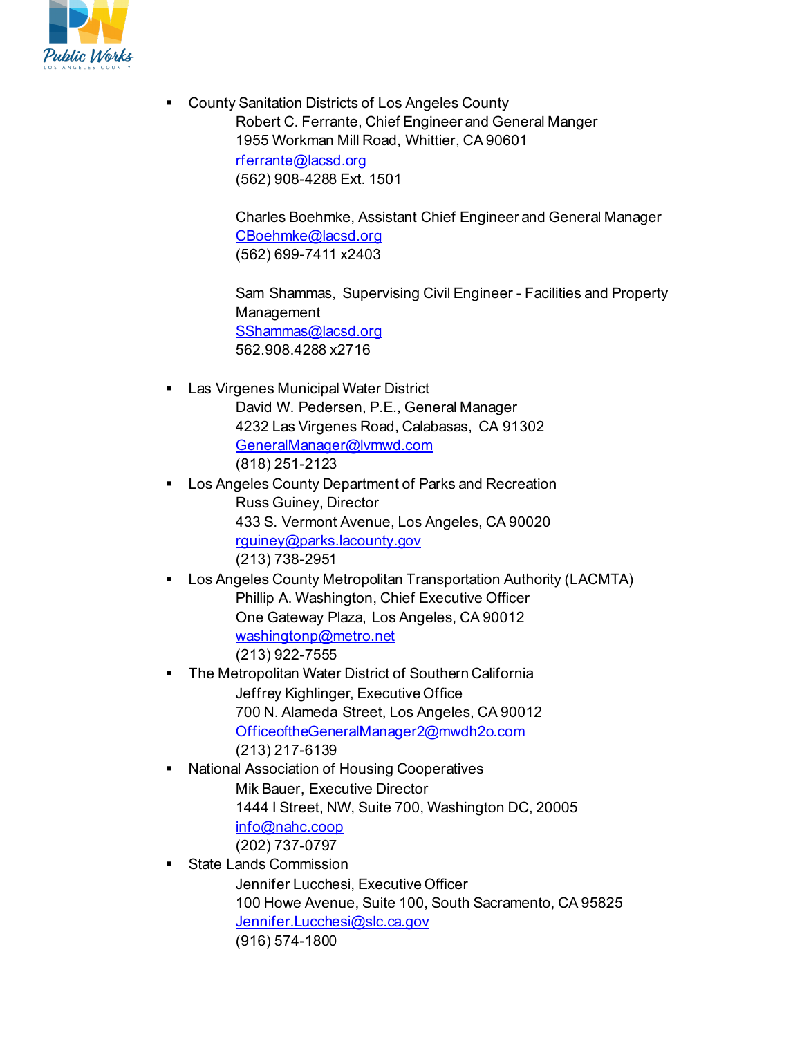- County Sanitation Districts of Los Angeles County
  Robert C. Ferrante, Chief Engineer and General Manger
  1955 Workman Mill Road, Whittier, CA 90601
  rferrante@lacsd.org
  (562) 908-4288 Ext. 1501

  Charles Boehmke, Assistant Chief Engineer and General Manager
  CBoehmke@lacsd.org
  (562) 699-7411 x2403

  Sam Shammas, Supervising Civil Engineer - Facilities and Property Management
  SShammas@lacsd.org
  562.908.4288 x2716

- Las Virgenes Municipal Water District
  David W. Pedersen, P.E., General Manager
  4232 Las Virgenes Road, Calabasas, CA 91302
  GeneralManager@lvmwd.com
  (818) 251-2123
- Los Angeles County Department of Parks and Recreation
  Russ Guiney, Director
  433 S. Vermont Avenue, Los Angeles, CA 90020
  rguiney@parks.lacounty.gov
  (213) 738-2951
- Los Angeles County Metropolitan Transportation Authority (LACMTA)
  Phillip A. Washington, Chief Executive Officer
  One Gateway Plaza, Los Angeles, CA 90012
  washingtonp@metro.net
  (213) 922-7555
- The Metropolitan Water District of Southern California
  Jeffrey Kighlinger, Executive Office
  700 N. Alameda Street, Los Angeles, CA 90012
  OfficeoftheGeneralManager2@mwdh2o.com
  (213) 217-6139
- National Association of Housing Cooperatives
  Mik Bauer, Executive Director
  1444 I Street, NW, Suite 700, Washington DC, 20005
  info@nahc.coop
  (202) 737-0797
- State Lands Commission
  Jennifer Lucchesi, Executive Officer
  100 Howe Avenue, Suite 100, South Sacramento, CA 95825
  Jennifer.Lucchesi@slc.ca.gov
  (916) 574-1800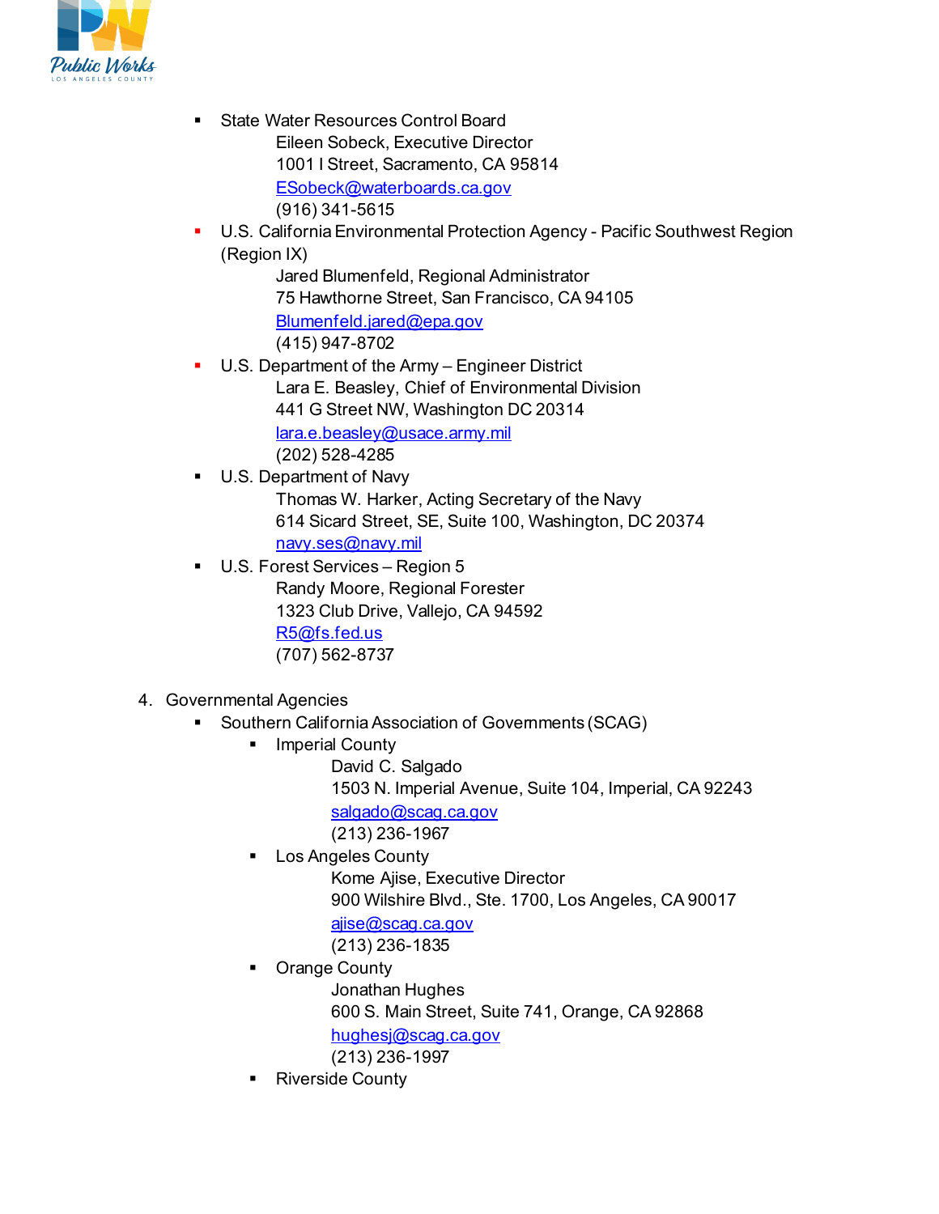- State Water Resources Control Board
  Eileen Sobeck, Executive Director
  1001 I Street, Sacramento, CA 95814
  ESobeck@waterboards.ca.gov
  (916) 341-5615
- U.S. California Environmental Protection Agency - Pacific Southwest Region (Region IX)
  Jared Blumenfeld, Regional Administrator
  75 Hawthorne Street, San Francisco, CA 94105
  Blumenfeld.jared@epa.gov
  (415) 947-8702
- U.S. Department of the Army – Engineer District
  Lara E. Beasley, Chief of Environmental Division
  441 G Street NW, Washington DC 20314
  lara.e.beasley@usace.army.mil
  (202) 528-4285
- U.S. Department of Navy
  Thomas W. Harker, Acting Secretary of the Navy
  614 Sicard Street, SE, Suite 100, Washington, DC 20374
  navy.ses@navy.mil
- U.S. Forest Services – Region 5
  Randy Moore, Regional Forester
  1323 Club Drive, Vallejo, CA 94592
  R5@fs.fed.us
  (707) 562-8737

4. Governmental Agencies
   - Southern California Association of Governments (SCAG)
     - Imperial County
       David C. Salgado
       1503 N. Imperial Avenue, Suite 104, Imperial, CA 92243
       salgado@scag.ca.gov
       (213) 236-1967
     - Los Angeles County
       Kome Ajise, Executive Director
       900 Wilshire Blvd., Ste. 1700, Los Angeles, CA 90017
       ajise@scag.ca.gov
       (213) 236-1835
     - Orange County
       Jonathan Hughes
       600 S. Main Street, Suite 741, Orange, CA 92868
       hughesj@scag.ca.gov
       (213) 236-1997
     - Riverside County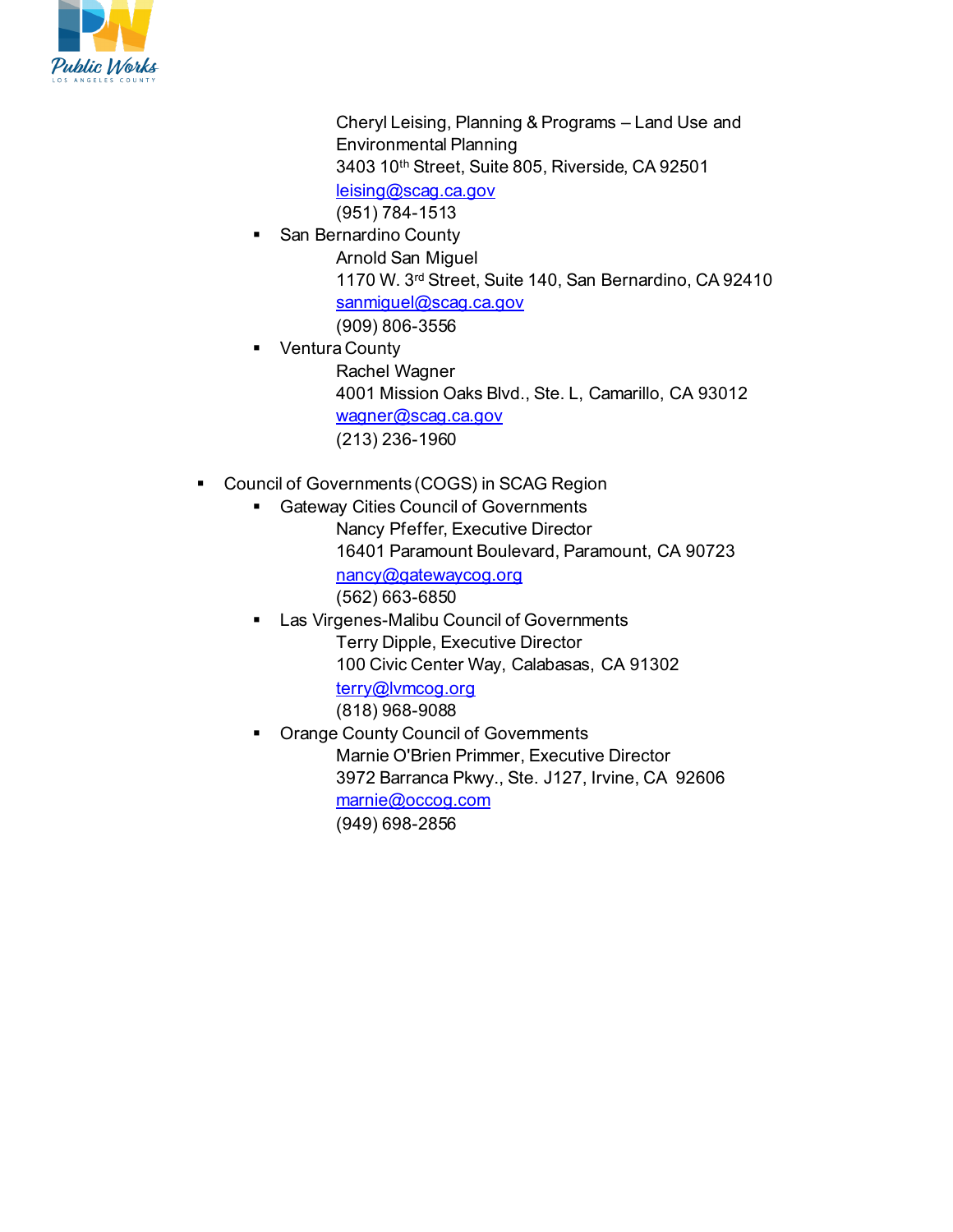Cheryl Leising, Planning & Programs – Land Use and Environmental Planning
3403 10th Street, Suite 805, Riverside, CA 92501
leising@scag.ca.gov
(951) 784-1513

- San Bernardino County
  Arnold San Miguel
  1170 W. 3rd Street, Suite 140, San Bernardino, CA 92410
  sanmiguel@scag.ca.gov
  (909) 806-3556
- Ventura County
  Rachel Wagner
  4001 Mission Oaks Blvd., Ste. L, Camarillo, CA 93012
  wagner@scag.ca.gov
  (213) 236-1960

- Council of Governments (COGS) in SCAG Region
  - Gateway Cities Council of Governments
    Nancy Pfeffer, Executive Director
    16401 Paramount Boulevard, Paramount, CA 90723
    nancy@gatewaycog.org
    (562) 663-6850
  - Las Virgenes-Malibu Council of Governments
    Terry Dipple, Executive Director
    100 Civic Center Way, Calabasas, CA 91302
    terry@lvmcog.org
    (818) 968-9088
  - Orange County Council of Governments
    Marnie O'Brien Primmer, Executive Director
    3972 Barranca Pkwy., Ste. J127, Irvine, CA 92606
    marnie@occog.com
    (949) 698-2856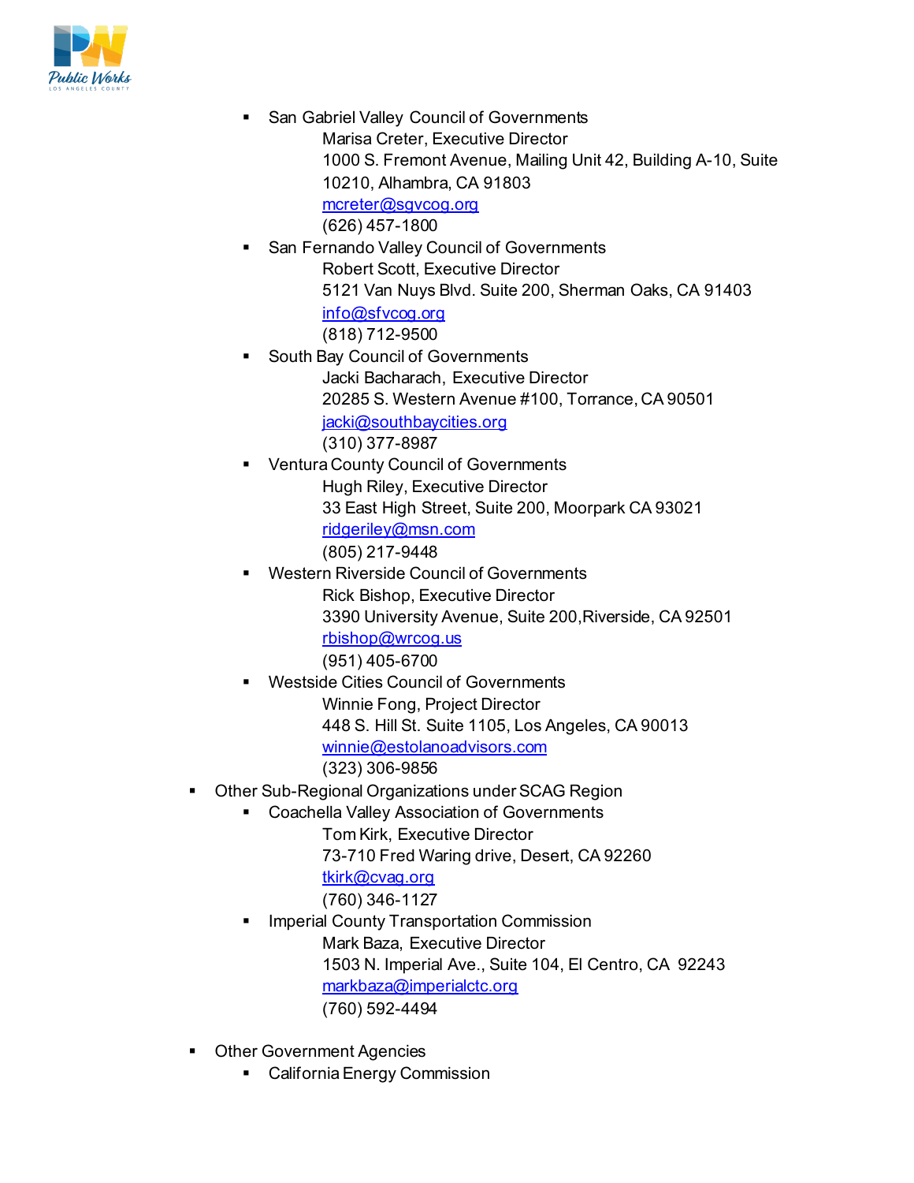- San Gabriel Valley Council of Governments
  - Marisa Creter, Executive Director
    1000 S. Fremont Avenue, Mailing Unit 42, Building A-10, Suite 10210, Alhambra, CA 91803
    mcreter@sgvcog.org
    (626) 457-1800
- San Fernando Valley Council of Governments
  - Robert Scott, Executive Director
    5121 Van Nuys Blvd. Suite 200, Sherman Oaks, CA 91403
    info@sfvcog.org
    (818) 712-9500
- South Bay Council of Governments
  - Jacki Bacharach, Executive Director
    20285 S. Western Avenue #100, Torrance, CA 90501
    jacki@southbaycities.org
    (310) 377-8987
- Ventura County Council of Governments
  - Hugh Riley, Executive Director
    33 East High Street, Suite 200, Moorpark CA 93021
    ridgeriley@msn.com
    (805) 217-9448
- Western Riverside Council of Governments
  - Rick Bishop, Executive Director
    3390 University Avenue, Suite 200,Riverside, CA 92501
    rbishop@wrcog.us
    (951) 405-6700
- Westside Cities Council of Governments
  - Winnie Fong, Project Director
    448 S. Hill St. Suite 1105, Los Angeles, CA 90013
    winnie@estolanoadvisors.com
    (323) 306-9856

- Other Sub-Regional Organizations under SCAG Region
  - Coachella Valley Association of Governments
    - Tom Kirk, Executive Director
      73-710 Fred Waring drive, Desert, CA 92260
      tkirk@cvag.org
      (760) 346-1127
  - Imperial County Transportation Commission
    - Mark Baza, Executive Director
      1503 N. Imperial Ave., Suite 104, El Centro, CA 92243
      markbaza@imperialctc.org
      (760) 592-4494

- Other Government Agencies
  - California Energy Commission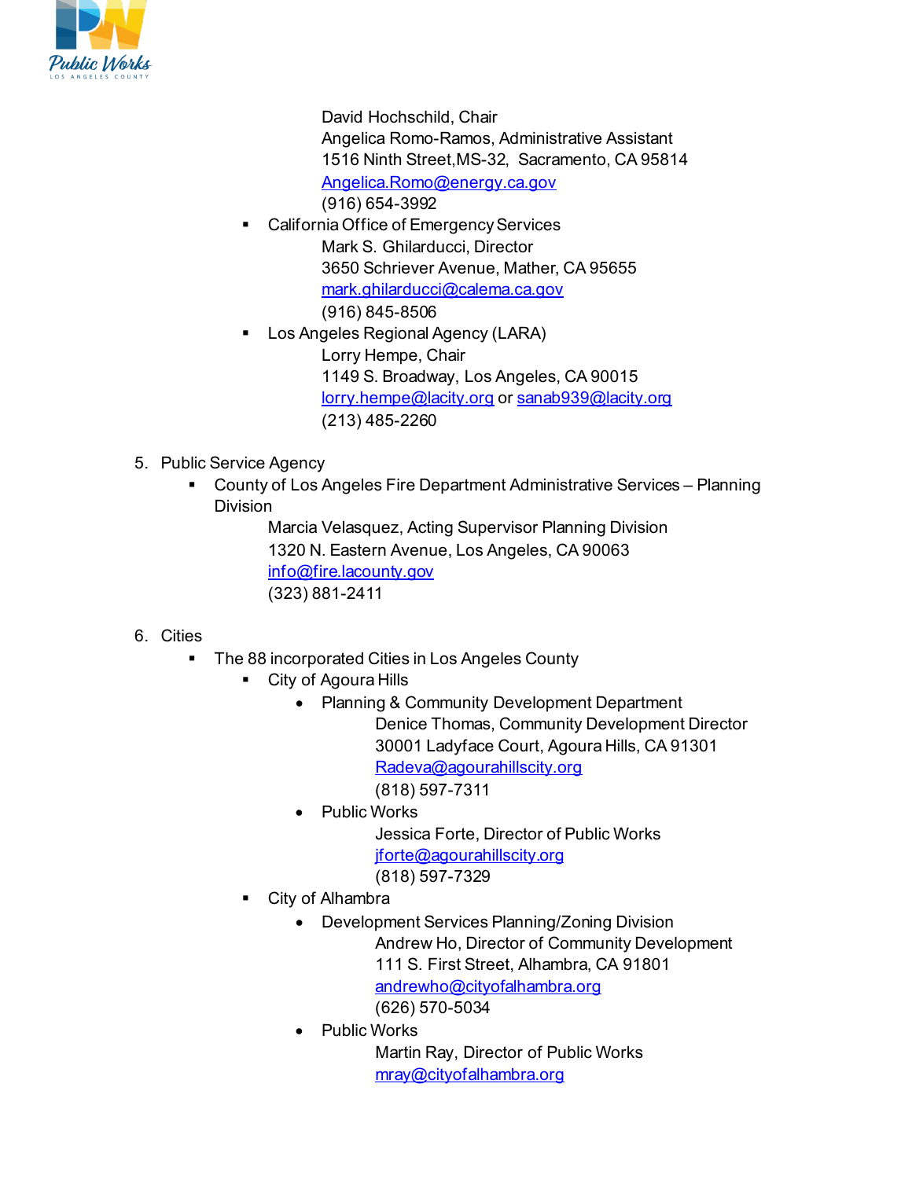David Hochschild, Chair
Angelica Romo-Ramos, Administrative Assistant
1516 Ninth Street,MS-32, Sacramento, CA 95814
Angelica.Romo@energy.ca.gov
(916) 654-3992

- California Office of Emergency Services
  Mark S. Ghilarducci, Director
  3650 Schriever Avenue, Mather, CA 95655
  mark.ghilarducci@calema.ca.gov
  (916) 845-8506
- Los Angeles Regional Agency (LARA)
  Lorry Hempe, Chair
  1149 S. Broadway, Los Angeles, CA 90015
  lorry.hempe@lacity.org or sanab939@lacity.org
  (213) 485-2260

5. Public Service Agency
   - County of Los Angeles Fire Department Administrative Services – Planning Division
     Marcia Velasquez, Acting Supervisor Planning Division
     1320 N. Eastern Avenue, Los Angeles, CA 90063
     info@fire.lacounty.gov
     (323) 881-2411

6. Cities
   - The 88 incorporated Cities in Los Angeles County
     - City of Agoura Hills
       - Planning & Community Development Department
         Denice Thomas, Community Development Director
         30001 Ladyface Court, Agoura Hills, CA 91301
         Radeva@agourahillscity.org
         (818) 597-7311
       - Public Works
         Jessica Forte, Director of Public Works
         jforte@agourahillscity.org
         (818) 597-7329
     - City of Alhambra
       - Development Services Planning/Zoning Division
         Andrew Ho, Director of Community Development
         111 S. First Street, Alhambra, CA 91801
         andrewho@cityofalhambra.org
         (626) 570-5034
       - Public Works
         Martin Ray, Director of Public Works
         mray@cityofalhambra.org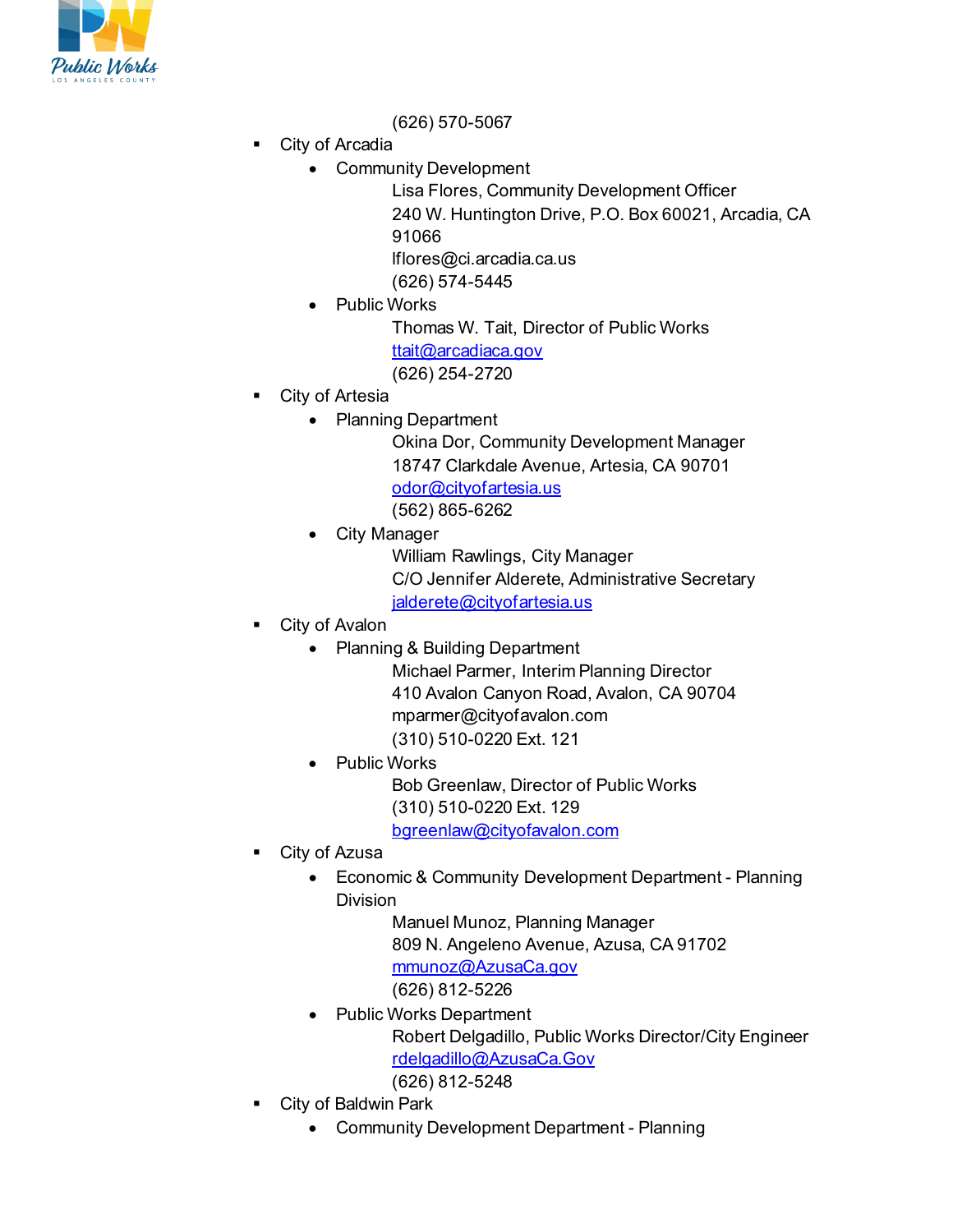(626) 570-5067

- City of Arcadia
  - Community Development
    Lisa Flores, Community Development Officer
    240 W. Huntington Drive, P.O. Box 60021, Arcadia, CA 91066
    lflores@ci.arcadia.ca.us
    (626) 574-5445
  - Public Works
    Thomas W. Tait, Director of Public Works
    ttait@arcadiaca.gov
    (626) 254-2720
- City of Artesia
  - Planning Department
    Okina Dor, Community Development Manager
    18747 Clarkdale Avenue, Artesia, CA 90701
    odor@cityofartesia.us
    (562) 865-6262
  - City Manager
    William Rawlings, City Manager
    C/O Jennifer Alderete, Administrative Secretary
    jalderete@cityofartesia.us
- City of Avalon
  - Planning & Building Department
    Michael Parmer, Interim Planning Director
    410 Avalon Canyon Road, Avalon, CA 90704
    mparmer@cityofavalon.com
    (310) 510-0220 Ext. 121
  - Public Works
    Bob Greenlaw, Director of Public Works
    (310) 510-0220 Ext. 129
    bgreenlaw@cityofavalon.com
- City of Azusa
  - Economic & Community Development Department - Planning Division
    Manuel Munoz, Planning Manager
    809 N. Angeleno Avenue, Azusa, CA 91702
    mmunoz@AzusaCa.gov
    (626) 812-5226
  - Public Works Department
    Robert Delgadillo, Public Works Director/City Engineer
    rdelgadillo@AzusaCa.Gov
    (626) 812-5248
- City of Baldwin Park
  - Community Development Department - Planning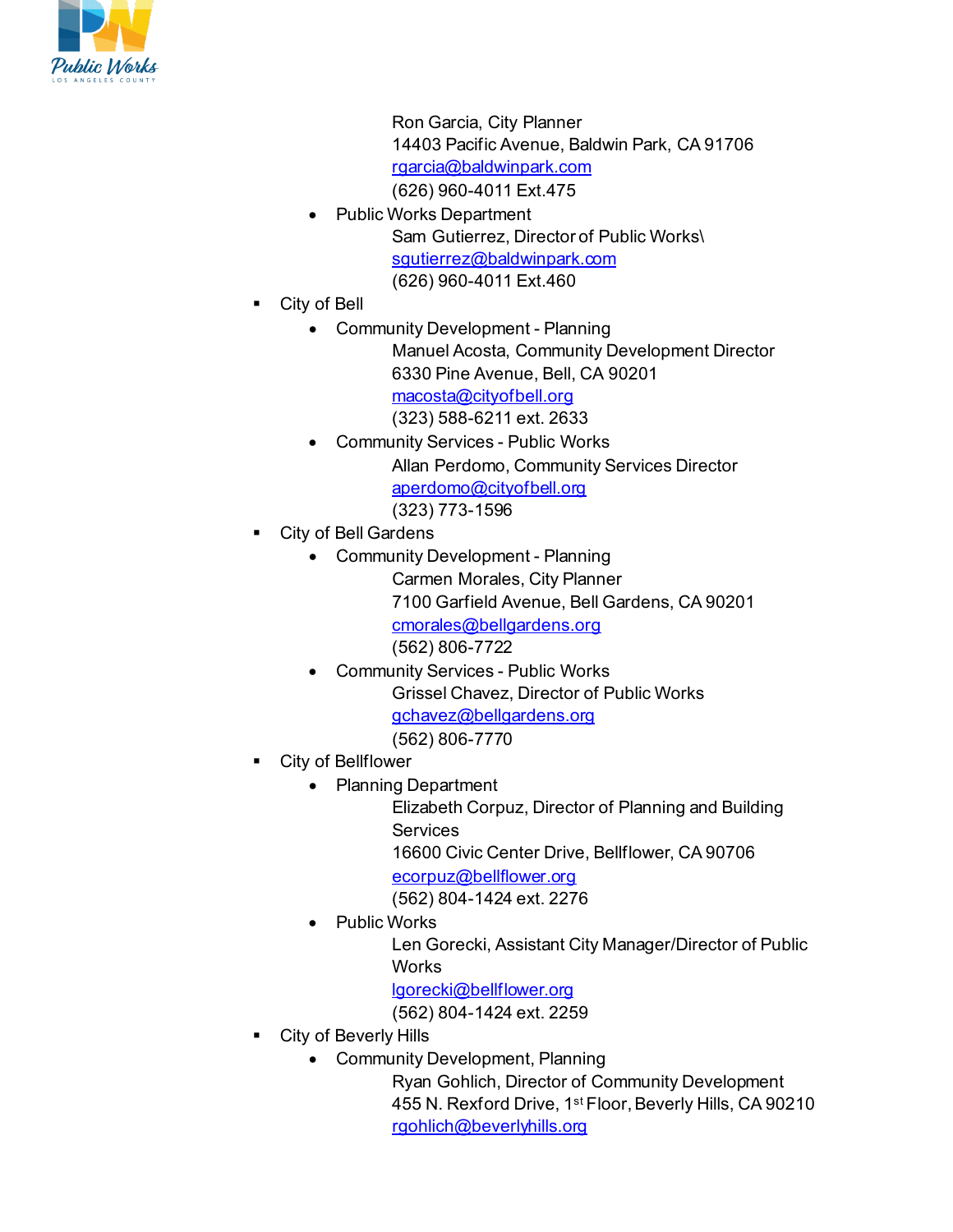Ron Garcia, City Planner
14403 Pacific Avenue, Baldwin Park, CA 91706
rgarcia@baldwinpark.com
(626) 960-4011 Ext.475

- Public Works Department
  Sam Gutierrez, Director of Public Works\
  sgutierrez@baldwinpark.com
  (626) 960-4011 Ext.460

- City of Bell
  - Community Development - Planning
    Manuel Acosta, Community Development Director
    6330 Pine Avenue, Bell, CA 90201
    macosta@cityofbell.org
    (323) 588-6211 ext. 2633
  - Community Services - Public Works
    Allan Perdomo, Community Services Director
    aperdomo@cityofbell.org
    (323) 773-1596
- City of Bell Gardens
  - Community Development - Planning
    Carmen Morales, City Planner
    7100 Garfield Avenue, Bell Gardens, CA 90201
    cmorales@bellgardens.org
    (562) 806-7722
  - Community Services - Public Works
    Grissel Chavez, Director of Public Works
    gchavez@bellgardens.org
    (562) 806-7770
- City of Bellflower
  - Planning Department
    Elizabeth Corpuz, Director of Planning and Building Services
    16600 Civic Center Drive, Bellflower, CA 90706
    ecorpuz@bellflower.org
    (562) 804-1424 ext. 2276
  - Public Works
    Len Gorecki, Assistant City Manager/Director of Public Works
    lgorecki@bellflower.org
    (562) 804-1424 ext. 2259
- City of Beverly Hills
  - Community Development, Planning
    Ryan Gohlich, Director of Community Development
    455 N. Rexford Drive, 1st Floor, Beverly Hills, CA 90210
    rgohlich@beverlyhills.org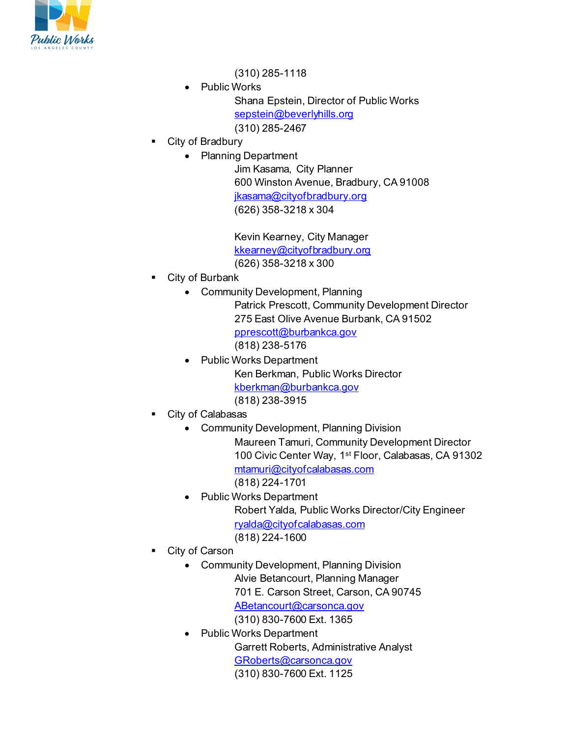(310) 285-1118

- Public Works

  Shana Epstein, Director of Public Works
  sepstein@beverlyhills.org
  (310) 285-2467

- City of Bradbury
  - Planning Department

    Jim Kasama, City Planner
    600 Winston Avenue, Bradbury, CA 91008
    jkasama@cityofbradbury.org
    (626) 358-3218 x 304

    Kevin Kearney, City Manager
    kkearney@cityofbradbury.org
    (626) 358-3218 x 300

- City of Burbank
  - Community Development, Planning

    Patrick Prescott, Community Development Director
    275 East Olive Avenue Burbank, CA 91502
    pprescott@burbankca.gov
    (818) 238-5176

  - Public Works Department

    Ken Berkman, Public Works Director
    kberkman@burbankca.gov
    (818) 238-3915

- City of Calabasas
  - Community Development, Planning Division

    Maureen Tamuri, Community Development Director
    100 Civic Center Way, 1st Floor, Calabasas, CA 91302
    mtamuri@cityofcalabasas.com
    (818) 224-1701

  - Public Works Department

    Robert Yalda, Public Works Director/City Engineer
    ryalda@cityofcalabasas.com
    (818) 224-1600

- City of Carson
  - Community Development, Planning Division

    Alvie Betancourt, Planning Manager
    701 E. Carson Street, Carson, CA 90745
    ABetancourt@carsonca.gov
    (310) 830-7600 Ext. 1365

  - Public Works Department

    Garrett Roberts, Administrative Analyst
    GRoberts@carsonca.gov
    (310) 830-7600 Ext. 1125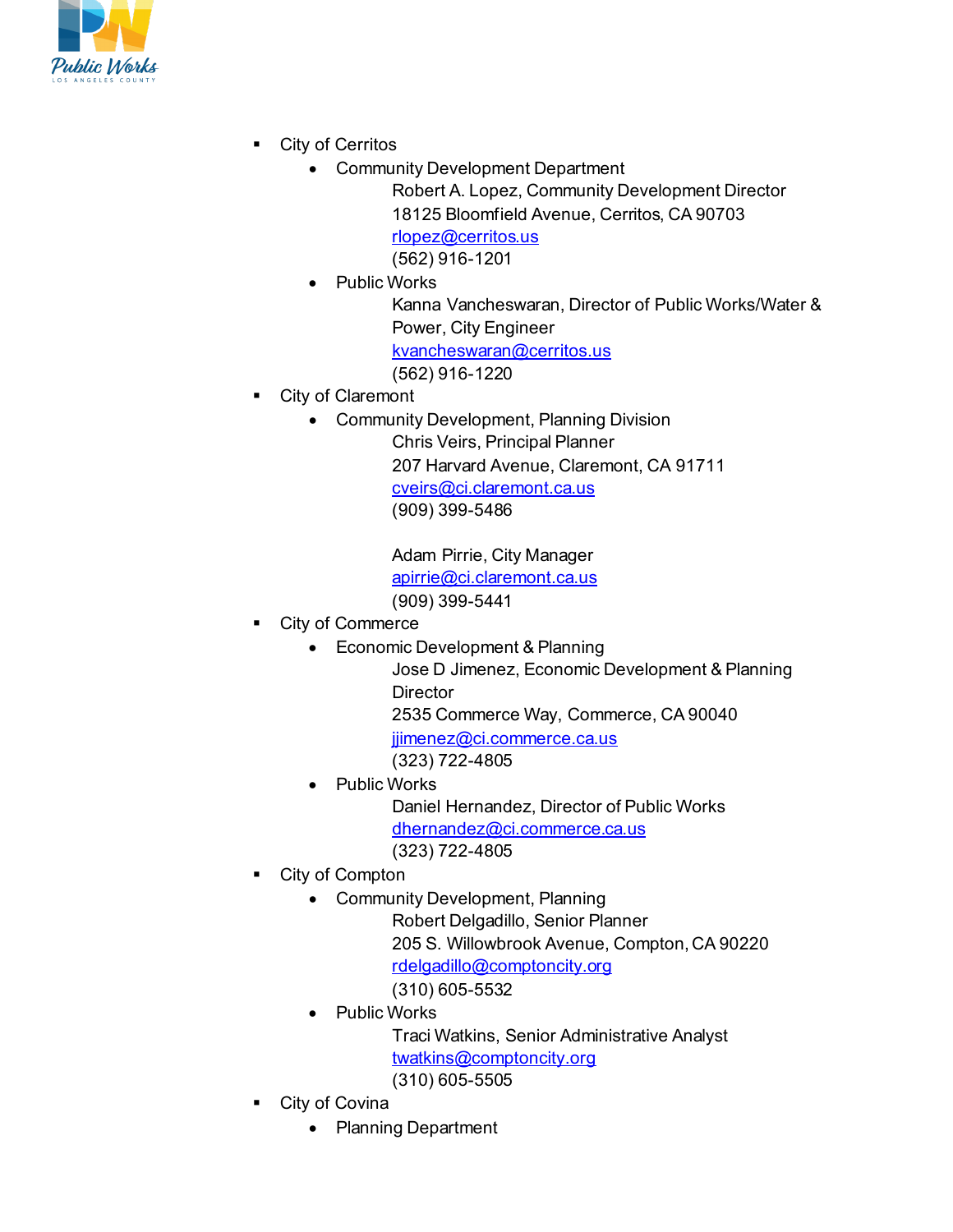- City of Cerritos
  - Community Development Department

    Robert A. Lopez, Community Development Director
    18125 Bloomfield Avenue, Cerritos, CA 90703
    rlopez@cerritos.us
    (562) 916-1201
  - Public Works

    Kanna Vancheswaran, Director of Public Works/Water & Power, City Engineer
    kvancheswaran@cerritos.us
    (562) 916-1220
- City of Claremont
  - Community Development, Planning Division

    Chris Veirs, Principal Planner
    207 Harvard Avenue, Claremont, CA 91711
    cveirs@ci.claremont.ca.us
    (909) 399-5486

    Adam Pirrie, City Manager
    apirrie@ci.claremont.ca.us
    (909) 399-5441
- City of Commerce
  - Economic Development & Planning

    Jose D Jimenez, Economic Development & Planning Director
    2535 Commerce Way, Commerce, CA 90040
    jjimenez@ci.commerce.ca.us
    (323) 722-4805
  - Public Works

    Daniel Hernandez, Director of Public Works
    dhernandez@ci.commerce.ca.us
    (323) 722-4805
- City of Compton
  - Community Development, Planning

    Robert Delgadillo, Senior Planner
    205 S. Willowbrook Avenue, Compton, CA 90220
    rdelgadillo@comptoncity.org
    (310) 605-5532
  - Public Works

    Traci Watkins, Senior Administrative Analyst
    twatkins@comptoncity.org
    (310) 605-5505
- City of Covina
  - Planning Department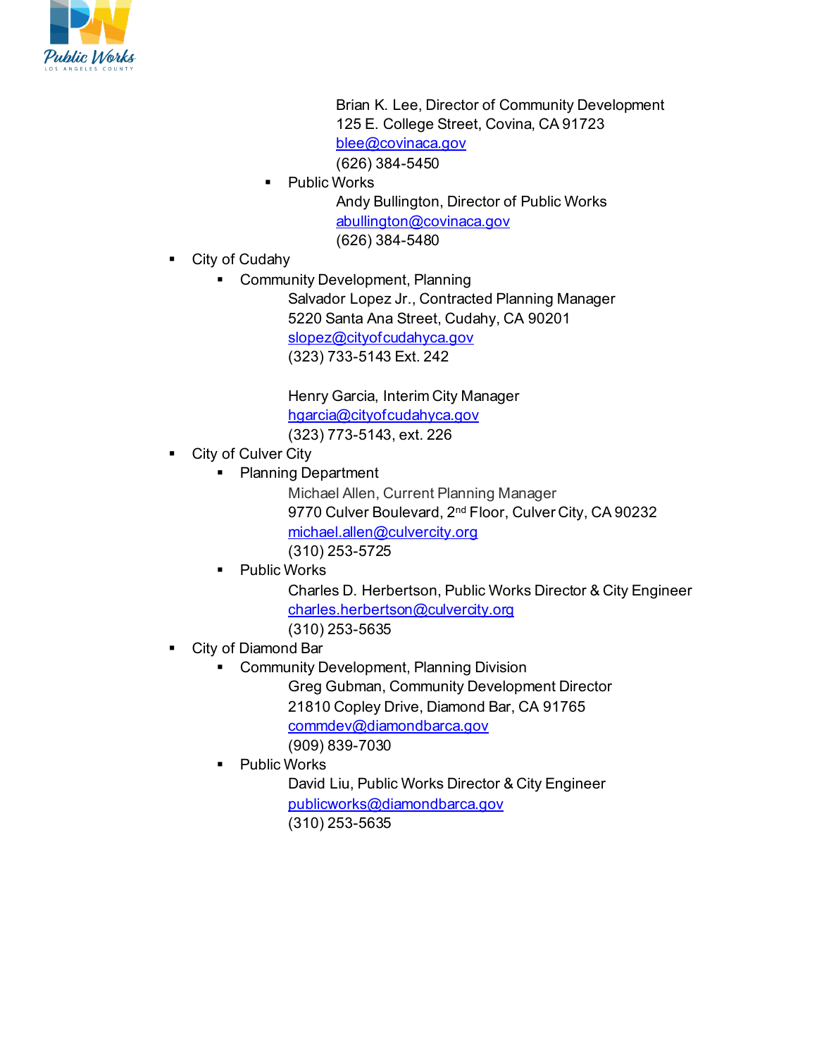Brian K. Lee, Director of Community Development
125 E. College Street, Covina, CA 91723
blee@covinaca.gov
(626) 384-5450

- Public Works
  Andy Bullington, Director of Public Works
  abullington@covinaca.gov
  (626) 384-5480

- City of Cudahy
  - Community Development, Planning
    Salvador Lopez Jr., Contracted Planning Manager
    5220 Santa Ana Street, Cudahy, CA 90201
    slopez@cityofcudahyca.gov
    (323) 733-5143 Ext. 242

    Henry Garcia, Interim City Manager
    hgarcia@cityofcudahyca.gov
    (323) 773-5143, ext. 226
- City of Culver City
  - Planning Department
    Michael Allen, Current Planning Manager
    9770 Culver Boulevard, 2nd Floor, Culver City, CA 90232
    michael.allen@culvercity.org
    (310) 253-5725
  - Public Works
    Charles D. Herbertson, Public Works Director & City Engineer
    charles.herbertson@culvercity.org
    (310) 253-5635
- City of Diamond Bar
  - Community Development, Planning Division
    Greg Gubman, Community Development Director
    21810 Copley Drive, Diamond Bar, CA 91765
    commdev@diamondbarca.gov
    (909) 839-7030
  - Public Works
    David Liu, Public Works Director & City Engineer
    publicworks@diamondbarca.gov
    (310) 253-5635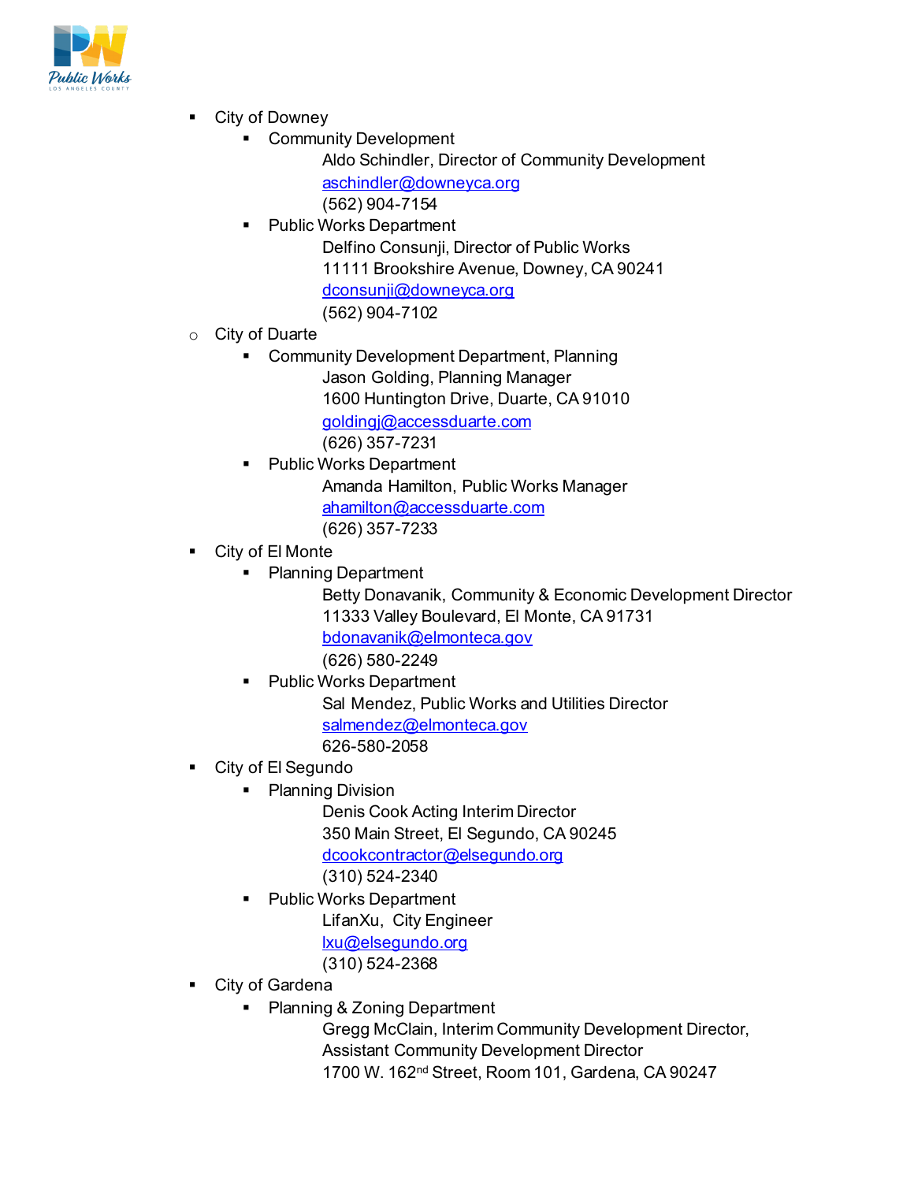- City of Downey
  - Community Development
    - Aldo Schindler, Director of Community Development
      aschindler@downeyca.org
      (562) 904-7154
  - Public Works Department
    - Delfino Consunji, Director of Public Works
      11111 Brookshire Avenue, Downey, CA 90241
      dconsunji@downeyca.org
      (562) 904-7102
- City of Duarte
  - Community Development Department, Planning
    - Jason Golding, Planning Manager
      1600 Huntington Drive, Duarte, CA 91010
      goldingj@accessduarte.com
      (626) 357-7231
  - Public Works Department
    - Amanda Hamilton, Public Works Manager
      ahamilton@accessduarte.com
      (626) 357-7233
- City of El Monte
  - Planning Department
    - Betty Donavanik, Community & Economic Development Director
      11333 Valley Boulevard, El Monte, CA 91731
      bdonavanik@elmonteca.gov
      (626) 580-2249
  - Public Works Department
    - Sal Mendez, Public Works and Utilities Director
      salmendez@elmonteca.gov
      626-580-2058
- City of El Segundo
  - Planning Division
    - Denis Cook Acting Interim Director
      350 Main Street, El Segundo, CA 90245
      dcookcontractor@elsegundo.org
      (310) 524-2340
  - Public Works Department
    - LifanXu, City Engineer
      lxu@elsegundo.org
      (310) 524-2368
- City of Gardena
  - Planning & Zoning Department
    - Gregg McClain, Interim Community Development Director, Assistant Community Development Director
      1700 W. 162nd Street, Room 101, Gardena, CA 90247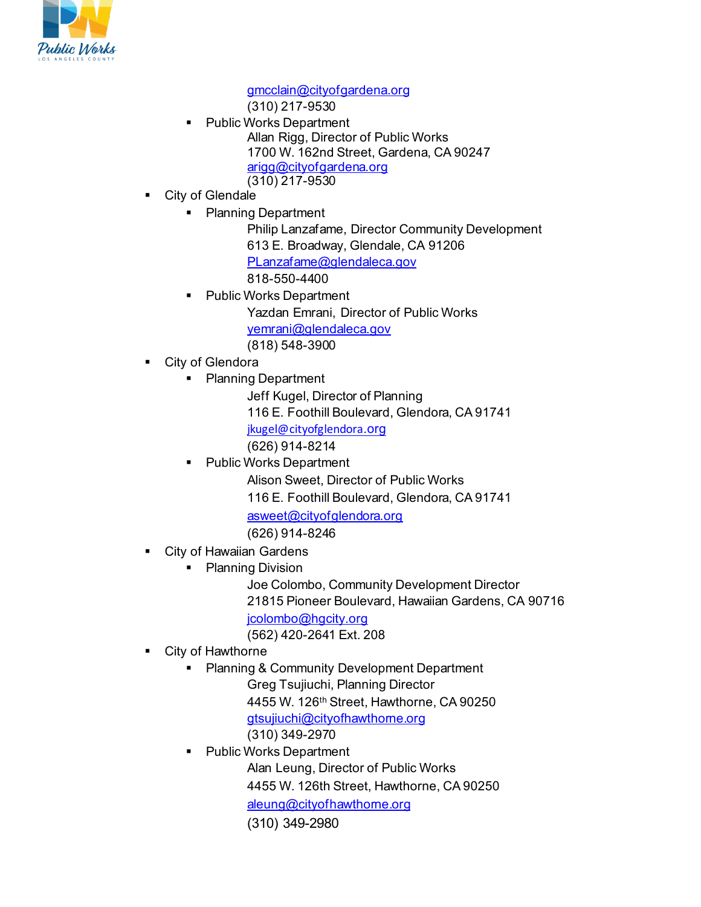gmcclain@cityofgardena.org
(310) 217-9530

- Public Works Department
  Allan Rigg, Director of Public Works
  1700 W. 162nd Street, Gardena, CA 90247
  arigg@cityofgardena.org
  (310) 217-9530

- City of Glendale
  - Planning Department
    Philip Lanzafame, Director Community Development
    613 E. Broadway, Glendale, CA 91206
    PLanzafame@glendaleca.gov
    818-550-4400
  - Public Works Department
    Yazdan Emrani, Director of Public Works
    yemrani@glendaleca.gov
    (818) 548-3900
- City of Glendora
  - Planning Department
    Jeff Kugel, Director of Planning
    116 E. Foothill Boulevard, Glendora, CA 91741
    jkugel@cityofglendora.org
    (626) 914-8214
  - Public Works Department
    Alison Sweet, Director of Public Works
    116 E. Foothill Boulevard, Glendora, CA 91741
    asweet@cityofglendora.org
    (626) 914-8246
- City of Hawaiian Gardens
  - Planning Division
    Joe Colombo, Community Development Director
    21815 Pioneer Boulevard, Hawaiian Gardens, CA 90716
    jcolombo@hgcity.org
    (562) 420-2641 Ext. 208
- City of Hawthorne
  - Planning & Community Development Department
    Greg Tsujiuchi, Planning Director
    4455 W. 126th Street, Hawthorne, CA 90250
    gtsujiuchi@cityofhawthorne.org
    (310) 349-2970
  - Public Works Department
    Alan Leung, Director of Public Works
    4455 W. 126th Street, Hawthorne, CA 90250
    aleung@cityofhawthorne.org
    (310) 349-2980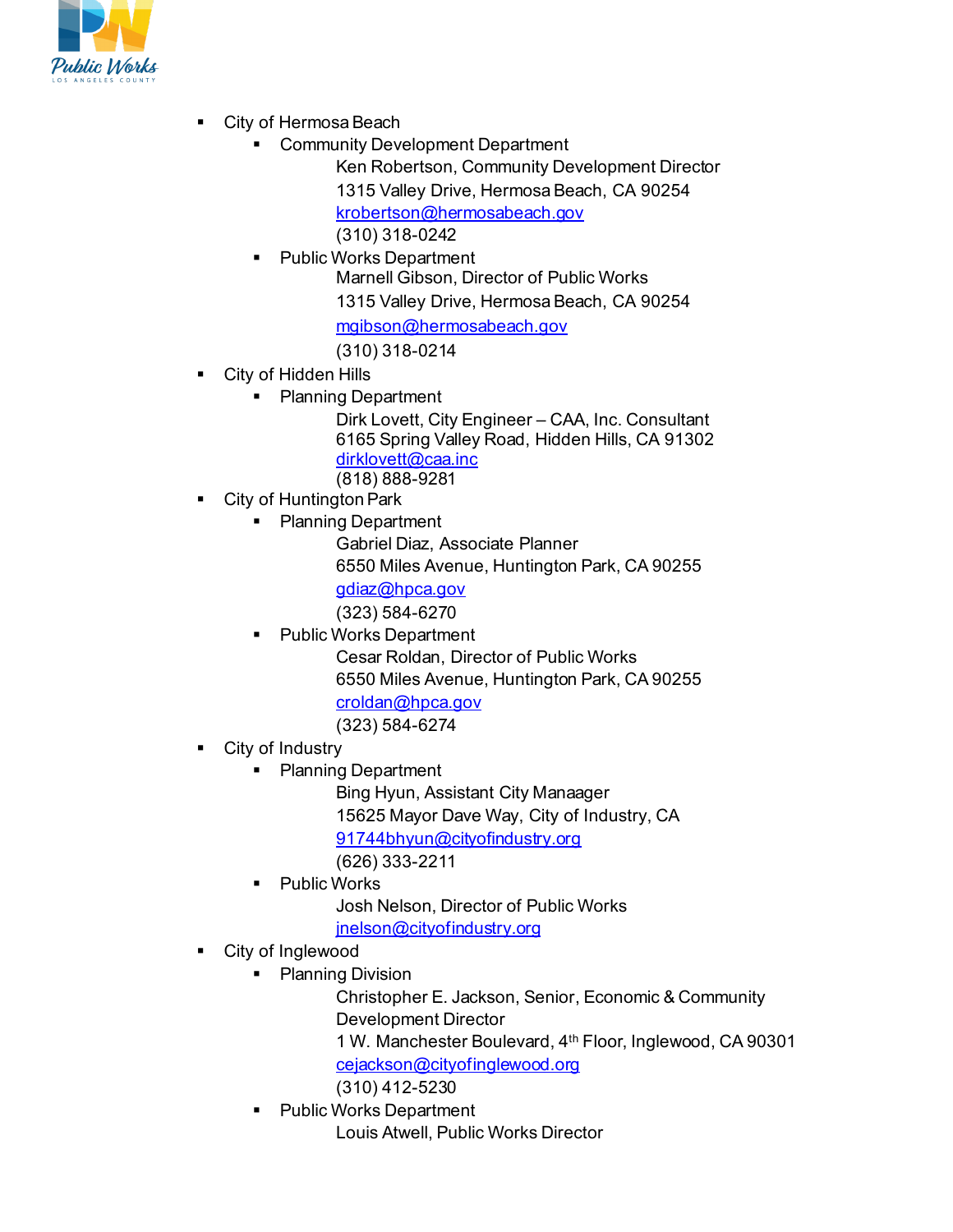- City of Hermosa Beach
  - Community Development Department
    Ken Robertson, Community Development Director
    1315 Valley Drive, Hermosa Beach, CA 90254
    krobertson@hermosabeach.gov
    (310) 318-0242
  - Public Works Department
    Marnell Gibson, Director of Public Works
    1315 Valley Drive, Hermosa Beach, CA 90254
    mgibson@hermosabeach.gov
    (310) 318-0214
- City of Hidden Hills
  - Planning Department
    Dirk Lovett, City Engineer – CAA, Inc. Consultant
    6165 Spring Valley Road, Hidden Hills, CA 91302
    dirklovett@caa.inc
    (818) 888-9281
- City of Huntington Park
  - Planning Department
    Gabriel Diaz, Associate Planner
    6550 Miles Avenue, Huntington Park, CA 90255
    gdiaz@hpca.gov
    (323) 584-6270
  - Public Works Department
    Cesar Roldan, Director of Public Works
    6550 Miles Avenue, Huntington Park, CA 90255
    croldan@hpca.gov
    (323) 584-6274
- City of Industry
  - Planning Department
    Bing Hyun, Assistant City Manaager
    15625 Mayor Dave Way, City of Industry, CA
    91744bhyun@cityofindustry.org
    (626) 333-2211
  - Public Works
    Josh Nelson, Director of Public Works
    jnelson@cityofindustry.org
- City of Inglewood
  - Planning Division
    Christopher E. Jackson, Senior, Economic & Community Development Director
    1 W. Manchester Boulevard, 4th Floor, Inglewood, CA 90301
    cejackson@cityofinglewood.org
    (310) 412-5230
  - Public Works Department
    Louis Atwell, Public Works Director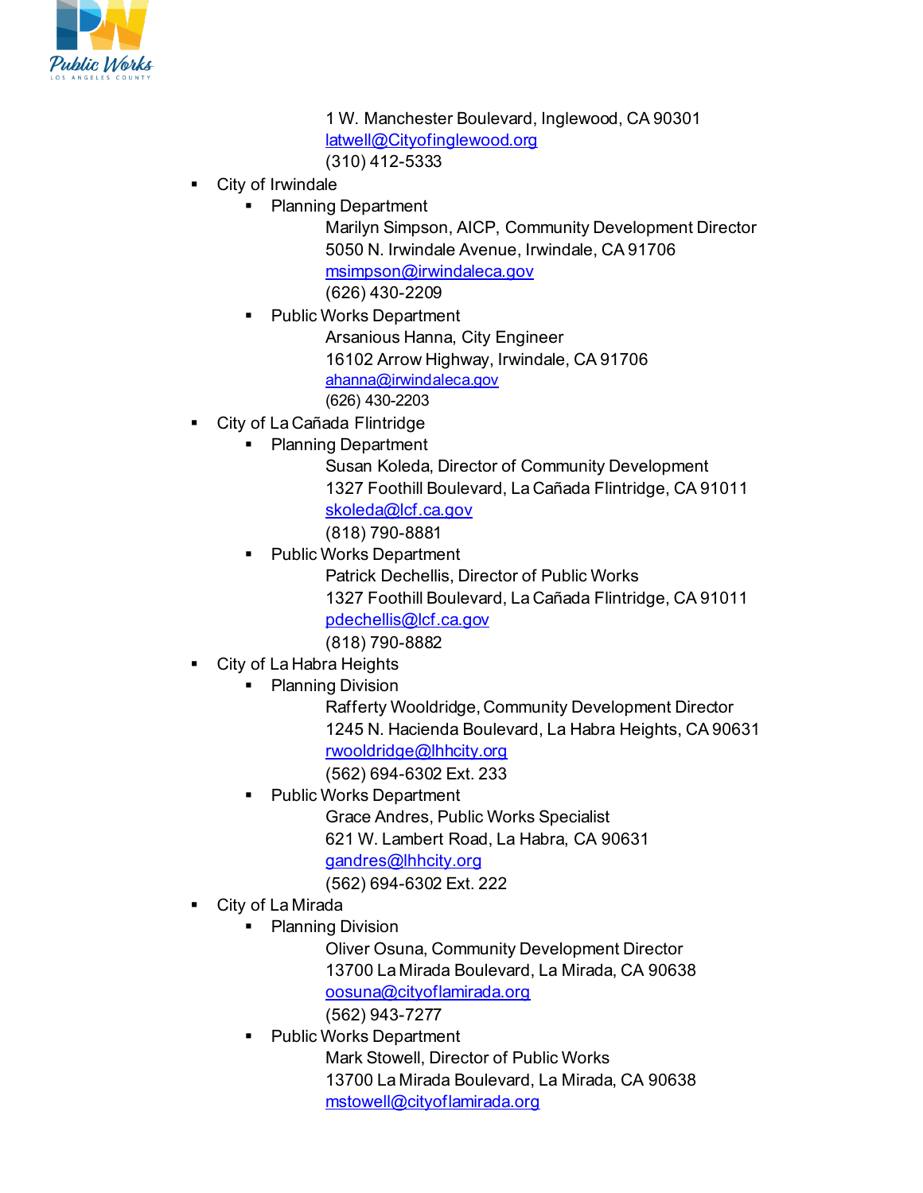1 W. Manchester Boulevard, Inglewood, CA 90301
latwell@Cityofinglewood.org
(310) 412-5333

- City of Irwindale
  - Planning Department
    Marilyn Simpson, AICP, Community Development Director
    5050 N. Irwindale Avenue, Irwindale, CA 91706
    msimpson@irwindaleca.gov
    (626) 430-2209
  - Public Works Department
    Arsanious Hanna, City Engineer
    16102 Arrow Highway, Irwindale, CA 91706
    ahanna@irwindaleca.gov
    (626) 430-2203
- City of La Cañada Flintridge
  - Planning Department
    Susan Koleda, Director of Community Development
    1327 Foothill Boulevard, La Cañada Flintridge, CA 91011
    skoleda@lcf.ca.gov
    (818) 790-8881
  - Public Works Department
    Patrick Dechellis, Director of Public Works
    1327 Foothill Boulevard, La Cañada Flintridge, CA 91011
    pdechellis@lcf.ca.gov
    (818) 790-8882
- City of La Habra Heights
  - Planning Division
    Rafferty Wooldridge, Community Development Director
    1245 N. Hacienda Boulevard, La Habra Heights, CA 90631
    rwooldridge@lhhcity.org
    (562) 694-6302 Ext. 233
  - Public Works Department
    Grace Andres, Public Works Specialist
    621 W. Lambert Road, La Habra, CA 90631
    gandres@lhhcity.org
    (562) 694-6302 Ext. 222
- City of La Mirada
  - Planning Division
    Oliver Osuna, Community Development Director
    13700 La Mirada Boulevard, La Mirada, CA 90638
    oosuna@cityoflamirada.org
    (562) 943-7277
  - Public Works Department
    Mark Stowell, Director of Public Works
    13700 La Mirada Boulevard, La Mirada, CA 90638
    mstowell@cityoflamirada.org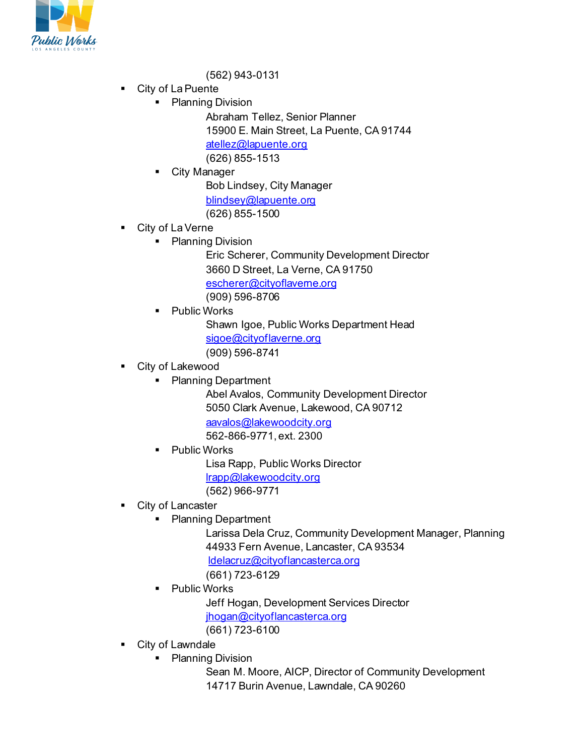(562) 943-0131

- City of La Puente
  - Planning Division
    
    Abraham Tellez, Senior Planner
    15900 E. Main Street, La Puente, CA 91744
    atellez@lapuente.org
    (626) 855-1513
  - City Manager
    
    Bob Lindsey, City Manager
    blindsey@lapuente.org
    (626) 855-1500
- City of La Verne
  - Planning Division
    
    Eric Scherer, Community Development Director
    3660 D Street, La Verne, CA 91750
    escherer@cityoflaverne.org
    (909) 596-8706
  - Public Works
    
    Shawn Igoe, Public Works Department Head
    sigoe@cityoflaverne.org
    (909) 596-8741
- City of Lakewood
  - Planning Department
    
    Abel Avalos, Community Development Director
    5050 Clark Avenue, Lakewood, CA 90712
    aavalos@lakewoodcity.org
    562-866-9771, ext. 2300
  - Public Works
    
    Lisa Rapp, Public Works Director
    lrapp@lakewoodcity.org
    (562) 966-9771
- City of Lancaster
  - Planning Department
    
    Larissa Dela Cruz, Community Development Manager, Planning
    44933 Fern Avenue, Lancaster, CA 93534
    ldelacruz@cityoflancasterca.org
    (661) 723-6129
  - Public Works
    
    Jeff Hogan, Development Services Director
    jhogan@cityoflancasterca.org
    (661) 723-6100
- City of Lawndale
  - Planning Division
    
    Sean M. Moore, AICP, Director of Community Development
    14717 Burin Avenue, Lawndale, CA 90260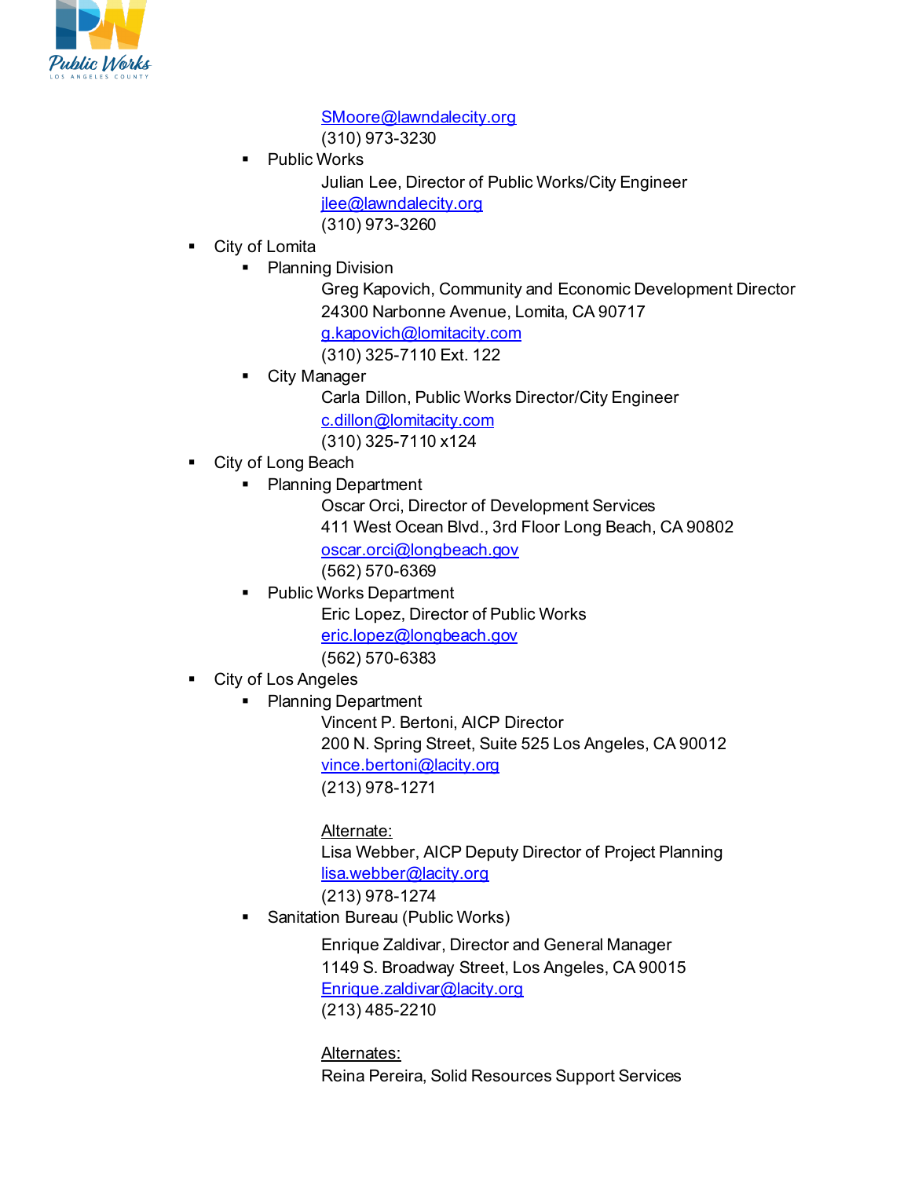SMoore@lawndalecity.org
(310) 973-3230

- Public Works

  Julian Lee, Director of Public Works/City Engineer
  jlee@lawndalecity.org
  (310) 973-3260

- City of Lomita
  - Planning Division

    Greg Kapovich, Community and Economic Development Director
    24300 Narbonne Avenue, Lomita, CA 90717
    g.kapovich@lomitacity.com
    (310) 325-7110 Ext. 122
  - City Manager

    Carla Dillon, Public Works Director/City Engineer
    c.dillon@lomitacity.com
    (310) 325-7110 x124
- City of Long Beach
  - Planning Department

    Oscar Orci, Director of Development Services
    411 West Ocean Blvd., 3rd Floor Long Beach, CA 90802
    oscar.orci@longbeach.gov
    (562) 570-6369
  - Public Works Department

    Eric Lopez, Director of Public Works
    eric.lopez@longbeach.gov
    (562) 570-6383
- City of Los Angeles
  - Planning Department

    Vincent P. Bertoni, AICP Director
    200 N. Spring Street, Suite 525 Los Angeles, CA 90012
    vince.bertoni@lacity.org
    (213) 978-1271

    Alternate:
    Lisa Webber, AICP Deputy Director of Project Planning
    lisa.webber@lacity.org
    (213) 978-1274
  - Sanitation Bureau (Public Works)

    Enrique Zaldivar, Director and General Manager
    1149 S. Broadway Street, Los Angeles, CA 90015
    Enrique.zaldivar@lacity.org
    (213) 485-2210

    Alternates:
    Reina Pereira, Solid Resources Support Services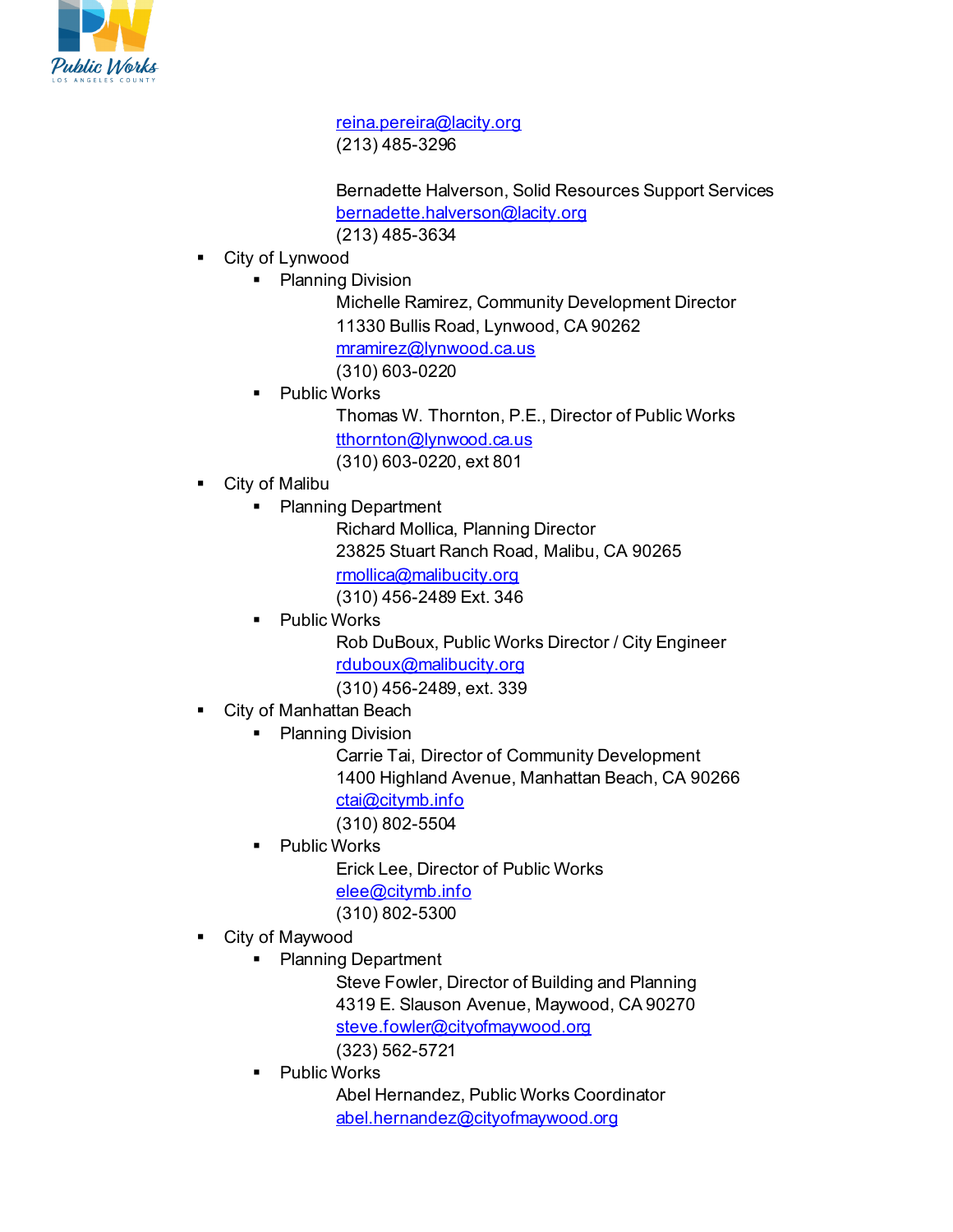reina.pereira@lacity.org
(213) 485-3296

Bernadette Halverson, Solid Resources Support Services
bernadette.halverson@lacity.org
(213) 485-3634

- City of Lynwood
  - Planning Division
    Michelle Ramirez, Community Development Director
    11330 Bullis Road, Lynwood, CA 90262
    mramirez@lynwood.ca.us
    (310) 603-0220
  - Public Works
    Thomas W. Thornton, P.E., Director of Public Works
    tthornton@lynwood.ca.us
    (310) 603-0220, ext 801
- City of Malibu
  - Planning Department
    Richard Mollica, Planning Director
    23825 Stuart Ranch Road, Malibu, CA 90265
    rmollica@malibucity.org
    (310) 456-2489 Ext. 346
  - Public Works
    Rob DuBoux, Public Works Director / City Engineer
    rduboux@malibucity.org
    (310) 456-2489, ext. 339
- City of Manhattan Beach
  - Planning Division
    Carrie Tai, Director of Community Development
    1400 Highland Avenue, Manhattan Beach, CA 90266
    ctai@citymb.info
    (310) 802-5504
  - Public Works
    Erick Lee, Director of Public Works
    elee@citymb.info
    (310) 802-5300
- City of Maywood
  - Planning Department
    Steve Fowler, Director of Building and Planning
    4319 E. Slauson Avenue, Maywood, CA 90270
    steve.fowler@cityofmaywood.org
    (323) 562-5721
  - Public Works
    Abel Hernandez, Public Works Coordinator
    abel.hernandez@cityofmaywood.org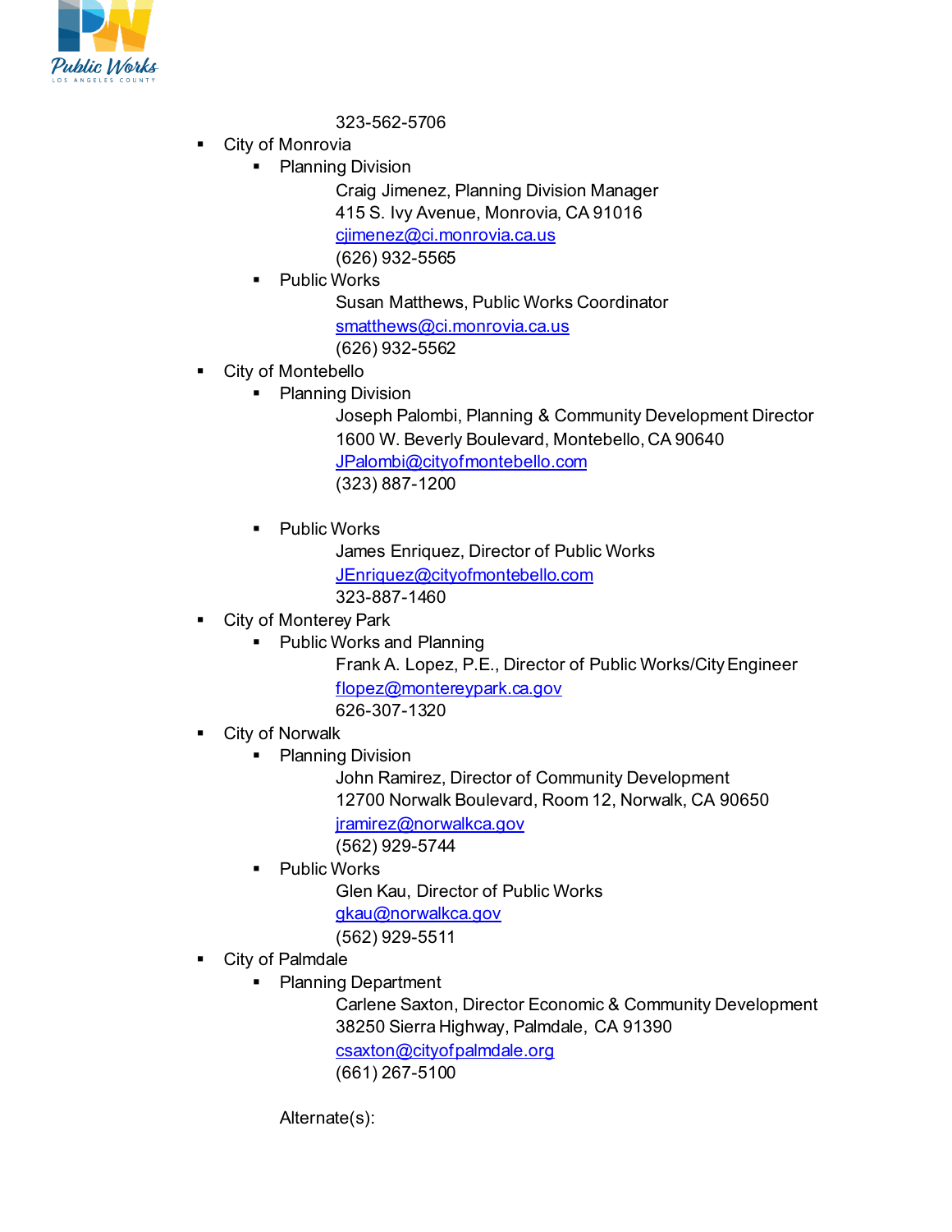323-562-5706

- City of Monrovia
  - Planning Division

    Craig Jimenez, Planning Division Manager
    415 S. Ivy Avenue, Monrovia, CA 91016
    cjimenez@ci.monrovia.ca.us
    (626) 932-5565
  - Public Works

    Susan Matthews, Public Works Coordinator
    smatthews@ci.monrovia.ca.us
    (626) 932-5562
- City of Montebello
  - Planning Division

    Joseph Palombi, Planning & Community Development Director
    1600 W. Beverly Boulevard, Montebello, CA 90640
    JPalombi@cityofmontebello.com
    (323) 887-1200

  - Public Works

    James Enriquez, Director of Public Works
    JEnriquez@cityofmontebello.com
    323-887-1460
- City of Monterey Park
  - Public Works and Planning

    Frank A. Lopez, P.E., Director of Public Works/City Engineer
    flopez@montereypark.ca.gov
    626-307-1320
- City of Norwalk
  - Planning Division

    John Ramirez, Director of Community Development
    12700 Norwalk Boulevard, Room 12, Norwalk, CA 90650
    jramirez@norwalkca.gov
    (562) 929-5744
  - Public Works

    Glen Kau, Director of Public Works
    gkau@norwalkca.gov
    (562) 929-5511
- City of Palmdale
  - Planning Department

    Carlene Saxton, Director Economic & Community Development
    38250 Sierra Highway, Palmdale, CA 91390
    csaxton@cityofpalmdale.org
    (661) 267-5100

    Alternate(s):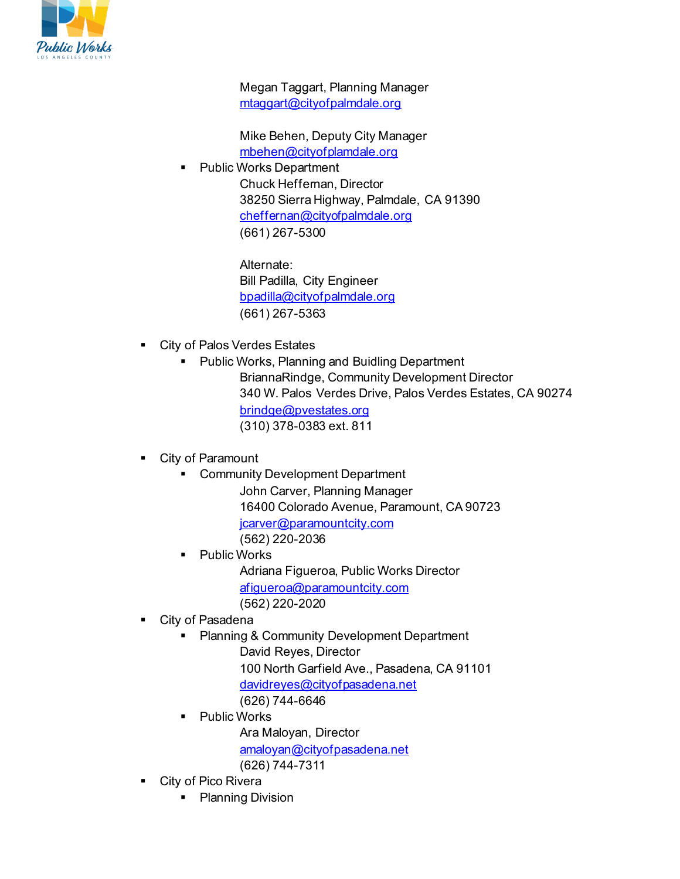Megan Taggart, Planning Manager
mtaggart@cityofpalmdale.org

Mike Behen, Deputy City Manager
mbehen@cityofplamdale.org

- Public Works Department
  Chuck Heffernan, Director
  38250 Sierra Highway, Palmdale, CA 91390
  cheffernan@cityofpalmdale.org
  (661) 267-5300

  Alternate:
  Bill Padilla, City Engineer
  bpadilla@cityofpalmdale.org
  (661) 267-5363

- City of Palos Verdes Estates
  - Public Works, Planning and Buidling Department
    BriannaRindge, Community Development Director
    340 W. Palos Verdes Drive, Palos Verdes Estates, CA 90274
    brindge@pvestates.org
    (310) 378-0383 ext. 811

- City of Paramount
  - Community Development Department
    John Carver, Planning Manager
    16400 Colorado Avenue, Paramount, CA 90723
    jcarver@paramountcity.com
    (562) 220-2036
  - Public Works
    Adriana Figueroa, Public Works Director
    afigueroa@paramountcity.com
    (562) 220-2020
- City of Pasadena
  - Planning & Community Development Department
    David Reyes, Director
    100 North Garfield Ave., Pasadena, CA 91101
    davidreyes@cityofpasadena.net
    (626) 744-6646
  - Public Works
    Ara Maloyan, Director
    amaloyan@cityofpasadena.net
    (626) 744-7311
- City of Pico Rivera
  - Planning Division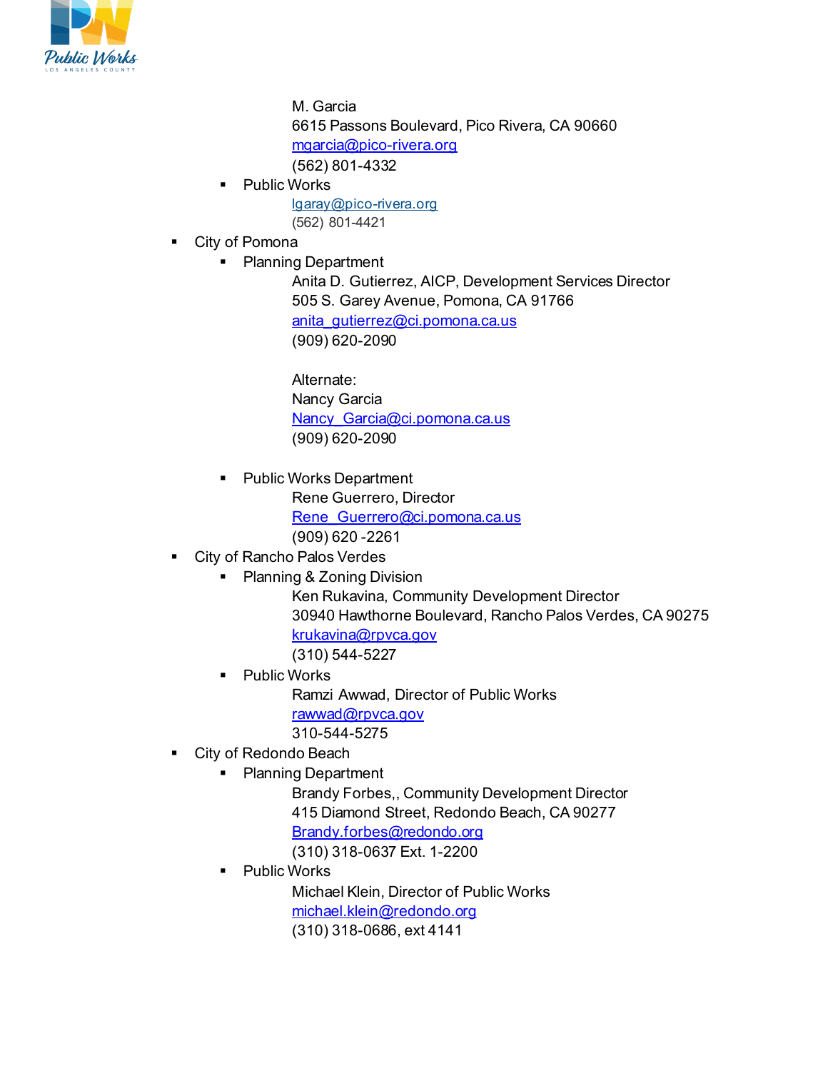M. Garcia
6615 Passons Boulevard, Pico Rivera, CA 90660
mgarcia@pico-rivera.org
(562) 801-4332

- Public Works
  lgaray@pico-rivera.org
  (562) 801-4421

- City of Pomona
  - Planning Department
    Anita D. Gutierrez, AICP, Development Services Director
    505 S. Garey Avenue, Pomona, CA 91766
    anita_gutierrez@ci.pomona.ca.us
    (909) 620-2090

    Alternate:
    Nancy Garcia
    Nancy_Garcia@ci.pomona.ca.us
    (909) 620-2090

  - Public Works Department
    Rene Guerrero, Director
    Rene_Guerrero@ci.pomona.ca.us
    (909) 620 -2261

- City of Rancho Palos Verdes
  - Planning & Zoning Division
    Ken Rukavina, Community Development Director
    30940 Hawthorne Boulevard, Rancho Palos Verdes, CA 90275
    krukavina@rpvca.gov
    (310) 544-5227
  - Public Works
    Ramzi Awwad, Director of Public Works
    rawwad@rpvca.gov
    310-544-5275

- City of Redondo Beach
  - Planning Department
    Brandy Forbes,, Community Development Director
    415 Diamond Street, Redondo Beach, CA 90277
    Brandy.forbes@redondo.org
    (310) 318-0637 Ext. 1-2200
  - Public Works
    Michael Klein, Director of Public Works
    michael.klein@redondo.org
    (310) 318-0686, ext 4141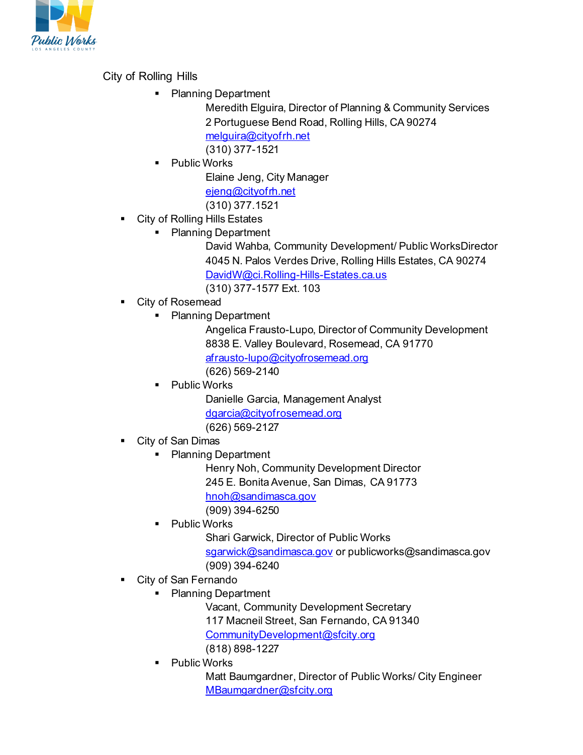City of Rolling Hills

- Planning Department
  - Meredith Elguira, Director of Planning & Community Services
    2 Portuguese Bend Road, Rolling Hills, CA 90274
    melguira@cityofrh.net
    (310) 377-1521
- Public Works
  - Elaine Jeng, City Manager
    ejeng@cityofrh.net
    (310) 377.1521

- City of Rolling Hills Estates
  - Planning Department
    - David Wahba, Community Development/ Public WorksDirector
      4045 N. Palos Verdes Drive, Rolling Hills Estates, CA 90274
      DavidW@ci.Rolling-Hills-Estates.ca.us
      (310) 377-1577 Ext. 103
- City of Rosemead
  - Planning Department
    - Angelica Frausto-Lupo, Director of Community Development
      8838 E. Valley Boulevard, Rosemead, CA 91770
      afrausto-lupo@cityofrosemead.org
      (626) 569-2140
  - Public Works
    - Danielle Garcia, Management Analyst
      dgarcia@cityofrosemead.org
      (626) 569-2127
- City of San Dimas
  - Planning Department
    - Henry Noh, Community Development Director
      245 E. Bonita Avenue, San Dimas, CA 91773
      hnoh@sandimasca.gov
      (909) 394-6250
  - Public Works
    - Shari Garwick, Director of Public Works
      sgarwick@sandimasca.gov or publicworks@sandimasca.gov
      (909) 394-6240
- City of San Fernando
  - Planning Department
    - Vacant, Community Development Secretary
      117 Macneil Street, San Fernando, CA 91340
      CommunityDevelopment@sfcity.org
      (818) 898-1227
  - Public Works
    - Matt Baumgardner, Director of Public Works/ City Engineer
      MBaumgardner@sfcity.org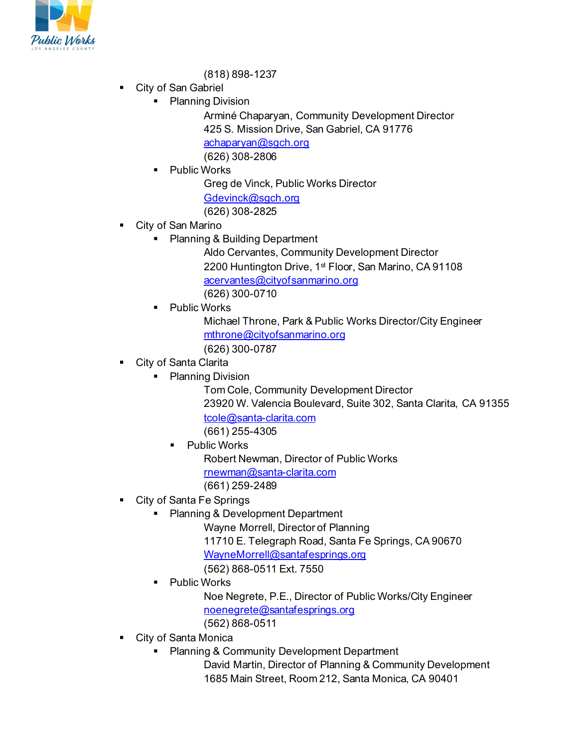(818) 898-1237

- City of San Gabriel
  - Planning Division

    Arminé Chaparyan, Community Development Director
    425 S. Mission Drive, San Gabriel, CA 91776
    achaparyan@sgch.org
    (626) 308-2806
  - Public Works

    Greg de Vinck, Public Works Director
    Gdevinck@sgch.org
    (626) 308-2825
- City of San Marino
  - Planning & Building Department

    Aldo Cervantes, Community Development Director
    2200 Huntington Drive, 1st Floor, San Marino, CA 91108
    acervantes@cityofsanmarino.org
    (626) 300-0710
  - Public Works

    Michael Throne, Park & Public Works Director/City Engineer
    mthrone@cityofsanmarino.org
    (626) 300-0787
- City of Santa Clarita
  - Planning Division

    Tom Cole, Community Development Director
    23920 W. Valencia Boulevard, Suite 302, Santa Clarita, CA 91355
    tcole@santa-clarita.com
    (661) 255-4305
    - Public Works

      Robert Newman, Director of Public Works
      rnewman@santa-clarita.com
      (661) 259-2489
- City of Santa Fe Springs
  - Planning & Development Department

    Wayne Morrell, Director of Planning
    11710 E. Telegraph Road, Santa Fe Springs, CA 90670
    WayneMorrell@santafesprings.org
    (562) 868-0511 Ext. 7550
  - Public Works

    Noe Negrete, P.E., Director of Public Works/City Engineer
    noenegrete@santafesprings.org
    (562) 868-0511
- City of Santa Monica
  - Planning & Community Development Department

    David Martin, Director of Planning & Community Development
    1685 Main Street, Room 212, Santa Monica, CA 90401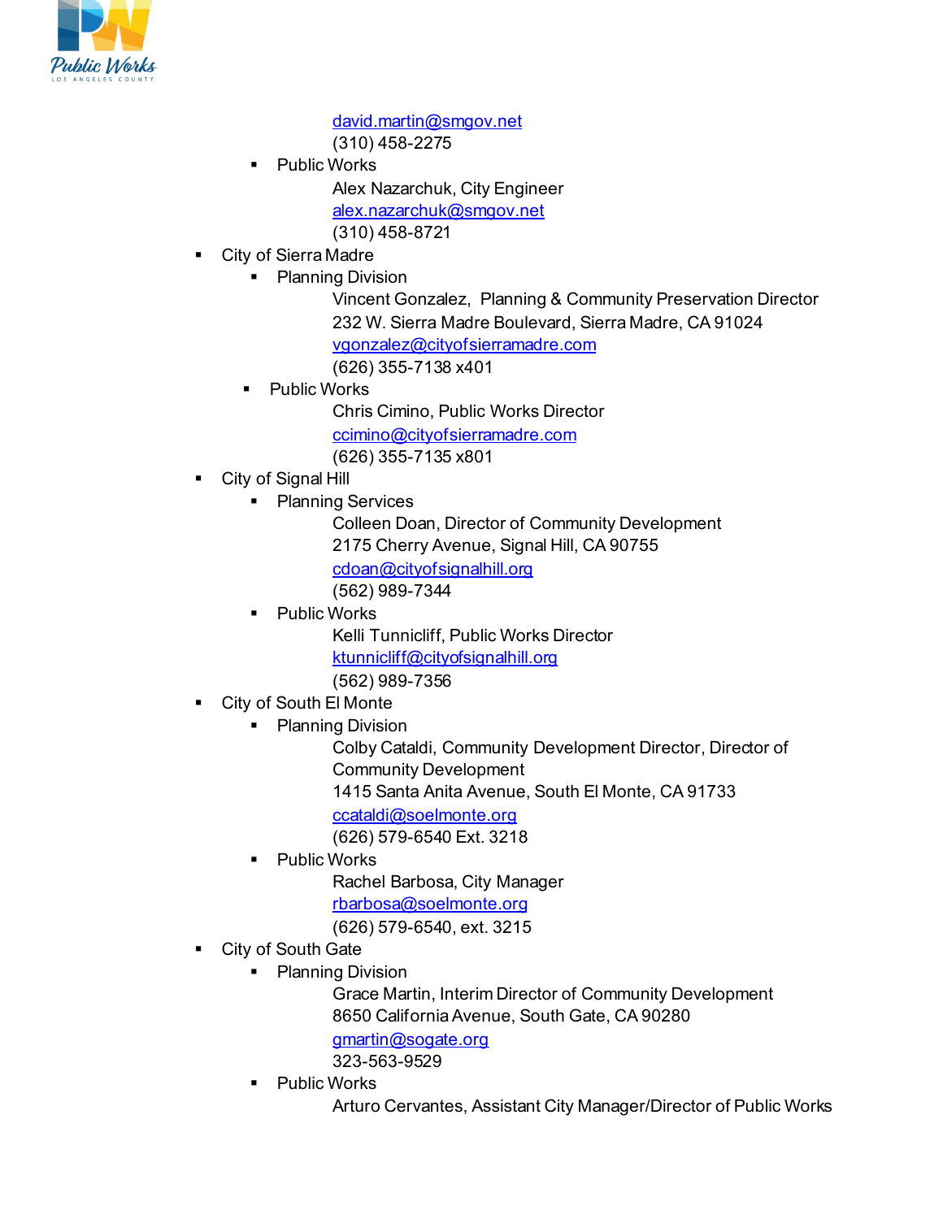david.martin@smgov.net
  (310) 458-2275

  - Public Works
    Alex Nazarchuk, City Engineer
    alex.nazarchuk@smgov.net
    (310) 458-8721

- City of Sierra Madre
  - Planning Division
    Vincent Gonzalez, Planning & Community Preservation Director
    232 W. Sierra Madre Boulevard, Sierra Madre, CA 91024
    vgonzalez@cityofsierramadre.com
    (626) 355-7138 x401
  - Public Works
    Chris Cimino, Public Works Director
    ccimino@cityofsierramadre.com
    (626) 355-7135 x801
- City of Signal Hill
  - Planning Services
    Colleen Doan, Director of Community Development
    2175 Cherry Avenue, Signal Hill, CA 90755
    cdoan@cityofsignalhill.org
    (562) 989-7344
  - Public Works
    Kelli Tunnicliff, Public Works Director
    ktunnicliff@cityofsignalhill.org
    (562) 989-7356
- City of South El Monte
  - Planning Division
    Colby Cataldi, Community Development Director, Director of Community Development
    1415 Santa Anita Avenue, South El Monte, CA 91733
    ccataldi@soelmonte.org
    (626) 579-6540 Ext. 3218
  - Public Works
    Rachel Barbosa, City Manager
    rbarbosa@soelmonte.org
    (626) 579-6540, ext. 3215
- City of South Gate
  - Planning Division
    Grace Martin, Interim Director of Community Development
    8650 California Avenue, South Gate, CA 90280
    gmartin@sogate.org
    323-563-9529
  - Public Works
    Arturo Cervantes, Assistant City Manager/Director of Public Works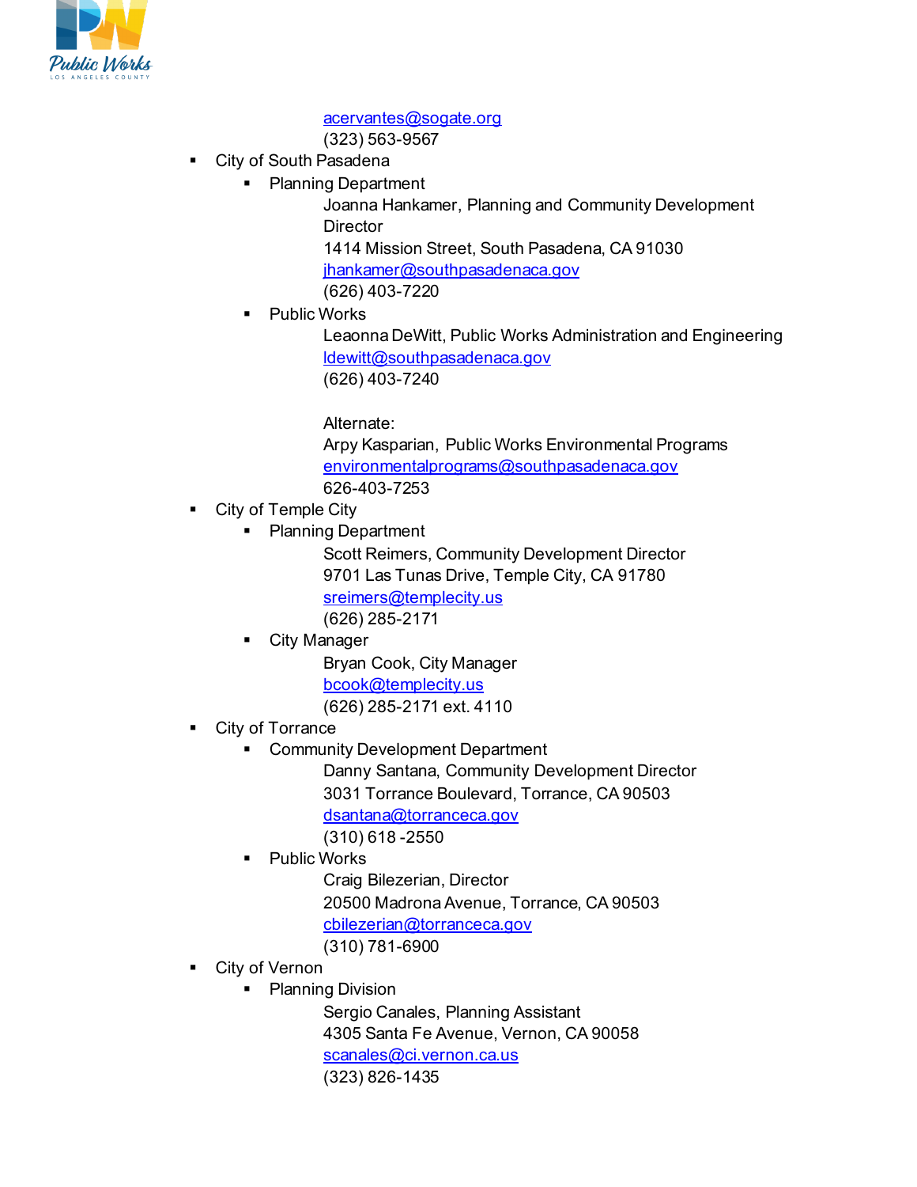acervantes@sogate.org
(323) 563-9567

- City of South Pasadena
  - Planning Department
    
    Joanna Hankamer, Planning and Community Development Director
    1414 Mission Street, South Pasadena, CA 91030
    jhankamer@southpasadenaca.gov
    (626) 403-7220
  - Public Works
    
    Leaonna DeWitt, Public Works Administration and Engineering
    ldewitt@southpasadenaca.gov
    (626) 403-7240
    
    Alternate:
    Arpy Kasparian, Public Works Environmental Programs
    environmentalprograms@southpasadenaca.gov
    626-403-7253
- City of Temple City
  - Planning Department
    
    Scott Reimers, Community Development Director
    9701 Las Tunas Drive, Temple City, CA 91780
    sreimers@templecity.us
    (626) 285-2171
  - City Manager
    
    Bryan Cook, City Manager
    bcook@templecity.us
    (626) 285-2171 ext. 4110
- City of Torrance
  - Community Development Department
    
    Danny Santana, Community Development Director
    3031 Torrance Boulevard, Torrance, CA 90503
    dsantana@torranceca.gov
    (310) 618 -2550
  - Public Works
    
    Craig Bilezerian, Director
    20500 Madrona Avenue, Torrance, CA 90503
    cbilezerian@torranceca.gov
    (310) 781-6900
- City of Vernon
  - Planning Division
    
    Sergio Canales, Planning Assistant
    4305 Santa Fe Avenue, Vernon, CA 90058
    scanales@ci.vernon.ca.us
    (323) 826-1435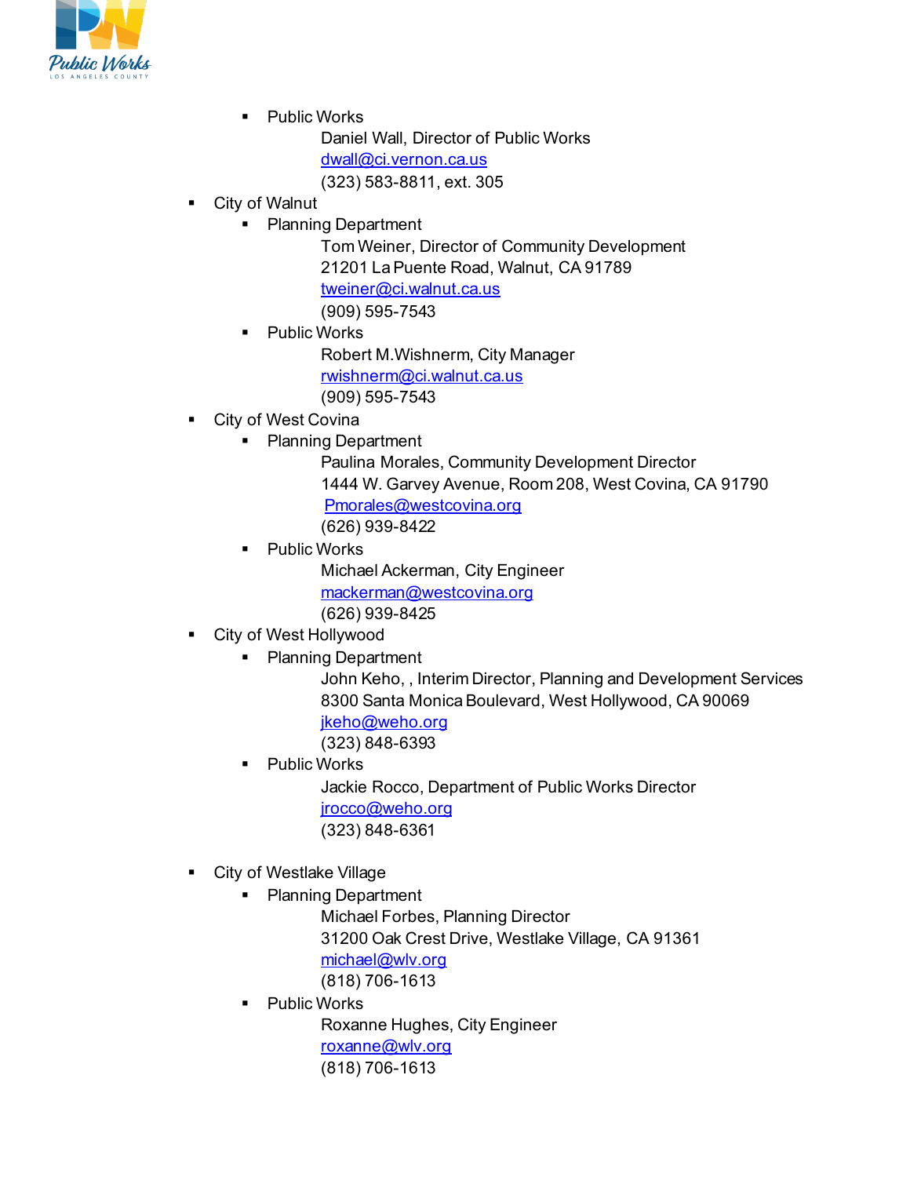- Public Works
  Daniel Wall, Director of Public Works
  dwall@ci.vernon.ca.us
  (323) 583-8811, ext. 305

- City of Walnut
  - Planning Department
    Tom Weiner, Director of Community Development
    21201 La Puente Road, Walnut, CA 91789
    tweiner@ci.walnut.ca.us
    (909) 595-7543
  - Public Works
    Robert M.Wishnerm, City Manager
    rwishnerm@ci.walnut.ca.us
    (909) 595-7543
- City of West Covina
  - Planning Department
    Paulina Morales, Community Development Director
    1444 W. Garvey Avenue, Room 208, West Covina, CA 91790
    Pmorales@westcovina.org
    (626) 939-8422
  - Public Works
    Michael Ackerman, City Engineer
    mackerman@westcovina.org
    (626) 939-8425
- City of West Hollywood
  - Planning Department
    John Keho, , Interim Director, Planning and Development Services
    8300 Santa Monica Boulevard, West Hollywood, CA 90069
    jkeho@weho.org
    (323) 848-6393
  - Public Works
    Jackie Rocco, Department of Public Works Director
    jrocco@weho.org
    (323) 848-6361
- City of Westlake Village
  - Planning Department
    Michael Forbes, Planning Director
    31200 Oak Crest Drive, Westlake Village, CA 91361
    michael@wlv.org
    (818) 706-1613
  - Public Works
    Roxanne Hughes, City Engineer
    roxanne@wlv.org
    (818) 706-1613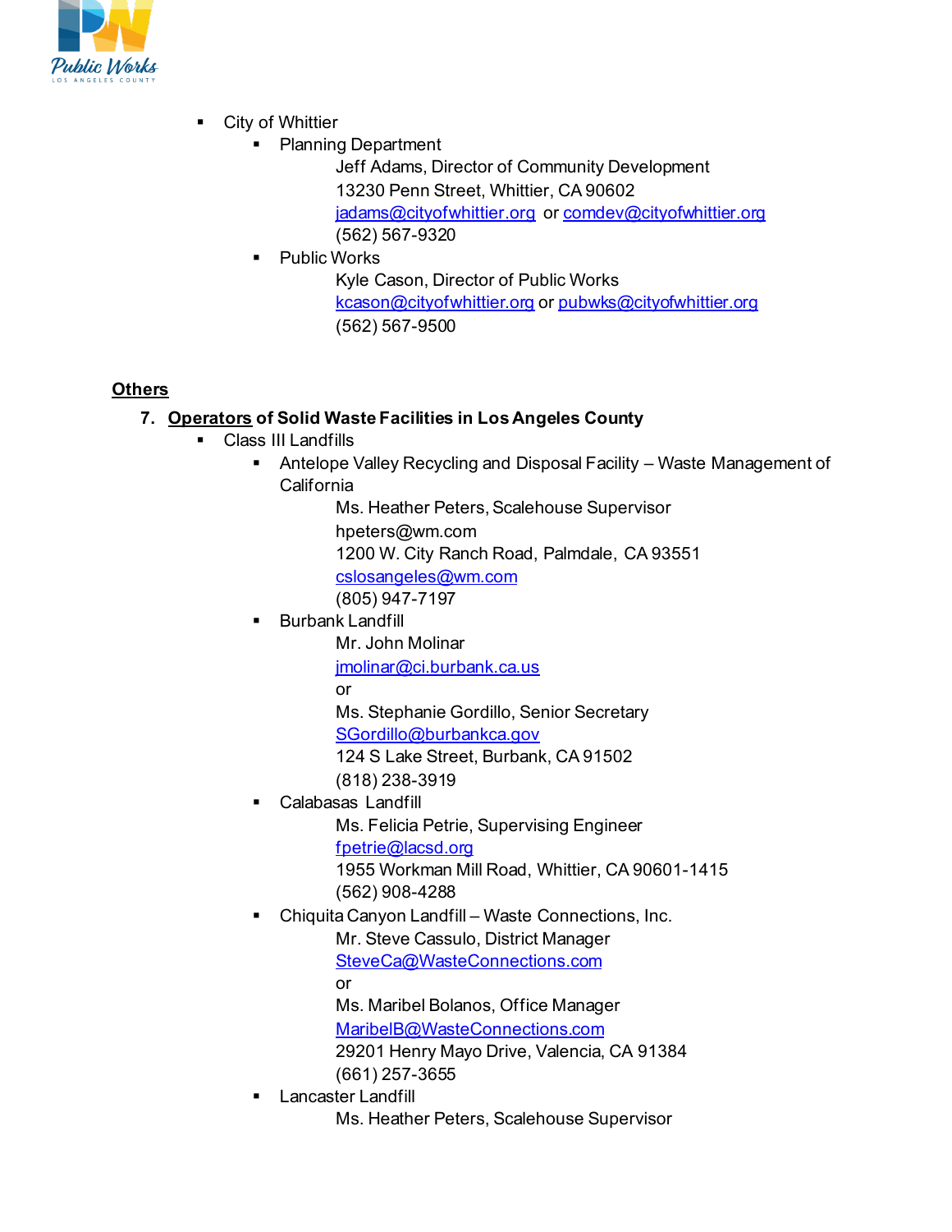- City of Whittier
  - Planning Department

    Jeff Adams, Director of Community Development
    13230 Penn Street, Whittier, CA 90602
    jadams@cityofwhittier.org or comdev@cityofwhittier.org
    (562) 567-9320
  - Public Works

    Kyle Cason, Director of Public Works
    kcason@cityofwhittier.org or pubwks@cityofwhittier.org
    (562) 567-9500

**Others**

7. **Operators of Solid Waste Facilities in Los Angeles County**
   - Class III Landfills
     - Antelope Valley Recycling and Disposal Facility – Waste Management of California

       Ms. Heather Peters, Scalehouse Supervisor
       hpeters@wm.com
       1200 W. City Ranch Road, Palmdale, CA 93551
       cslosangeles@wm.com
       (805) 947-7197
     - Burbank Landfill

       Mr. John Molinar
       jmolinar@ci.burbank.ca.us
       or
       Ms. Stephanie Gordillo, Senior Secretary
       SGordillo@burbankca.gov
       124 S Lake Street, Burbank, CA 91502
       (818) 238-3919
     - Calabasas Landfill

       Ms. Felicia Petrie, Supervising Engineer
       fpetrie@lacsd.org
       1955 Workman Mill Road, Whittier, CA 90601-1415
       (562) 908-4288
     - Chiquita Canyon Landfill – Waste Connections, Inc.

       Mr. Steve Cassulo, District Manager
       SteveCa@WasteConnections.com
       or
       Ms. Maribel Bolanos, Office Manager
       MaribelB@WasteConnections.com
       29201 Henry Mayo Drive, Valencia, CA 91384
       (661) 257-3655
     - Lancaster Landfill

       Ms. Heather Peters, Scalehouse Supervisor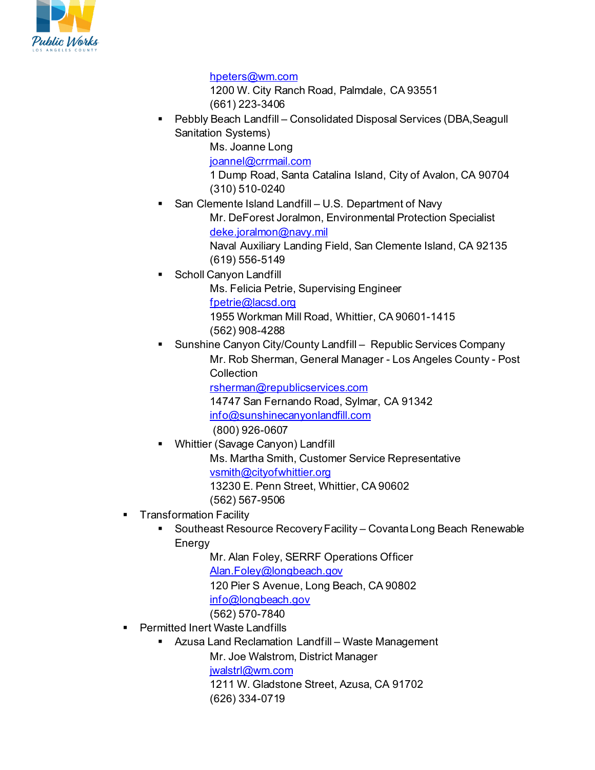hpeters@wm.com
1200 W. City Ranch Road, Palmdale, CA 93551
(661) 223-3406

- Pebbly Beach Landfill – Consolidated Disposal Services (DBA,Seagull Sanitation Systems)
  Ms. Joanne Long
  joannel@crrmail.com
  1 Dump Road, Santa Catalina Island, City of Avalon, CA 90704
  (310) 510-0240
- San Clemente Island Landfill – U.S. Department of Navy
  Mr. DeForest Joralmon, Environmental Protection Specialist
  deke.joralmon@navy.mil
  Naval Auxiliary Landing Field, San Clemente Island, CA 92135
  (619) 556-5149
- Scholl Canyon Landfill
  Ms. Felicia Petrie, Supervising Engineer
  fpetrie@lacsd.org
  1955 Workman Mill Road, Whittier, CA 90601-1415
  (562) 908-4288
- Sunshine Canyon City/County Landfill – Republic Services Company
  Mr. Rob Sherman, General Manager - Los Angeles County - Post Collection
  rsherman@republicservices.com
  14747 San Fernando Road, Sylmar, CA 91342
  info@sunshinecanyonlandfill.com
  (800) 926-0607
- Whittier (Savage Canyon) Landfill
  Ms. Martha Smith, Customer Service Representative
  vsmith@cityofwhittier.org
  13230 E. Penn Street, Whittier, CA 90602
  (562) 567-9506

- Transformation Facility
  - Southeast Resource Recovery Facility – Covanta Long Beach Renewable Energy
    Mr. Alan Foley, SERRF Operations Officer
    Alan.Foley@longbeach.gov
    120 Pier S Avenue, Long Beach, CA 90802
    info@longbeach.gov
    (562) 570-7840
- Permitted Inert Waste Landfills
  - Azusa Land Reclamation Landfill – Waste Management
    Mr. Joe Walstrom, District Manager
    jwalstrl@wm.com
    1211 W. Gladstone Street, Azusa, CA 91702
    (626) 334-0719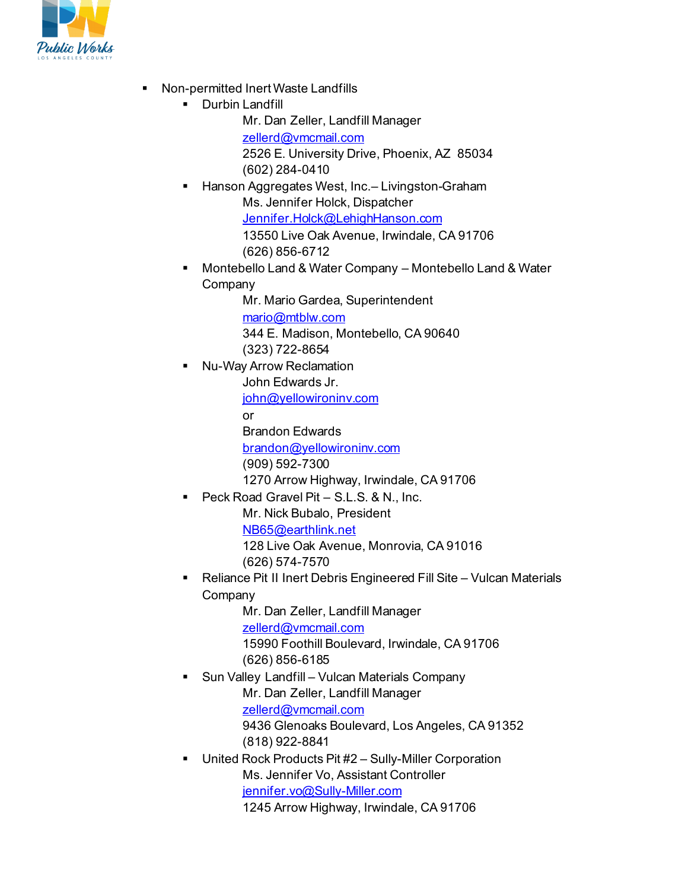- Non-permitted Inert Waste Landfills
  - Durbin Landfill

    Mr. Dan Zeller, Landfill Manager
    zellerd@vmcmail.com
    2526 E. University Drive, Phoenix, AZ 85034
    (602) 284-0410
  - Hanson Aggregates West, Inc.– Livingston-Graham

    Ms. Jennifer Holck, Dispatcher
    Jennifer.Holck@LehighHanson.com
    13550 Live Oak Avenue, Irwindale, CA 91706
    (626) 856-6712
  - Montebello Land & Water Company – Montebello Land & Water Company

    Mr. Mario Gardea, Superintendent
    mario@mtblw.com
    344 E. Madison, Montebello, CA 90640
    (323) 722-8654
  - Nu-Way Arrow Reclamation

    John Edwards Jr.
    john@yellowironinv.com
    or
    Brandon Edwards
    brandon@yellowironinv.com
    (909) 592-7300
    1270 Arrow Highway, Irwindale, CA 91706
  - Peck Road Gravel Pit – S.L.S. & N., Inc.

    Mr. Nick Bubalo, President
    NB65@earthlink.net
    128 Live Oak Avenue, Monrovia, CA 91016
    (626) 574-7570
  - Reliance Pit II Inert Debris Engineered Fill Site – Vulcan Materials Company

    Mr. Dan Zeller, Landfill Manager
    zellerd@vmcmail.com
    15990 Foothill Boulevard, Irwindale, CA 91706
    (626) 856-6185
  - Sun Valley Landfill – Vulcan Materials Company

    Mr. Dan Zeller, Landfill Manager
    zellerd@vmcmail.com
    9436 Glenoaks Boulevard, Los Angeles, CA 91352
    (818) 922-8841
  - United Rock Products Pit #2 – Sully-Miller Corporation

    Ms. Jennifer Vo, Assistant Controller
    jennifer.vo@Sully-Miller.com
    1245 Arrow Highway, Irwindale, CA 91706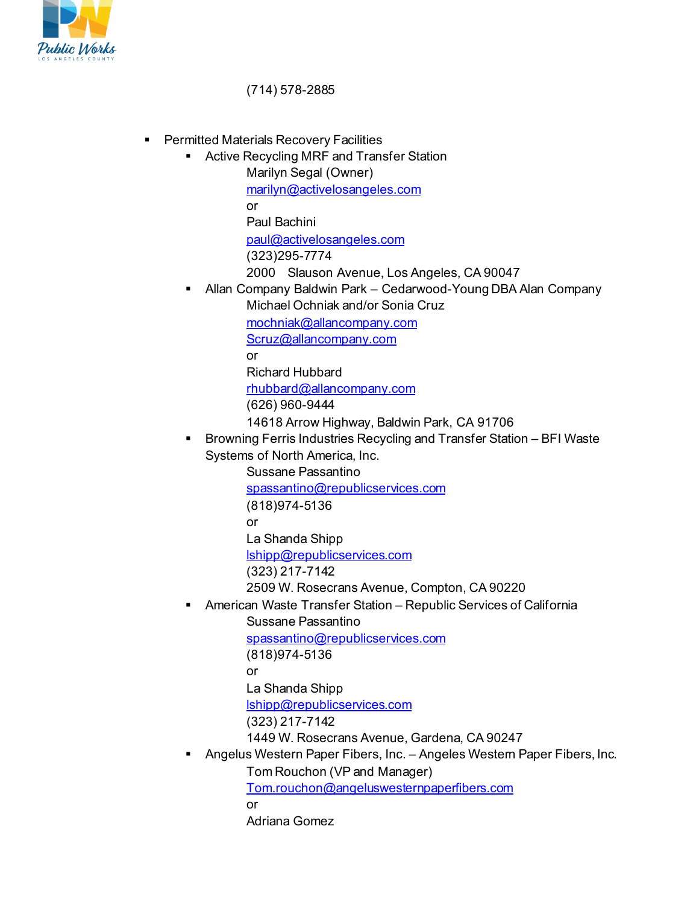(714) 578-2885

- Permitted Materials Recovery Facilities
  - Active Recycling MRF and Transfer Station
    Marilyn Segal (Owner)
    marilyn@activelosangeles.com
    or
    Paul Bachini
    paul@activelosangeles.com
    (323)295-7774
    2000 Slauson Avenue, Los Angeles, CA 90047
  - Allan Company Baldwin Park – Cedarwood-Young DBA Alan Company
    Michael Ochniak and/or Sonia Cruz
    mochniak@allancompany.com
    Scruz@allancompany.com
    or
    Richard Hubbard
    rhubbard@allancompany.com
    (626) 960-9444
    14618 Arrow Highway, Baldwin Park, CA 91706
  - Browning Ferris Industries Recycling and Transfer Station – BFI Waste Systems of North America, Inc.
    Sussane Passantino
    spassantino@republicservices.com
    (818)974-5136
    or
    La Shanda Shipp
    lshipp@republicservices.com
    (323) 217-7142
    2509 W. Rosecrans Avenue, Compton, CA 90220
  - American Waste Transfer Station – Republic Services of California
    Sussane Passantino
    spassantino@republicservices.com
    (818)974-5136
    or
    La Shanda Shipp
    lshipp@republicservices.com
    (323) 217-7142
    1449 W. Rosecrans Avenue, Gardena, CA 90247
  - Angelus Western Paper Fibers, Inc. – Angeles Western Paper Fibers, Inc.
    Tom Rouchon (VP and Manager)
    Tom.rouchon@angeluswesternpaperfibers.com
    or
    Adriana Gomez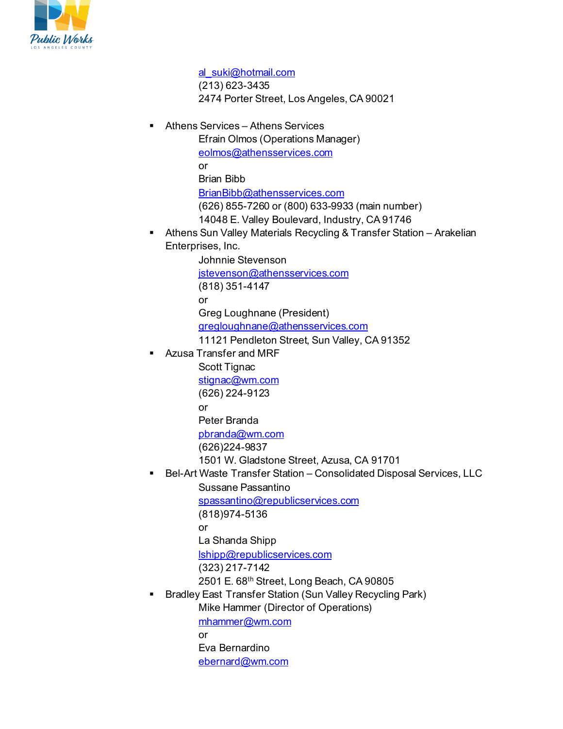al_suki@hotmail.com
(213) 623-3435
2474 Porter Street, Los Angeles, CA 90021

- Athens Services – Athens Services
  - Efrain Olmos (Operations Manager)
  - eolmos@athensservices.com
  - or
  - Brian Bibb
  - BrianBibb@athensservices.com
  - (626) 855-7260 or (800) 633-9933 (main number)
  - 14048 E. Valley Boulevard, Industry, CA 91746
- Athens Sun Valley Materials Recycling & Transfer Station – Arakelian Enterprises, Inc.
  - Johnnie Stevenson
  - jstevenson@athensservices.com
  - (818) 351-4147
  - or
  - Greg Loughnane (President)
  - gregloughnane@athensservices.com
  - 11121 Pendleton Street, Sun Valley, CA 91352
- Azusa Transfer and MRF
  - Scott Tignac
  - stignac@wm.com
  - (626) 224-9123
  - or
  - Peter Branda
  - pbranda@wm.com
  - (626)224-9837
  - 1501 W. Gladstone Street, Azusa, CA 91701
- Bel-Art Waste Transfer Station – Consolidated Disposal Services, LLC
  - Sussane Passantino
  - spassantino@republicservices.com
  - (818)974-5136
  - or
  - La Shanda Shipp
  - lshipp@republicservices.com
  - (323) 217-7142
  - 2501 E. 68th Street, Long Beach, CA 90805
- Bradley East Transfer Station (Sun Valley Recycling Park)
  - Mike Hammer (Director of Operations)
  - mhammer@wm.com
  - or
  - Eva Bernardino
  - ebernard@wm.com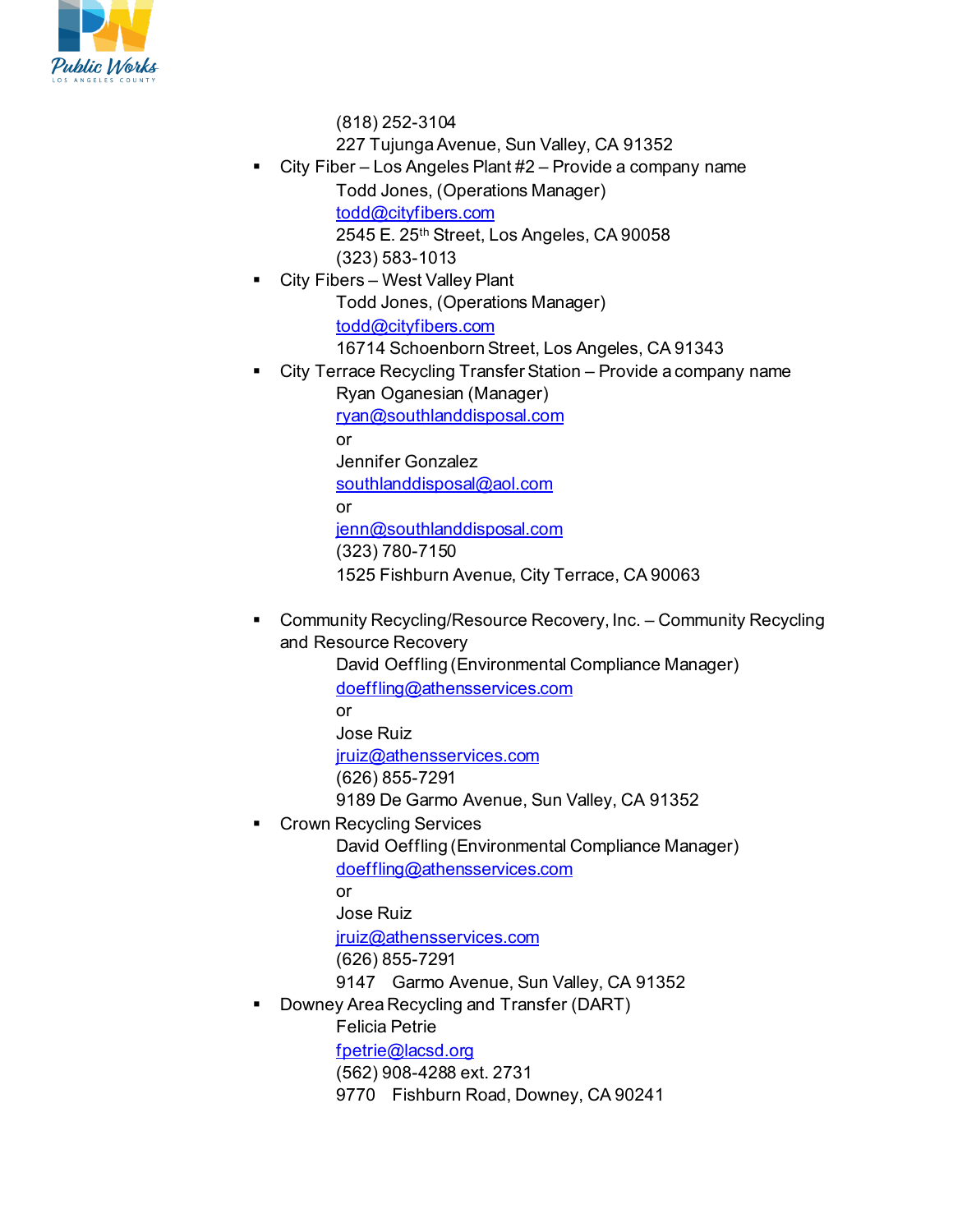(818) 252-3104
227 Tujunga Avenue, Sun Valley, CA 91352

- City Fiber – Los Angeles Plant #2 – Provide a company name
  Todd Jones, (Operations Manager)
  todd@cityfibers.com
  2545 E. 25th Street, Los Angeles, CA 90058
  (323) 583-1013
- City Fibers – West Valley Plant
  Todd Jones, (Operations Manager)
  todd@cityfibers.com
  16714 Schoenborn Street, Los Angeles, CA 91343
- City Terrace Recycling Transfer Station – Provide a company name
  Ryan Oganesian (Manager)
  ryan@southlanddisposal.com
  or
  Jennifer Gonzalez
  southlanddisposal@aol.com
  or
  jenn@southlanddisposal.com
  (323) 780-7150
  1525 Fishburn Avenue, City Terrace, CA 90063
- Community Recycling/Resource Recovery, Inc. – Community Recycling and Resource Recovery
  David Oeffling (Environmental Compliance Manager)
  doeffling@athensservices.com
  or
  Jose Ruiz
  jruiz@athensservices.com
  (626) 855-7291
  9189 De Garmo Avenue, Sun Valley, CA 91352
- Crown Recycling Services
  David Oeffling (Environmental Compliance Manager)
  doeffling@athensservices.com
  or
  Jose Ruiz
  jruiz@athensservices.com
  (626) 855-7291
  9147 Garmo Avenue, Sun Valley, CA 91352
- Downey Area Recycling and Transfer (DART)
  Felicia Petrie
  fpetrie@lacsd.org
  (562) 908-4288 ext. 2731
  9770 Fishburn Road, Downey, CA 90241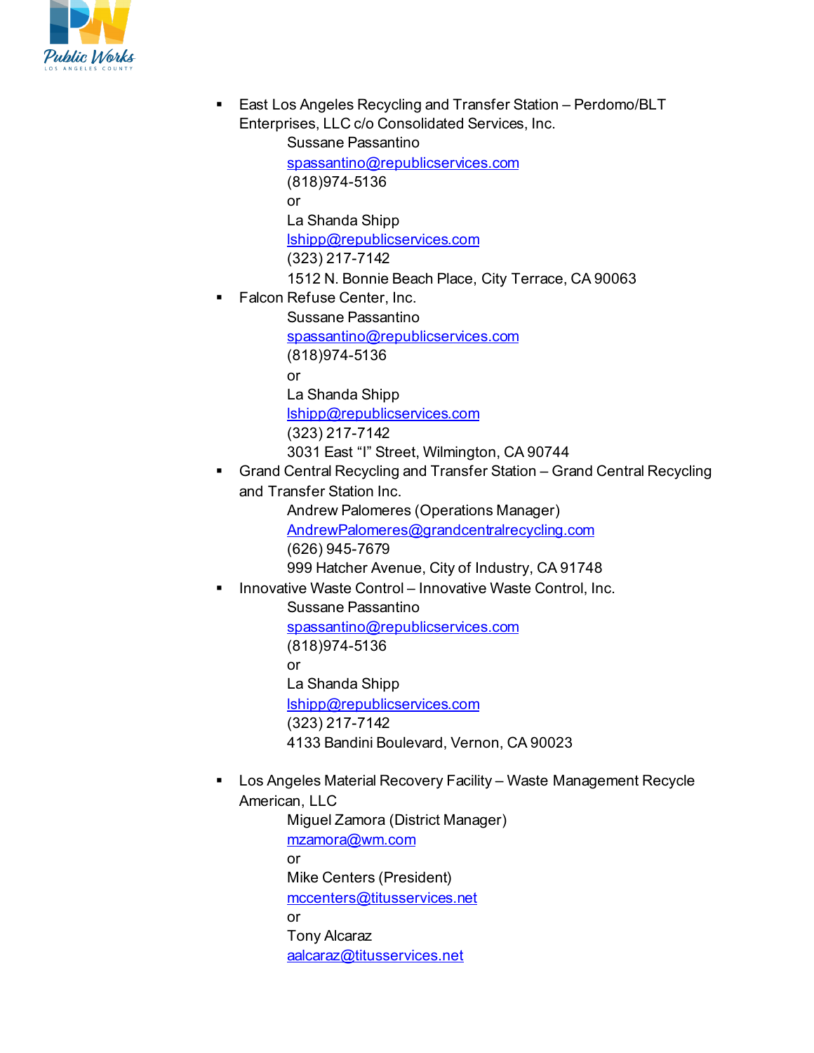- East Los Angeles Recycling and Transfer Station – Perdomo/BLT Enterprises, LLC c/o Consolidated Services, Inc.

  Sussane Passantino
  spassantino@republicservices.com
  (818)974-5136
  or
  La Shanda Shipp
  lshipp@republicservices.com
  (323) 217-7142
  1512 N. Bonnie Beach Place, City Terrace, CA 90063

- Falcon Refuse Center, Inc.

  Sussane Passantino
  spassantino@republicservices.com
  (818)974-5136
  or
  La Shanda Shipp
  lshipp@republicservices.com
  (323) 217-7142
  3031 East "I" Street, Wilmington, CA 90744

- Grand Central Recycling and Transfer Station – Grand Central Recycling and Transfer Station Inc.

  Andrew Palomeres (Operations Manager)
  AndrewPalomeres@grandcentralrecycling.com
  (626) 945-7679
  999 Hatcher Avenue, City of Industry, CA 91748

- Innovative Waste Control – Innovative Waste Control, Inc.

  Sussane Passantino
  spassantino@republicservices.com
  (818)974-5136
  or
  La Shanda Shipp
  lshipp@republicservices.com
  (323) 217-7142
  4133 Bandini Boulevard, Vernon, CA 90023

- Los Angeles Material Recovery Facility – Waste Management Recycle American, LLC

  Miguel Zamora (District Manager)
  mzamora@wm.com
  or
  Mike Centers (President)
  mccenters@titusservices.net
  or
  Tony Alcaraz
  aalcaraz@titusservices.net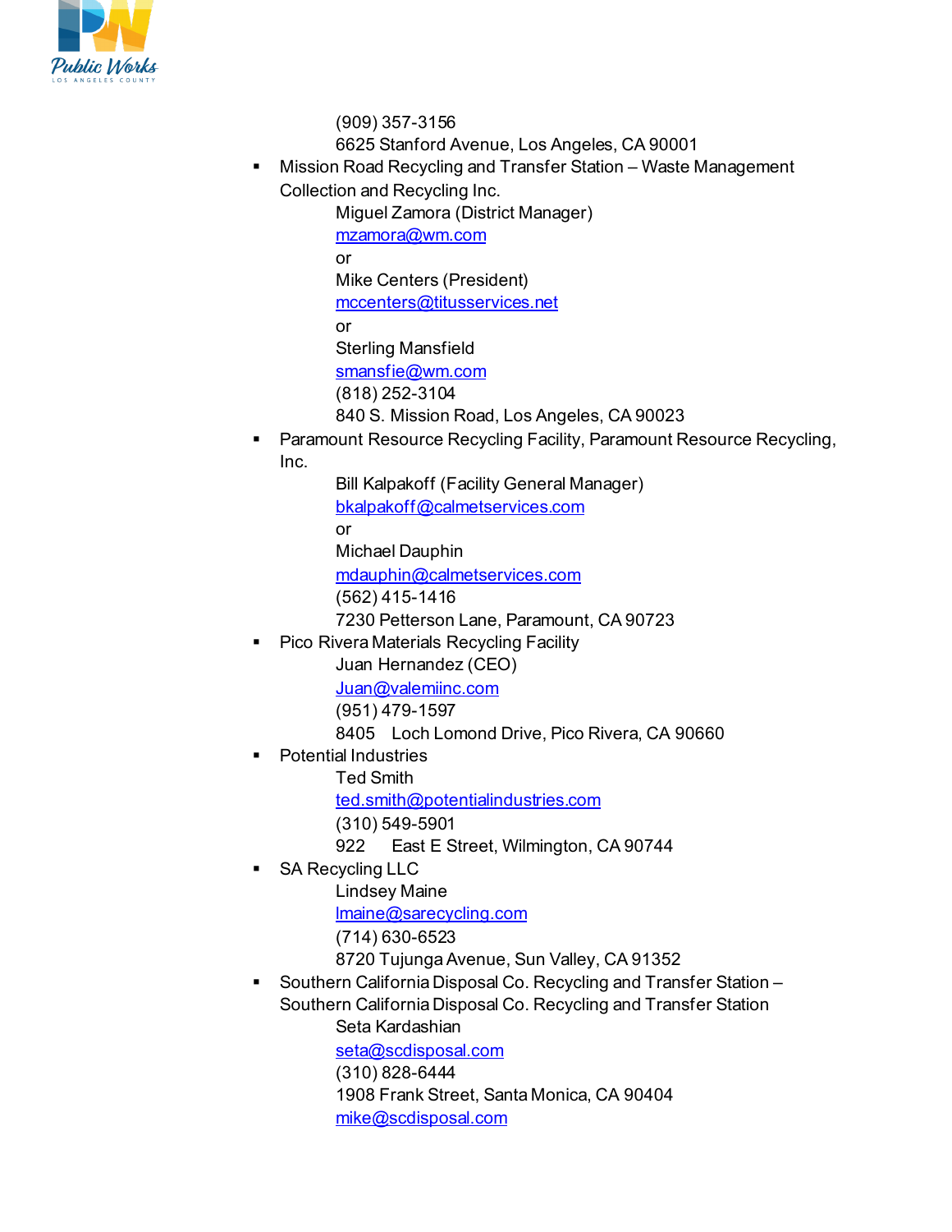(909) 357-3156
6625 Stanford Avenue, Los Angeles, CA 90001

- Mission Road Recycling and Transfer Station – Waste Management Collection and Recycling Inc.
  Miguel Zamora (District Manager)
  mzamora@wm.com
  or
  Mike Centers (President)
  mccenters@titusservices.net
  or
  Sterling Mansfield
  smansfie@wm.com
  (818) 252-3104
  840 S. Mission Road, Los Angeles, CA 90023
- Paramount Resource Recycling Facility, Paramount Resource Recycling, Inc.
  Bill Kalpakoff (Facility General Manager)
  bkalpakoff@calmetservices.com
  or
  Michael Dauphin
  mdauphin@calmetservices.com
  (562) 415-1416
  7230 Petterson Lane, Paramount, CA 90723
- Pico Rivera Materials Recycling Facility
  Juan Hernandez (CEO)
  Juan@valemiinc.com
  (951) 479-1597
  8405 Loch Lomond Drive, Pico Rivera, CA 90660
- Potential Industries
  Ted Smith
  ted.smith@potentialindustries.com
  (310) 549-5901
  922 East E Street, Wilmington, CA 90744
- SA Recycling LLC
  Lindsey Maine
  lmaine@sarecycling.com
  (714) 630-6523
  8720 Tujunga Avenue, Sun Valley, CA 91352
- Southern California Disposal Co. Recycling and Transfer Station – Southern California Disposal Co. Recycling and Transfer Station
  Seta Kardashian
  seta@scdisposal.com
  (310) 828-6444
  1908 Frank Street, Santa Monica, CA 90404
  mike@scdisposal.com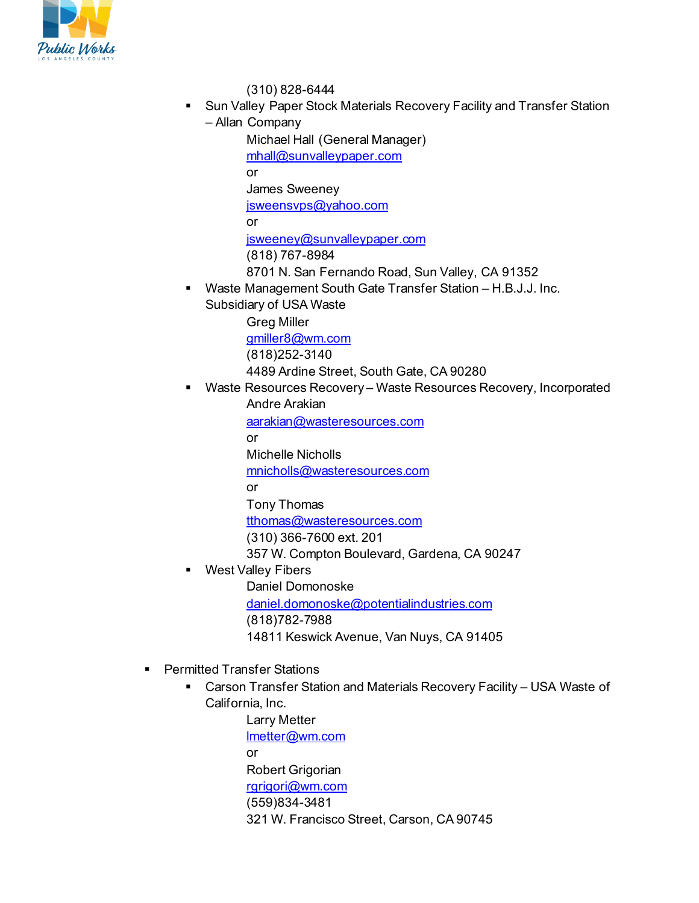(310) 828-6444

- Sun Valley Paper Stock Materials Recovery Facility and Transfer Station – Allan Company

  Michael Hall (General Manager)
  mhall@sunvalleypaper.com
  or
  James Sweeney
  jsweensvps@yahoo.com
  or
  jsweeney@sunvalleypaper.com
  (818) 767-8984
  8701 N. San Fernando Road, Sun Valley, CA 91352

- Waste Management South Gate Transfer Station – H.B.J.J. Inc. Subsidiary of USA Waste

  Greg Miller
  gmiller8@wm.com
  (818)252-3140
  4489 Ardine Street, South Gate, CA 90280

- Waste Resources Recovery – Waste Resources Recovery, Incorporated

  Andre Arakian
  aarakian@wasteresources.com
  or
  Michelle Nicholls
  mnicholls@wasteresources.com
  or
  Tony Thomas
  tthomas@wasteresources.com
  (310) 366-7600 ext. 201
  357 W. Compton Boulevard, Gardena, CA 90247

- West Valley Fibers

  Daniel Domonoske
  daniel.domonoske@potentialindustries.com
  (818)782-7988
  14811 Keswick Avenue, Van Nuys, CA 91405

- Permitted Transfer Stations
  - Carson Transfer Station and Materials Recovery Facility – USA Waste of California, Inc.

    Larry Metter
    lmetter@wm.com
    or
    Robert Grigorian
    rgrigori@wm.com
    (559)834-3481
    321 W. Francisco Street, Carson, CA 90745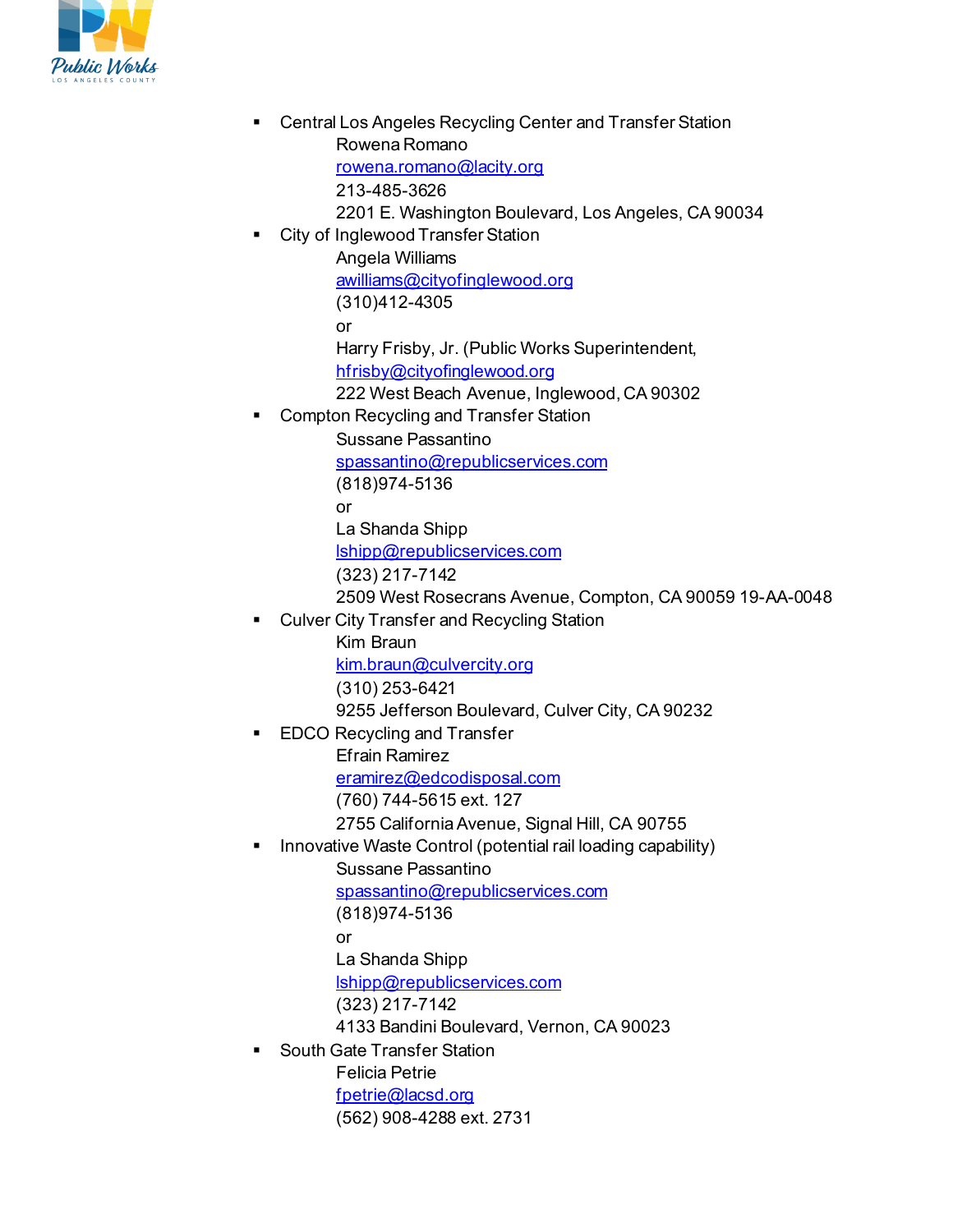- Central Los Angeles Recycling Center and Transfer Station
  Rowena Romano
  rowena.romano@lacity.org
  213-485-3626
  2201 E. Washington Boulevard, Los Angeles, CA 90034
- City of Inglewood Transfer Station
  Angela Williams
  awilliams@cityofinglewood.org
  (310)412-4305
  or
  Harry Frisby, Jr. (Public Works Superintendent,
  hfrisby@cityofinglewood.org
  222 West Beach Avenue, Inglewood, CA 90302
- Compton Recycling and Transfer Station
  Sussane Passantino
  spassantino@republicservices.com
  (818)974-5136
  or
  La Shanda Shipp
  lshipp@republicservices.com
  (323) 217-7142
  2509 West Rosecrans Avenue, Compton, CA 90059 19-AA-0048
- Culver City Transfer and Recycling Station
  Kim Braun
  kim.braun@culvercity.org
  (310) 253-6421
  9255 Jefferson Boulevard, Culver City, CA 90232
- EDCO Recycling and Transfer
  Efrain Ramirez
  eramirez@edcodisposal.com
  (760) 744-5615 ext. 127
  2755 California Avenue, Signal Hill, CA 90755
- Innovative Waste Control (potential rail loading capability)
  Sussane Passantino
  spassantino@republicservices.com
  (818)974-5136
  or
  La Shanda Shipp
  lshipp@republicservices.com
  (323) 217-7142
  4133 Bandini Boulevard, Vernon, CA 90023
- South Gate Transfer Station
  Felicia Petrie
  fpetrie@lacsd.org
  (562) 908-4288 ext. 2731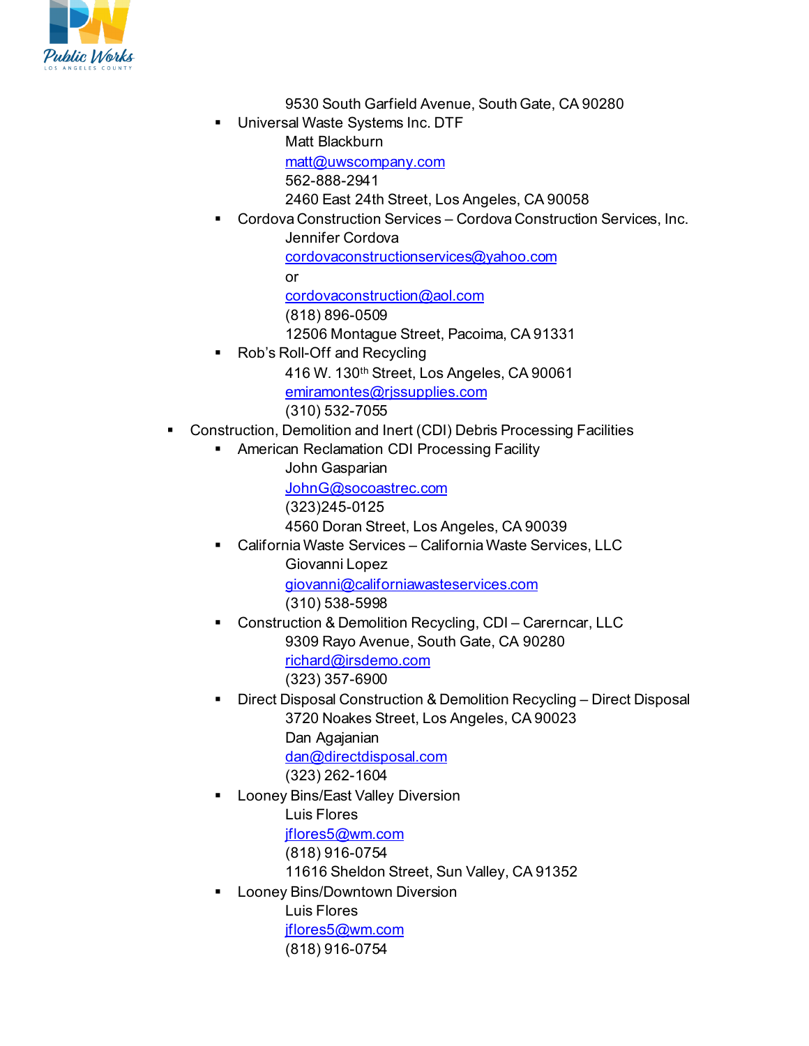9530 South Garfield Avenue, South Gate, CA 90280

- Universal Waste Systems Inc. DTF
  Matt Blackburn
  matt@uwscompany.com
  562-888-2941
  2460 East 24th Street, Los Angeles, CA 90058
- Cordova Construction Services – Cordova Construction Services, Inc.
  Jennifer Cordova
  cordovaconstructionservices@yahoo.com
  or
  cordovaconstruction@aol.com
  (818) 896-0509
  12506 Montague Street, Pacoima, CA 91331
- Rob's Roll-Off and Recycling
  416 W. 130th Street, Los Angeles, CA 90061
  emiramontes@rjssupplies.com
  (310) 532-7055

- Construction, Demolition and Inert (CDI) Debris Processing Facilities
  - American Reclamation CDI Processing Facility
    John Gasparian
    JohnG@socoastrec.com
    (323)245-0125
    4560 Doran Street, Los Angeles, CA 90039
  - California Waste Services – California Waste Services, LLC
    Giovanni Lopez
    giovanni@californiawasteservices.com
    (310) 538-5998
  - Construction & Demolition Recycling, CDI – Carerncar, LLC
    9309 Rayo Avenue, South Gate, CA 90280
    richard@irsdemo.com
    (323) 357-6900
  - Direct Disposal Construction & Demolition Recycling – Direct Disposal
    3720 Noakes Street, Los Angeles, CA 90023
    Dan Agajanian
    dan@directdisposal.com
    (323) 262-1604
  - Looney Bins/East Valley Diversion
    Luis Flores
    jflores5@wm.com
    (818) 916-0754
    11616 Sheldon Street, Sun Valley, CA 91352
  - Looney Bins/Downtown Diversion
    Luis Flores
    jflores5@wm.com
    (818) 916-0754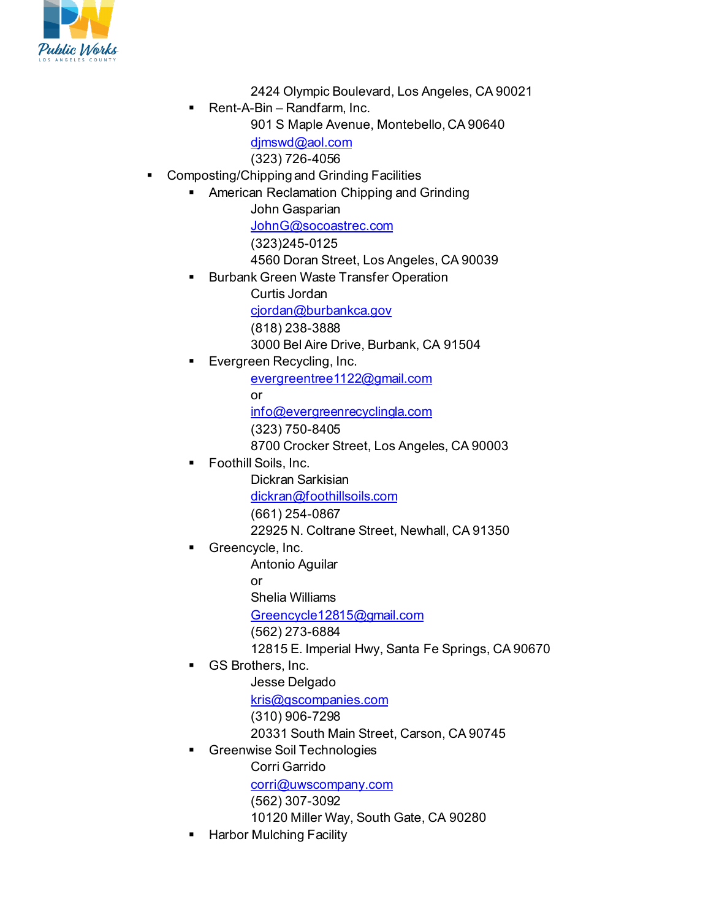2424 Olympic Boulevard, Los Angeles, CA 90021

- Rent-A-Bin – Randfarm, Inc.
  - 901 S Maple Avenue, Montebello, CA 90640
  - djmswd@aol.com
  - (323) 726-4056

- Composting/Chipping and Grinding Facilities
  - American Reclamation Chipping and Grinding
    - John Gasparian
    - JohnG@socoastrec.com
    - (323)245-0125
    - 4560 Doran Street, Los Angeles, CA 90039
  - Burbank Green Waste Transfer Operation
    - Curtis Jordan
    - cjordan@burbankca.gov
    - (818) 238-3888
    - 3000 Bel Aire Drive, Burbank, CA 91504
  - Evergreen Recycling, Inc.
    - evergreentree1122@gmail.com
    - or
    - info@evergreenrecyclingla.com
    - (323) 750-8405
    - 8700 Crocker Street, Los Angeles, CA 90003
  - Foothill Soils, Inc.
    - Dickran Sarkisian
    - dickran@foothillsoils.com
    - (661) 254-0867
    - 22925 N. Coltrane Street, Newhall, CA 91350
  - Greencycle, Inc.
    - Antonio Aguilar
    - or
    - Shelia Williams
    - Greencycle12815@gmail.com
    - (562) 273-6884
    - 12815 E. Imperial Hwy, Santa Fe Springs, CA 90670
  - GS Brothers, Inc.
    - Jesse Delgado
    - kris@gscompanies.com
    - (310) 906-7298
    - 20331 South Main Street, Carson, CA 90745
  - Greenwise Soil Technologies
    - Corri Garrido
    - corri@uwscompany.com
    - (562) 307-3092
    - 10120 Miller Way, South Gate, CA 90280
  - Harbor Mulching Facility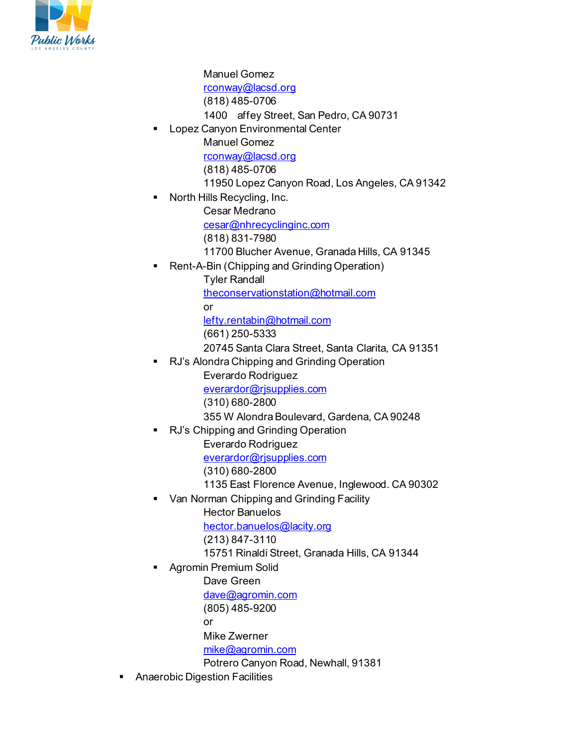Manuel Gomez
rconway@lacsd.org
(818) 485-0706
1400 affey Street, San Pedro, CA 90731

- Lopez Canyon Environmental Center
  Manuel Gomez
  rconway@lacsd.org
  (818) 485-0706
  11950 Lopez Canyon Road, Los Angeles, CA 91342
- North Hills Recycling, Inc.
  Cesar Medrano
  cesar@nhrecyclinginc.com
  (818) 831-7980
  11700 Blucher Avenue, Granada Hills, CA 91345
- Rent-A-Bin (Chipping and Grinding Operation)
  Tyler Randall
  theconservationstation@hotmail.com
  or
  lefty.rentabin@hotmail.com
  (661) 250-5333
  20745 Santa Clara Street, Santa Clarita, CA 91351
- RJ's Alondra Chipping and Grinding Operation
  Everardo Rodriguez
  everardor@rjsupplies.com
  (310) 680-2800
  355 W Alondra Boulevard, Gardena, CA 90248
- RJ's Chipping and Grinding Operation
  Everardo Rodriguez
  everardor@rjsupplies.com
  (310) 680-2800
  1135 East Florence Avenue, Inglewood. CA 90302
- Van Norman Chipping and Grinding Facility
  Hector Banuelos
  hector.banuelos@lacity.org
  (213) 847-3110
  15751 Rinaldi Street, Granada Hills, CA 91344
- Agromin Premium Solid
  Dave Green
  dave@agromin.com
  (805) 485-9200
  or
  Mike Zwerner
  mike@agromin.com
  Potrero Canyon Road, Newhall, 91381

- Anaerobic Digestion Facilities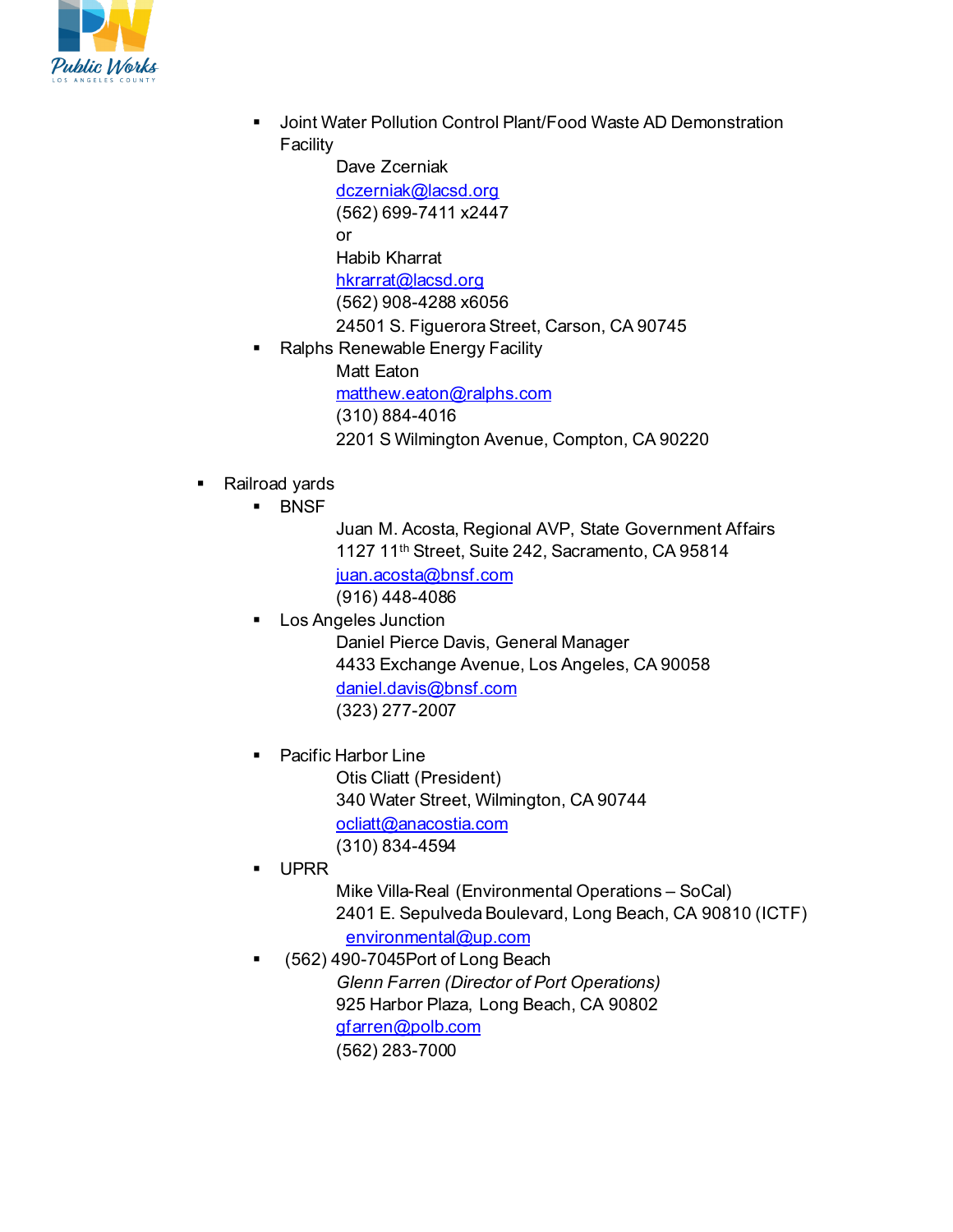- Joint Water Pollution Control Plant/Food Waste AD Demonstration Facility
  Dave Zcerniak
  dczerniak@lacsd.org
  (562) 699-7411 x2447
  or
  Habib Kharrat
  hkrarrat@lacsd.org
  (562) 908-4288 x6056
  24501 S. Figuerora Street, Carson, CA 90745
- Ralphs Renewable Energy Facility
  Matt Eaton
  matthew.eaton@ralphs.com
  (310) 884-4016
  2201 S Wilmington Avenue, Compton, CA 90220

- Railroad yards
  - BNSF
    Juan M. Acosta, Regional AVP, State Government Affairs
    1127 11th Street, Suite 242, Sacramento, CA 95814
    juan.acosta@bnsf.com
    (916) 448-4086
  - Los Angeles Junction
    Daniel Pierce Davis, General Manager
    4433 Exchange Avenue, Los Angeles, CA 90058
    daniel.davis@bnsf.com
    (323) 277-2007

  - Pacific Harbor Line
    Otis Cliatt (President)
    340 Water Street, Wilmington, CA 90744
    ocliatt@anacostia.com
    (310) 834-4594
  - UPRR
    Mike Villa-Real (Environmental Operations – SoCal)
    2401 E. Sepulveda Boulevard, Long Beach, CA 90810 (ICTF)
    environmental@up.com
  - (562) 490-7045Port of Long Beach
    *Glenn Farren (Director of Port Operations)*
    925 Harbor Plaza, Long Beach, CA 90802
    gfarren@polb.com
    (562) 283-7000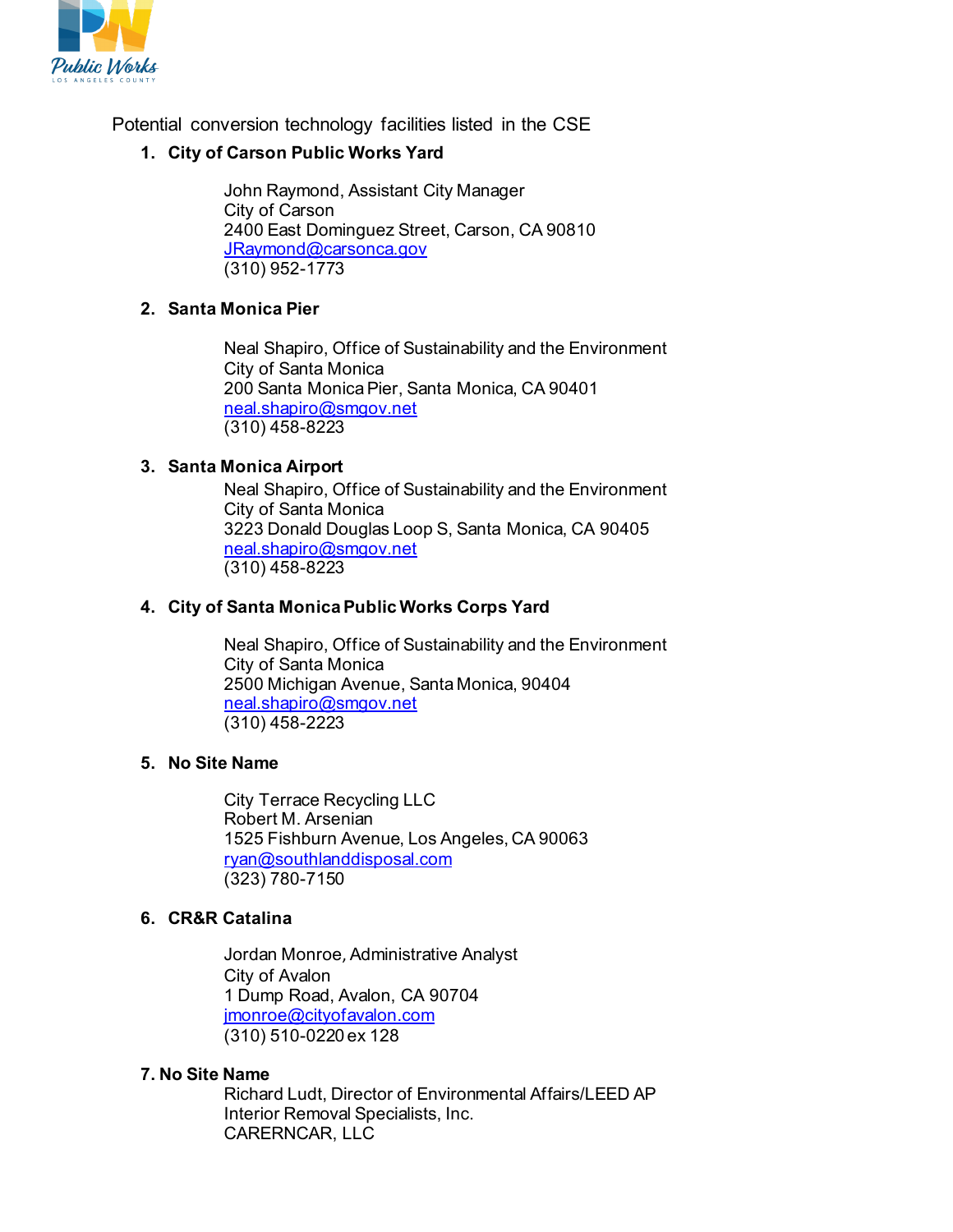Potential conversion technology facilities listed in the CSE

1. **City of Carson Public Works Yard**

   John Raymond, Assistant City Manager
   City of Carson
   2400 East Dominguez Street, Carson, CA 90810
   JRaymond@carsonca.gov
   (310) 952-1773

2. **Santa Monica Pier**

   Neal Shapiro, Office of Sustainability and the Environment
   City of Santa Monica
   200 Santa Monica Pier, Santa Monica, CA 90401
   neal.shapiro@smgov.net
   (310) 458-8223

3. **Santa Monica Airport**

   Neal Shapiro, Office of Sustainability and the Environment
   City of Santa Monica
   3223 Donald Douglas Loop S, Santa Monica, CA 90405
   neal.shapiro@smgov.net
   (310) 458-8223

4. **City of Santa Monica Public Works Corps Yard**

   Neal Shapiro, Office of Sustainability and the Environment
   City of Santa Monica
   2500 Michigan Avenue, Santa Monica, 90404
   neal.shapiro@smgov.net
   (310) 458-2223

5. **No Site Name**

   City Terrace Recycling LLC
   Robert M. Arsenian
   1525 Fishburn Avenue, Los Angeles, CA 90063
   ryan@southlanddisposal.com
   (323) 780-7150

6. **CR&R Catalina**

   Jordan Monroe, Administrative Analyst
   City of Avalon
   1 Dump Road, Avalon, CA 90704
   jmonroe@cityofavalon.com
   (310) 510-0220 ex 128

7. **No Site Name**

   Richard Ludt, Director of Environmental Affairs/LEED AP
   Interior Removal Specialists, Inc.
   CARERNCAR, LLC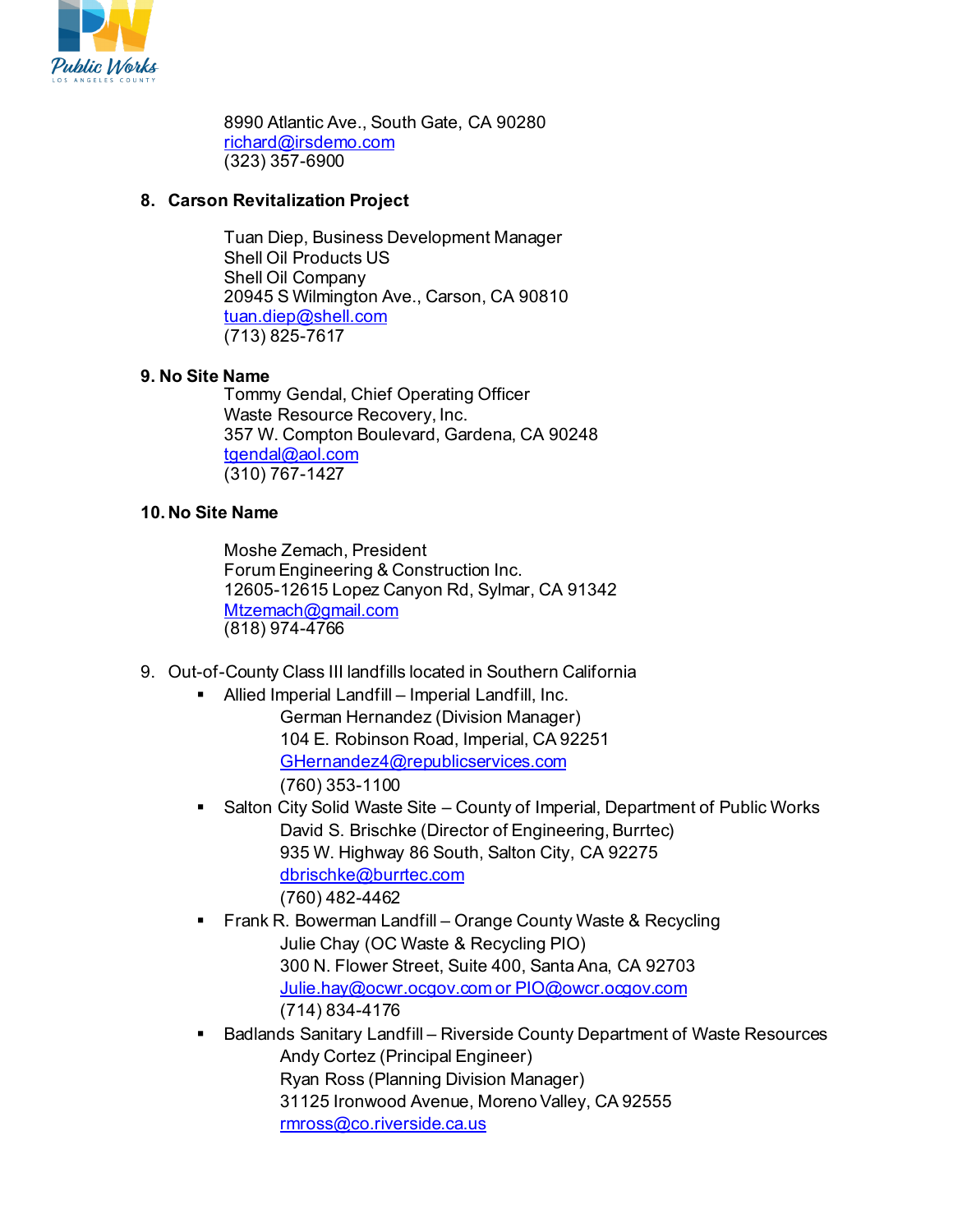8990 Atlantic Ave., South Gate, CA 90280
richard@irsdemo.com
(323) 357-6900

**8. Carson Revitalization Project**

Tuan Diep, Business Development Manager
Shell Oil Products US
Shell Oil Company
20945 S Wilmington Ave., Carson, CA 90810
tuan.diep@shell.com
(713) 825-7617

**9. No Site Name**

Tommy Gendal, Chief Operating Officer
Waste Resource Recovery, Inc.
357 W. Compton Boulevard, Gardena, CA 90248
tgendal@aol.com
(310) 767-1427

**10. No Site Name**

Moshe Zemach, President
Forum Engineering & Construction Inc.
12605-12615 Lopez Canyon Rd, Sylmar, CA 91342
Mtzemach@gmail.com
(818) 974-4766

9. Out-of-County Class III landfills located in Southern California
   - Allied Imperial Landfill – Imperial Landfill, Inc.
     German Hernandez (Division Manager)
     104 E. Robinson Road, Imperial, CA 92251
     GHernandez4@republicservices.com
     (760) 353-1100
   - Salton City Solid Waste Site – County of Imperial, Department of Public Works
     David S. Brischke (Director of Engineering, Burrtec)
     935 W. Highway 86 South, Salton City, CA 92275
     dbrischke@burrtec.com
     (760) 482-4462
   - Frank R. Bowerman Landfill – Orange County Waste & Recycling
     Julie Chay (OC Waste & Recycling PIO)
     300 N. Flower Street, Suite 400, Santa Ana, CA 92703
     Julie.hay@ocwr.ocgov.com or PIO@owcr.ocgov.com
     (714) 834-4176
   - Badlands Sanitary Landfill – Riverside County Department of Waste Resources
     Andy Cortez (Principal Engineer)
     Ryan Ross (Planning Division Manager)
     31125 Ironwood Avenue, Moreno Valley, CA 92555
     rmross@co.riverside.ca.us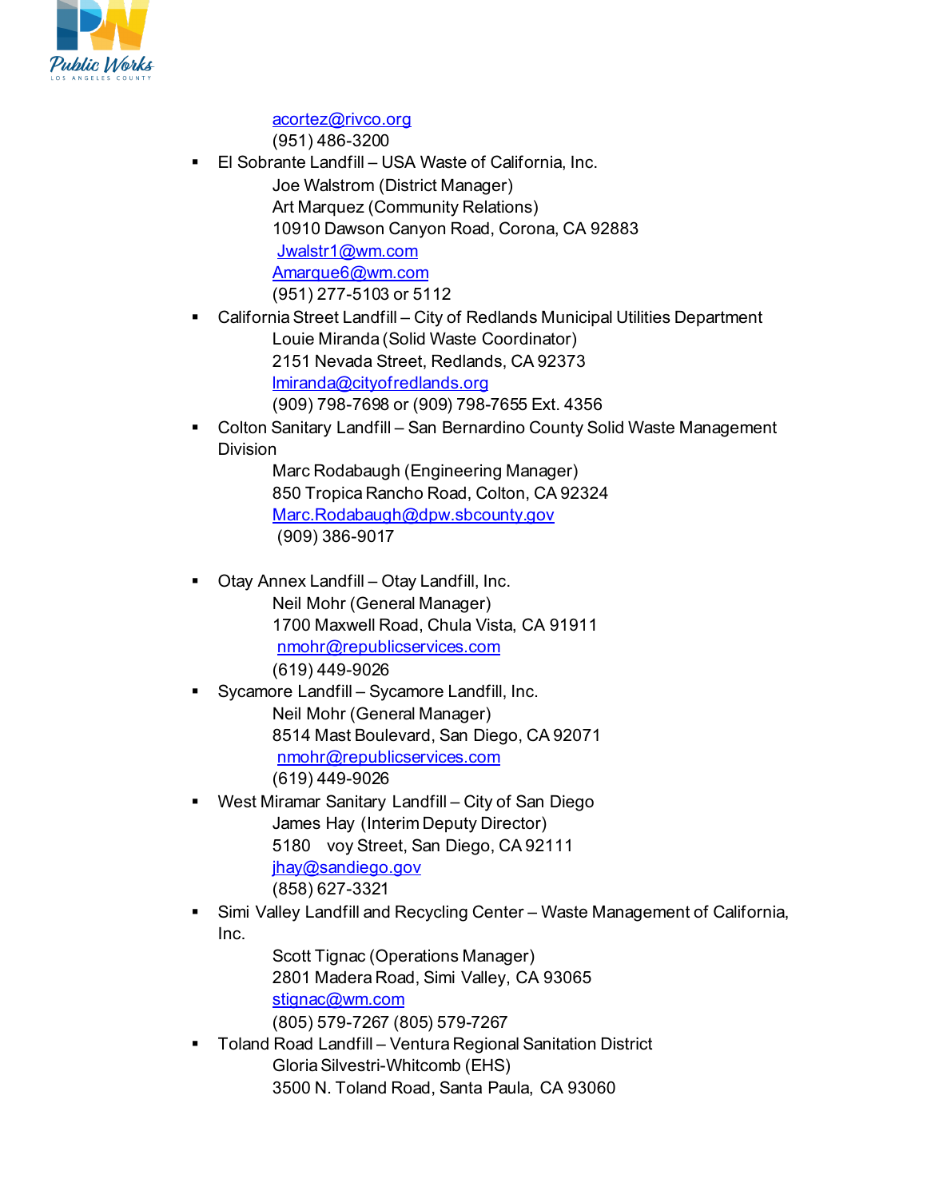acortez@rivco.org
(951) 486-3200

- El Sobrante Landfill – USA Waste of California, Inc.
  Joe Walstrom (District Manager)
  Art Marquez (Community Relations)
  10910 Dawson Canyon Road, Corona, CA 92883
  Jwalstr1@wm.com
  Amarque6@wm.com
  (951) 277-5103 or 5112
- California Street Landfill – City of Redlands Municipal Utilities Department
  Louie Miranda (Solid Waste Coordinator)
  2151 Nevada Street, Redlands, CA 92373
  lmiranda@cityofredlands.org
  (909) 798-7698 or (909) 798-7655 Ext. 4356
- Colton Sanitary Landfill – San Bernardino County Solid Waste Management Division
  Marc Rodabaugh (Engineering Manager)
  850 Tropica Rancho Road, Colton, CA 92324
  Marc.Rodabaugh@dpw.sbcounty.gov
  (909) 386-9017
- Otay Annex Landfill – Otay Landfill, Inc.
  Neil Mohr (General Manager)
  1700 Maxwell Road, Chula Vista, CA 91911
  nmohr@republicservices.com
  (619) 449-9026
- Sycamore Landfill – Sycamore Landfill, Inc.
  Neil Mohr (General Manager)
  8514 Mast Boulevard, San Diego, CA 92071
  nmohr@republicservices.com
  (619) 449-9026
- West Miramar Sanitary Landfill – City of San Diego
  James Hay (Interim Deputy Director)
  5180 voy Street, San Diego, CA 92111
  jhay@sandiego.gov
  (858) 627-3321
- Simi Valley Landfill and Recycling Center – Waste Management of California, Inc.
  Scott Tignac (Operations Manager)
  2801 Madera Road, Simi Valley, CA 93065
  stignac@wm.com
  (805) 579-7267 (805) 579-7267
- Toland Road Landfill – Ventura Regional Sanitation District
  Gloria Silvestri-Whitcomb (EHS)
  3500 N. Toland Road, Santa Paula, CA 93060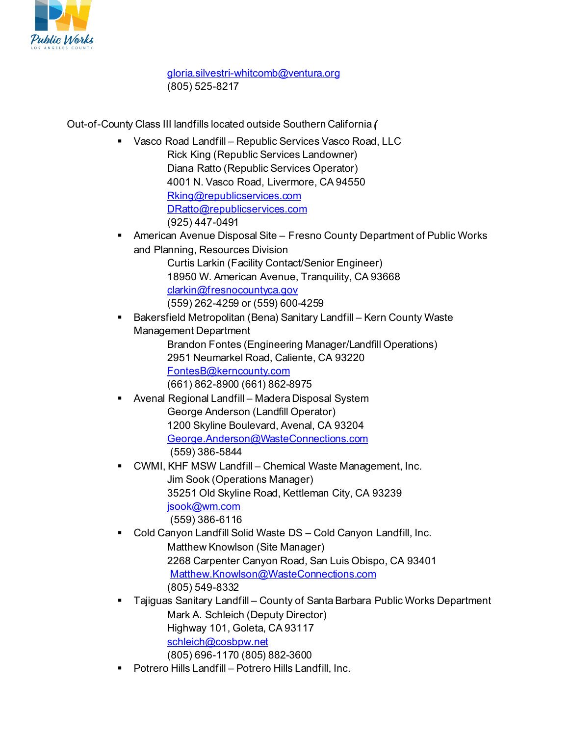gloria.silvestri-whitcomb@ventura.org
(805) 525-8217

Out-of-County Class III landfills located outside Southern California *(*

- Vasco Road Landfill – Republic Services Vasco Road, LLC
  Rick King (Republic Services Landowner)
  Diana Ratto (Republic Services Operator)
  4001 N. Vasco Road, Livermore, CA 94550
  Rking@republicservices.com
  DRatto@republicservices.com
  (925) 447-0491
- American Avenue Disposal Site – Fresno County Department of Public Works and Planning, Resources Division
  Curtis Larkin (Facility Contact/Senior Engineer)
  18950 W. American Avenue, Tranquility, CA 93668
  clarkin@fresnocountyca.gov
  (559) 262-4259 or (559) 600-4259
- Bakersfield Metropolitan (Bena) Sanitary Landfill – Kern County Waste Management Department
  Brandon Fontes (Engineering Manager/Landfill Operations)
  2951 Neumarkel Road, Caliente, CA 93220
  FontesB@kerncounty.com
  (661) 862-8900 (661) 862-8975
- Avenal Regional Landfill – Madera Disposal System
  George Anderson (Landfill Operator)
  1200 Skyline Boulevard, Avenal, CA 93204
  George.Anderson@WasteConnections.com
  (559) 386-5844
- CWMI, KHF MSW Landfill – Chemical Waste Management, Inc.
  Jim Sook (Operations Manager)
  35251 Old Skyline Road, Kettleman City, CA 93239
  jsook@wm.com
  (559) 386-6116
- Cold Canyon Landfill Solid Waste DS – Cold Canyon Landfill, Inc.
  Matthew Knowlson (Site Manager)
  2268 Carpenter Canyon Road, San Luis Obispo, CA 93401
  Matthew.Knowlson@WasteConnections.com
  (805) 549-8332
- Tajiguas Sanitary Landfill – County of Santa Barbara Public Works Department
  Mark A. Schleich (Deputy Director)
  Highway 101, Goleta, CA 93117
  schleich@cosbpw.net
  (805) 696-1170 (805) 882-3600
- Potrero Hills Landfill – Potrero Hills Landfill, Inc.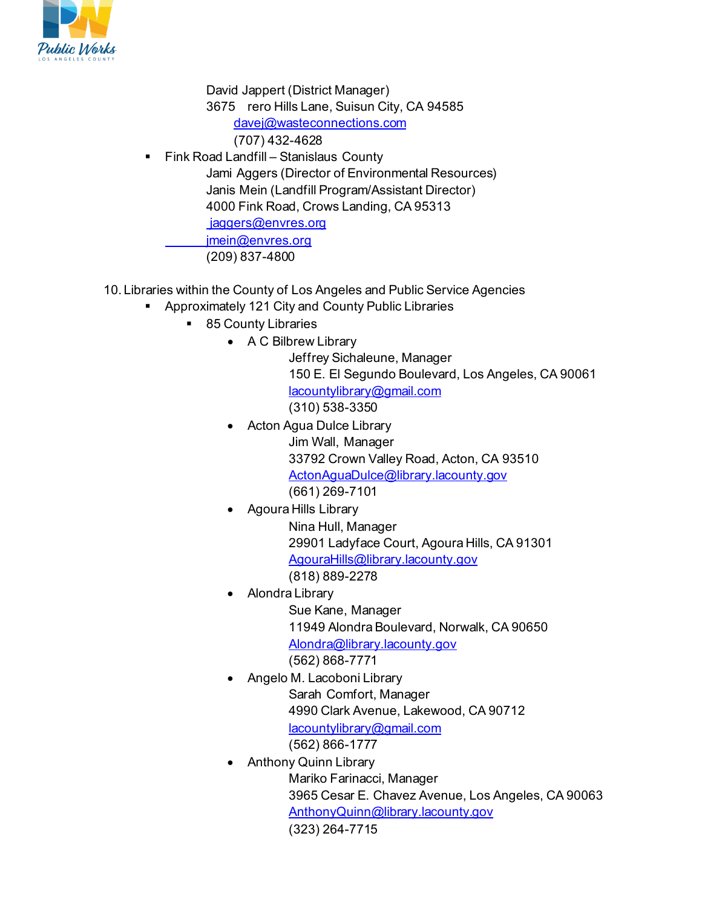David Jappert (District Manager)
3675 rero Hills Lane, Suisun City, CA 94585
davej@wasteconnections.com
(707) 432-4628

- Fink Road Landfill – Stanislaus County
  Jami Aggers (Director of Environmental Resources)
  Janis Mein (Landfill Program/Assistant Director)
  4000 Fink Road, Crows Landing, CA 95313
  jaggers@envres.org
  jmein@envres.org
  (209) 837-4800

10. Libraries within the County of Los Angeles and Public Service Agencies
    - Approximately 121 City and County Public Libraries
      - 85 County Libraries
        - A C Bilbrew Library
          Jeffrey Sichaleune, Manager
          150 E. El Segundo Boulevard, Los Angeles, CA 90061
          lacountylibrary@gmail.com
          (310) 538-3350
        - Acton Agua Dulce Library
          Jim Wall, Manager
          33792 Crown Valley Road, Acton, CA 93510
          ActonAguaDulce@library.lacounty.gov
          (661) 269-7101
        - Agoura Hills Library
          Nina Hull, Manager
          29901 Ladyface Court, Agoura Hills, CA 91301
          AgouraHills@library.lacounty.gov
          (818) 889-2278
        - Alondra Library
          Sue Kane, Manager
          11949 Alondra Boulevard, Norwalk, CA 90650
          Alondra@library.lacounty.gov
          (562) 868-7771
        - Angelo M. Lacoboni Library
          Sarah Comfort, Manager
          4990 Clark Avenue, Lakewood, CA 90712
          lacountylibrary@gmail.com
          (562) 866-1777
        - Anthony Quinn Library
          Mariko Farinacci, Manager
          3965 Cesar E. Chavez Avenue, Los Angeles, CA 90063
          AnthonyQuinn@library.lacounty.gov
          (323) 264-7715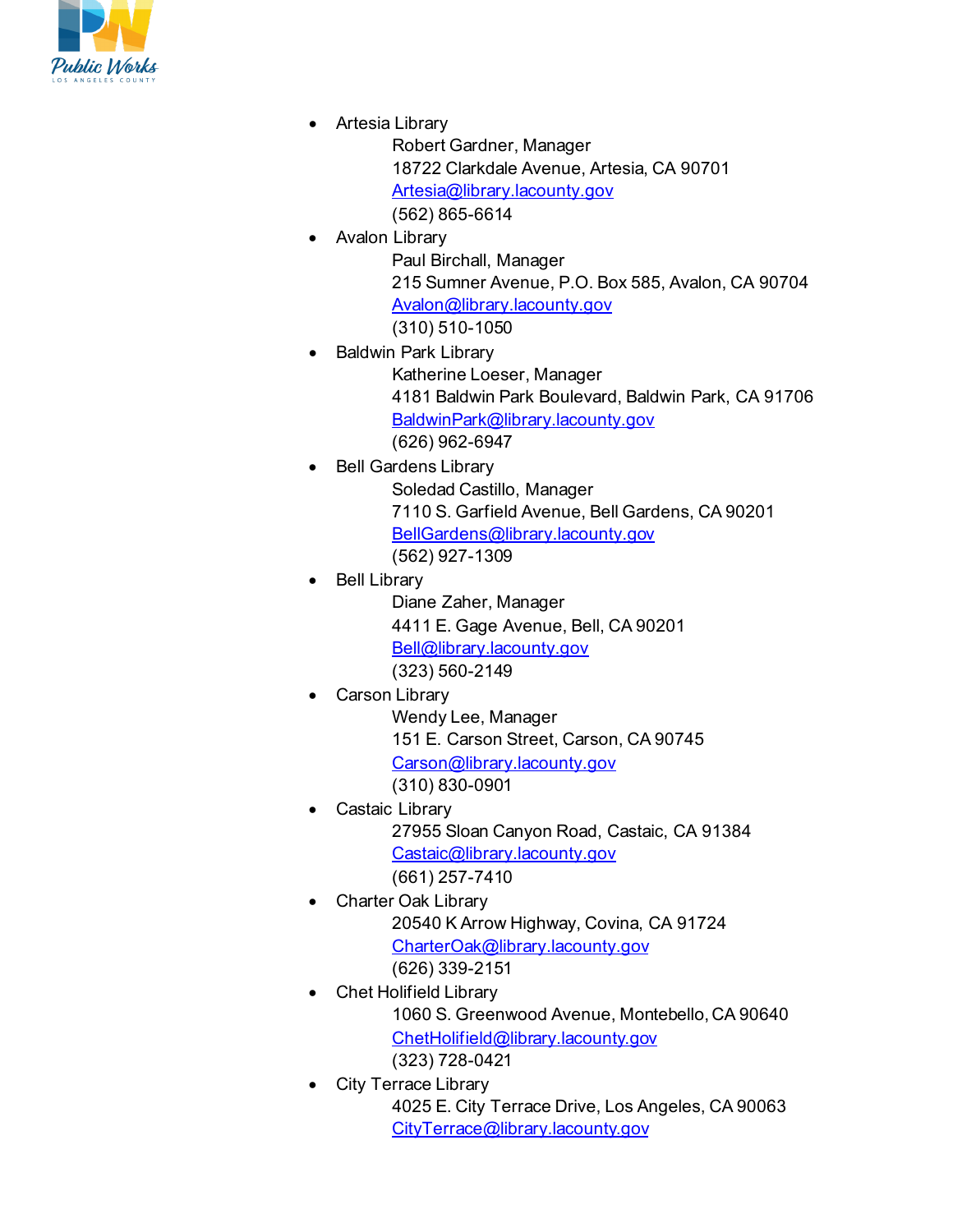- Artesia Library
  Robert Gardner, Manager
  18722 Clarkdale Avenue, Artesia, CA 90701
  Artesia@library.lacounty.gov
  (562) 865-6614
- Avalon Library
  Paul Birchall, Manager
  215 Sumner Avenue, P.O. Box 585, Avalon, CA 90704
  Avalon@library.lacounty.gov
  (310) 510-1050
- Baldwin Park Library
  Katherine Loeser, Manager
  4181 Baldwin Park Boulevard, Baldwin Park, CA 91706
  BaldwinPark@library.lacounty.gov
  (626) 962-6947
- Bell Gardens Library
  Soledad Castillo, Manager
  7110 S. Garfield Avenue, Bell Gardens, CA 90201
  BellGardens@library.lacounty.gov
  (562) 927-1309
- Bell Library
  Diane Zaher, Manager
  4411 E. Gage Avenue, Bell, CA 90201
  Bell@library.lacounty.gov
  (323) 560-2149
- Carson Library
  Wendy Lee, Manager
  151 E. Carson Street, Carson, CA 90745
  Carson@library.lacounty.gov
  (310) 830-0901
- Castaic Library
  27955 Sloan Canyon Road, Castaic, CA 91384
  Castaic@library.lacounty.gov
  (661) 257-7410
- Charter Oak Library
  20540 K Arrow Highway, Covina, CA 91724
  CharterOak@library.lacounty.gov
  (626) 339-2151
- Chet Holifield Library
  1060 S. Greenwood Avenue, Montebello, CA 90640
  ChetHolifield@library.lacounty.gov
  (323) 728-0421
- City Terrace Library
  4025 E. City Terrace Drive, Los Angeles, CA 90063
  CityTerrace@library.lacounty.gov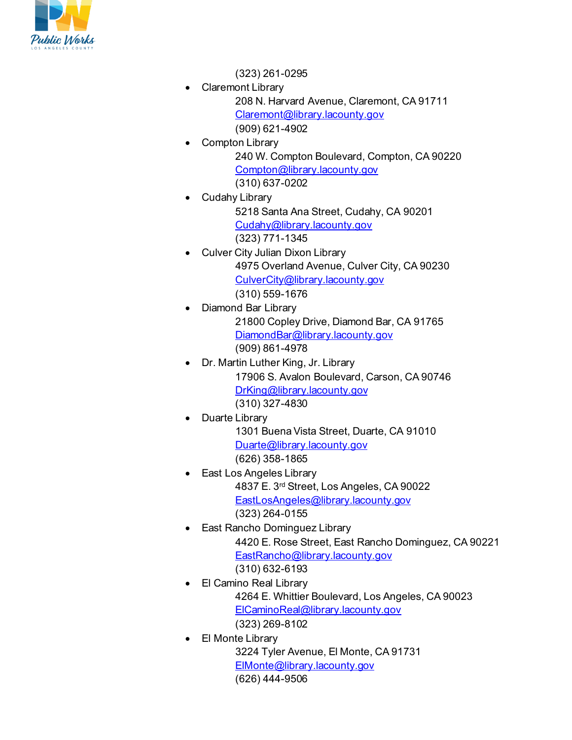(323) 261-0295

- Claremont Library
  - 208 N. Harvard Avenue, Claremont, CA 91711
  - Claremont@library.lacounty.gov
  - (909) 621-4902
- Compton Library
  - 240 W. Compton Boulevard, Compton, CA 90220
  - Compton@library.lacounty.gov
  - (310) 637-0202
- Cudahy Library
  - 5218 Santa Ana Street, Cudahy, CA 90201
  - Cudahy@library.lacounty.gov
  - (323) 771-1345
- Culver City Julian Dixon Library
  - 4975 Overland Avenue, Culver City, CA 90230
  - CulverCity@library.lacounty.gov
  - (310) 559-1676
- Diamond Bar Library
  - 21800 Copley Drive, Diamond Bar, CA 91765
  - DiamondBar@library.lacounty.gov
  - (909) 861-4978
- Dr. Martin Luther King, Jr. Library
  - 17906 S. Avalon Boulevard, Carson, CA 90746
  - DrKing@library.lacounty.gov
  - (310) 327-4830
- Duarte Library
  - 1301 Buena Vista Street, Duarte, CA 91010
  - Duarte@library.lacounty.gov
  - (626) 358-1865
- East Los Angeles Library
  - 4837 E. 3rd Street, Los Angeles, CA 90022
  - EastLosAngeles@library.lacounty.gov
  - (323) 264-0155
- East Rancho Dominguez Library
  - 4420 E. Rose Street, East Rancho Dominguez, CA 90221
  - EastRancho@library.lacounty.gov
  - (310) 632-6193
- El Camino Real Library
  - 4264 E. Whittier Boulevard, Los Angeles, CA 90023
  - ElCaminoReal@library.lacounty.gov
  - (323) 269-8102
- El Monte Library
  - 3224 Tyler Avenue, El Monte, CA 91731
  - ElMonte@library.lacounty.gov
  - (626) 444-9506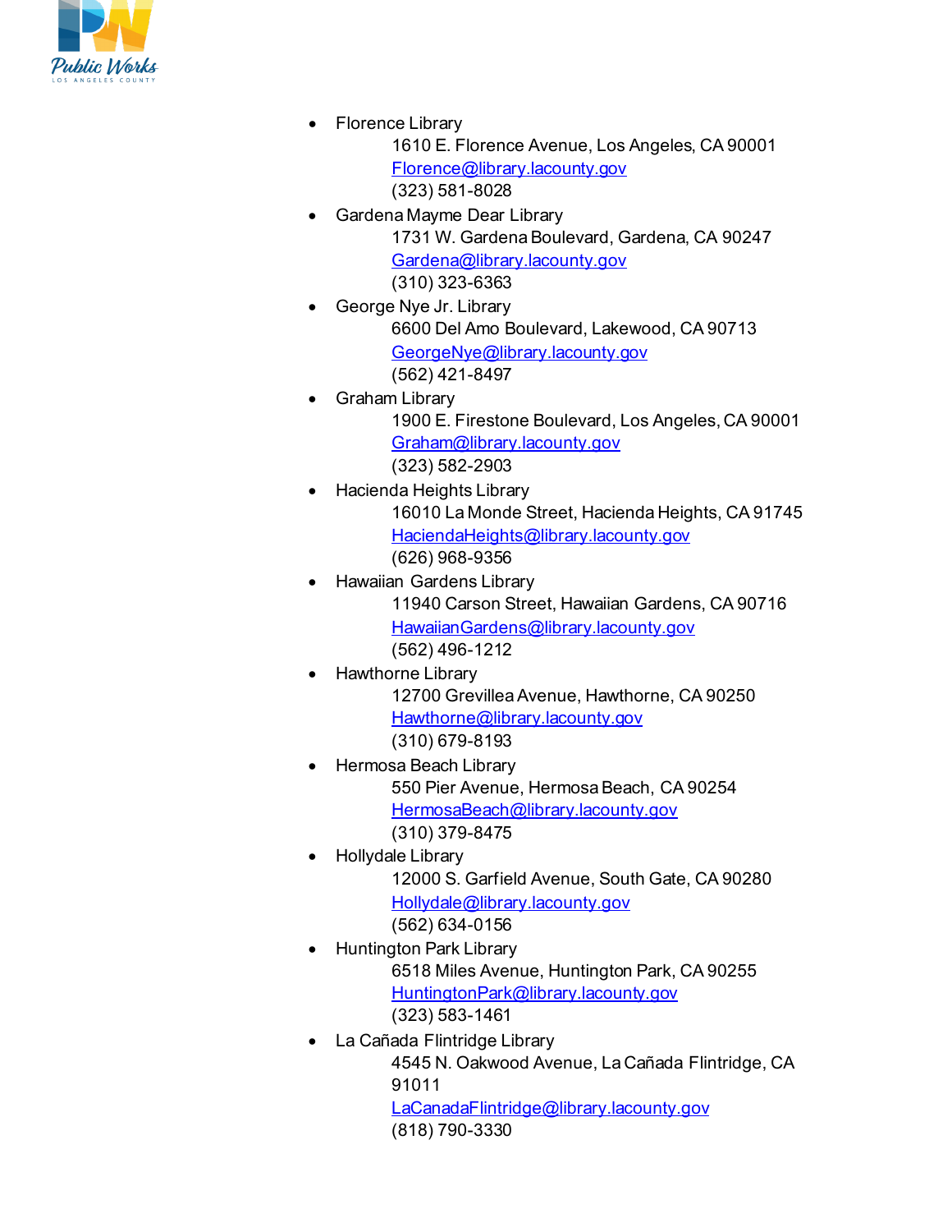- Florence Library
  1610 E. Florence Avenue, Los Angeles, CA 90001
  Florence@library.lacounty.gov
  (323) 581-8028
- Gardena Mayme Dear Library
  1731 W. Gardena Boulevard, Gardena, CA 90247
  Gardena@library.lacounty.gov
  (310) 323-6363
- George Nye Jr. Library
  6600 Del Amo Boulevard, Lakewood, CA 90713
  GeorgeNye@library.lacounty.gov
  (562) 421-8497
- Graham Library
  1900 E. Firestone Boulevard, Los Angeles, CA 90001
  Graham@library.lacounty.gov
  (323) 582-2903
- Hacienda Heights Library
  16010 La Monde Street, Hacienda Heights, CA 91745
  HaciendaHeights@library.lacounty.gov
  (626) 968-9356
- Hawaiian Gardens Library
  11940 Carson Street, Hawaiian Gardens, CA 90716
  HawaiianGardens@library.lacounty.gov
  (562) 496-1212
- Hawthorne Library
  12700 Grevillea Avenue, Hawthorne, CA 90250
  Hawthorne@library.lacounty.gov
  (310) 679-8193
- Hermosa Beach Library
  550 Pier Avenue, Hermosa Beach, CA 90254
  HermosaBeach@library.lacounty.gov
  (310) 379-8475
- Hollydale Library
  12000 S. Garfield Avenue, South Gate, CA 90280
  Hollydale@library.lacounty.gov
  (562) 634-0156
- Huntington Park Library
  6518 Miles Avenue, Huntington Park, CA 90255
  HuntingtonPark@library.lacounty.gov
  (323) 583-1461
- La Cañada Flintridge Library
  4545 N. Oakwood Avenue, La Cañada Flintridge, CA 91011
  LaCanadaFlintridge@library.lacounty.gov
  (818) 790-3330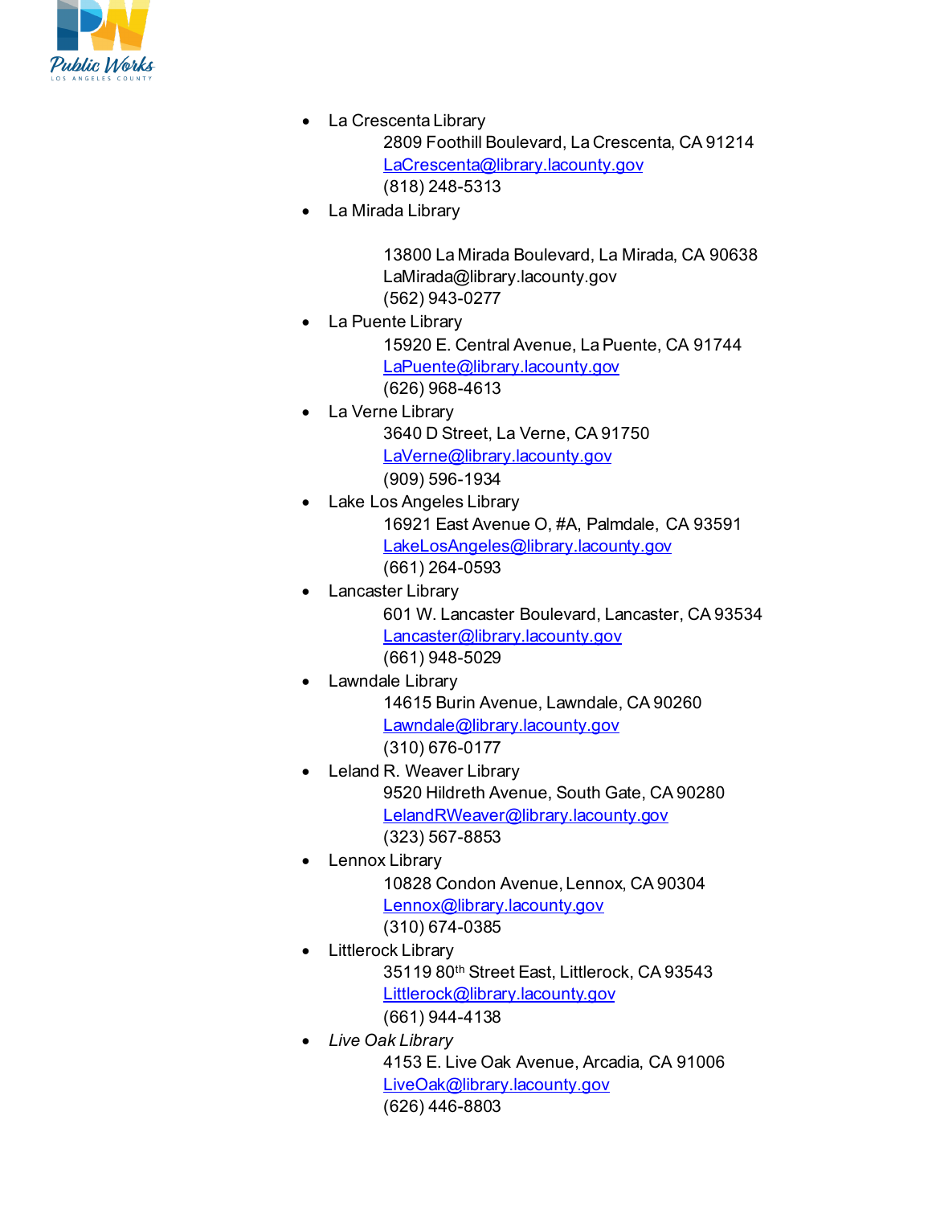- La Crescenta Library
  2809 Foothill Boulevard, La Crescenta, CA 91214
  LaCrescenta@library.lacounty.gov
  (818) 248-5313
- La Mirada Library

  13800 La Mirada Boulevard, La Mirada, CA 90638
  LaMirada@library.lacounty.gov
  (562) 943-0277
- La Puente Library
  15920 E. Central Avenue, La Puente, CA 91744
  LaPuente@library.lacounty.gov
  (626) 968-4613
- La Verne Library
  3640 D Street, La Verne, CA 91750
  LaVerne@library.lacounty.gov
  (909) 596-1934
- Lake Los Angeles Library
  16921 East Avenue O, #A, Palmdale, CA 93591
  LakeLosAngeles@library.lacounty.gov
  (661) 264-0593
- Lancaster Library
  601 W. Lancaster Boulevard, Lancaster, CA 93534
  Lancaster@library.lacounty.gov
  (661) 948-5029
- Lawndale Library
  14615 Burin Avenue, Lawndale, CA 90260
  Lawndale@library.lacounty.gov
  (310) 676-0177
- Leland R. Weaver Library
  9520 Hildreth Avenue, South Gate, CA 90280
  LelandRWeaver@library.lacounty.gov
  (323) 567-8853
- Lennox Library
  10828 Condon Avenue, Lennox, CA 90304
  Lennox@library.lacounty.gov
  (310) 674-0385
- Littlerock Library
  35119 80th Street East, Littlerock, CA 93543
  Littlerock@library.lacounty.gov
  (661) 944-4138
- *Live Oak Library*
  4153 E. Live Oak Avenue, Arcadia, CA 91006
  LiveOak@library.lacounty.gov
  (626) 446-8803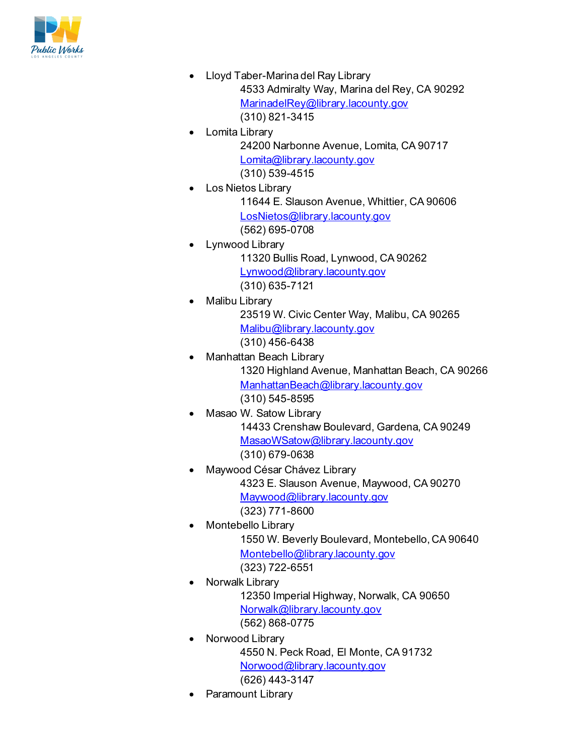- Lloyd Taber-Marina del Ray Library
  4533 Admiralty Way, Marina del Rey, CA 90292
  MarinadelRey@library.lacounty.gov
  (310) 821-3415
- Lomita Library
  24200 Narbonne Avenue, Lomita, CA 90717
  Lomita@library.lacounty.gov
  (310) 539-4515
- Los Nietos Library
  11644 E. Slauson Avenue, Whittier, CA 90606
  LosNietos@library.lacounty.gov
  (562) 695-0708
- Lynwood Library
  11320 Bullis Road, Lynwood, CA 90262
  Lynwood@library.lacounty.gov
  (310) 635-7121
- Malibu Library
  23519 W. Civic Center Way, Malibu, CA 90265
  Malibu@library.lacounty.gov
  (310) 456-6438
- Manhattan Beach Library
  1320 Highland Avenue, Manhattan Beach, CA 90266
  ManhattanBeach@library.lacounty.gov
  (310) 545-8595
- Masao W. Satow Library
  14433 Crenshaw Boulevard, Gardena, CA 90249
  MasaoWSatow@library.lacounty.gov
  (310) 679-0638
- Maywood César Chávez Library
  4323 E. Slauson Avenue, Maywood, CA 90270
  Maywood@library.lacounty.gov
  (323) 771-8600
- Montebello Library
  1550 W. Beverly Boulevard, Montebello, CA 90640
  Montebello@library.lacounty.gov
  (323) 722-6551
- Norwalk Library
  12350 Imperial Highway, Norwalk, CA 90650
  Norwalk@library.lacounty.gov
  (562) 868-0775
- Norwood Library
  4550 N. Peck Road, El Monte, CA 91732
  Norwood@library.lacounty.gov
  (626) 443-3147
- Paramount Library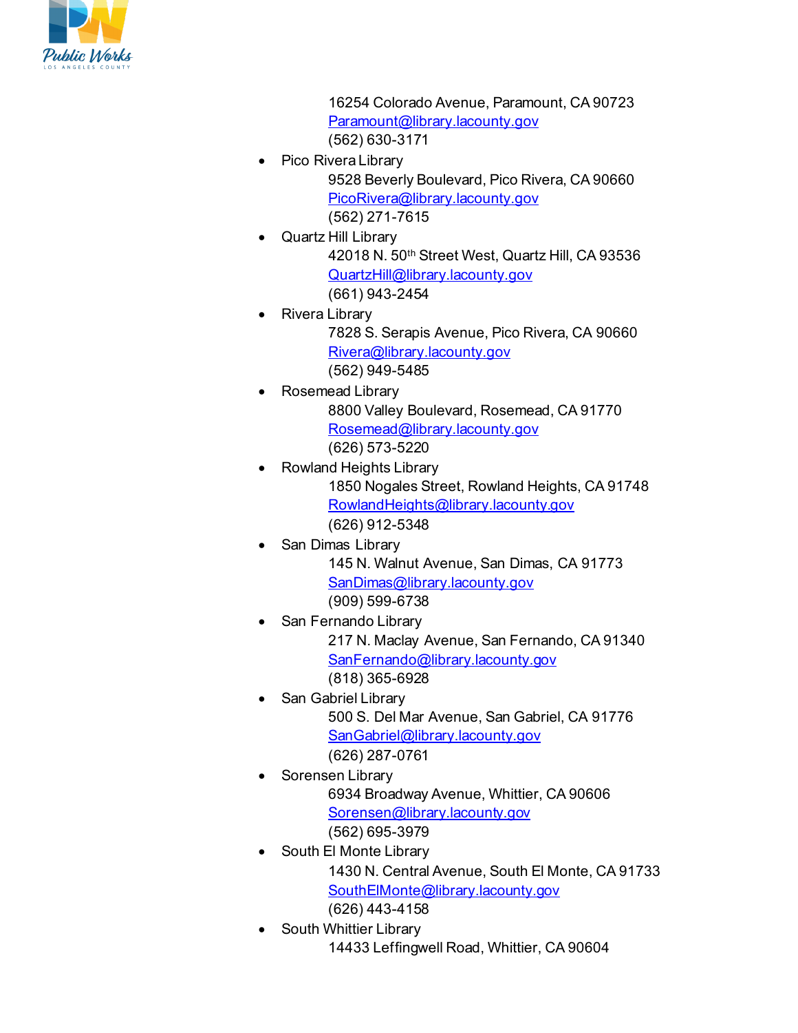16254 Colorado Avenue, Paramount, CA 90723
[Paramount@library.lacounty.gov](mailto:Paramount@library.lacounty.gov)
(562) 630-3171

- Pico Rivera Library
  9528 Beverly Boulevard, Pico Rivera, CA 90660
  [PicoRivera@library.lacounty.gov](mailto:PicoRivera@library.lacounty.gov)
  (562) 271-7615
- Quartz Hill Library
  42018 N. 50th Street West, Quartz Hill, CA 93536
  [QuartzHill@library.lacounty.gov](mailto:QuartzHill@library.lacounty.gov)
  (661) 943-2454
- Rivera Library
  7828 S. Serapis Avenue, Pico Rivera, CA 90660
  [Rivera@library.lacounty.gov](mailto:Rivera@library.lacounty.gov)
  (562) 949-5485
- Rosemead Library
  8800 Valley Boulevard, Rosemead, CA 91770
  [Rosemead@library.lacounty.gov](mailto:Rosemead@library.lacounty.gov)
  (626) 573-5220
- Rowland Heights Library
  1850 Nogales Street, Rowland Heights, CA 91748
  [RowlandHeights@library.lacounty.gov](mailto:RowlandHeights@library.lacounty.gov)
  (626) 912-5348
- San Dimas Library
  145 N. Walnut Avenue, San Dimas, CA 91773
  [SanDimas@library.lacounty.gov](mailto:SanDimas@library.lacounty.gov)
  (909) 599-6738
- San Fernando Library
  217 N. Maclay Avenue, San Fernando, CA 91340
  [SanFernando@library.lacounty.gov](mailto:SanFernando@library.lacounty.gov)
  (818) 365-6928
- San Gabriel Library
  500 S. Del Mar Avenue, San Gabriel, CA 91776
  [SanGabriel@library.lacounty.gov](mailto:SanGabriel@library.lacounty.gov)
  (626) 287-0761
- Sorensen Library
  6934 Broadway Avenue, Whittier, CA 90606
  [Sorensen@library.lacounty.gov](mailto:Sorensen@library.lacounty.gov)
  (562) 695-3979
- South El Monte Library
  1430 N. Central Avenue, South El Monte, CA 91733
  [SouthElMonte@library.lacounty.gov](mailto:SouthElMonte@library.lacounty.gov)
  (626) 443-4158
- South Whittier Library
  14433 Leffingwell Road, Whittier, CA 90604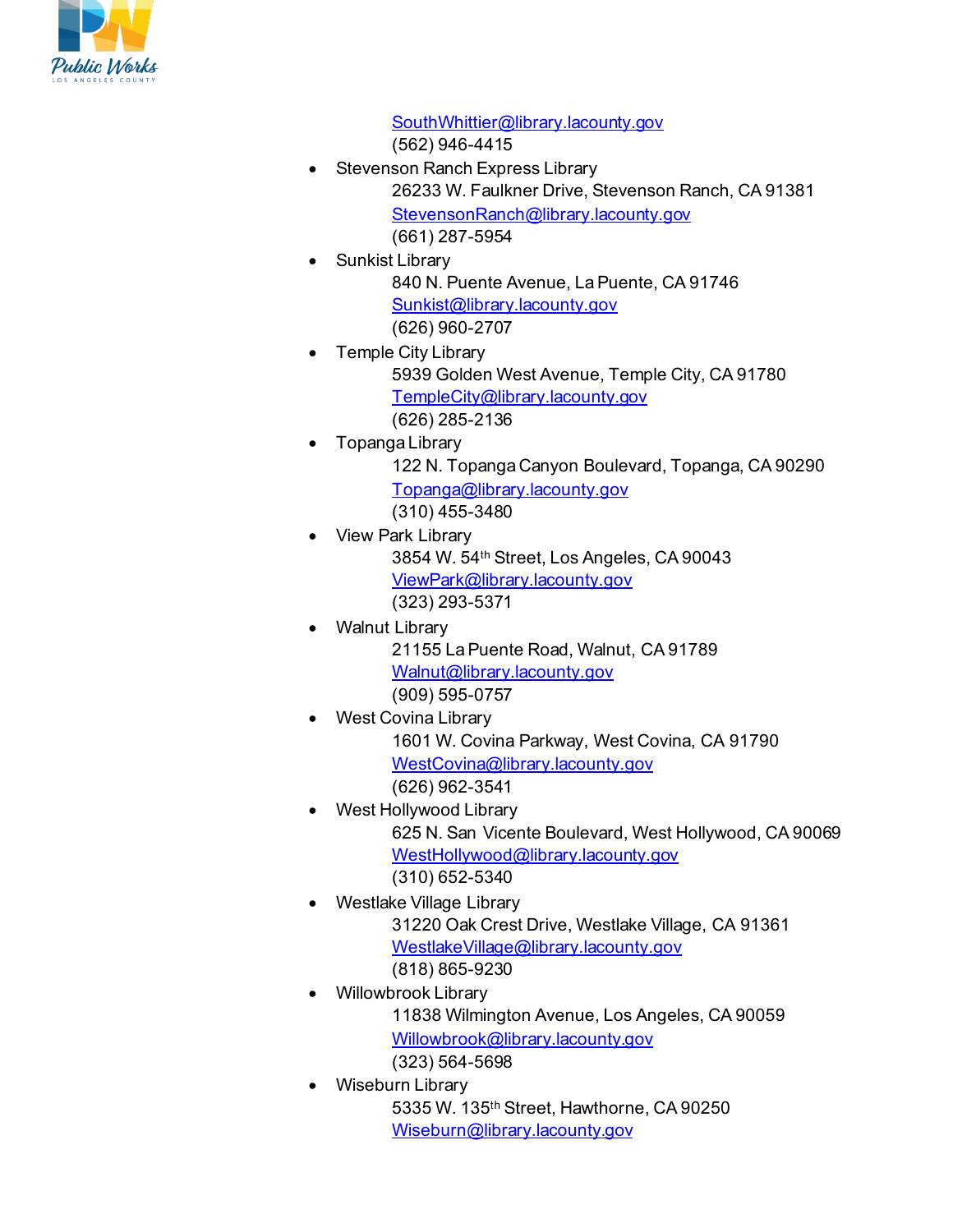SouthWhittier@library.lacounty.gov
(562) 946-4415

- Stevenson Ranch Express Library
  26233 W. Faulkner Drive, Stevenson Ranch, CA 91381
  StevensonRanch@library.lacounty.gov
  (661) 287-5954
- Sunkist Library
  840 N. Puente Avenue, La Puente, CA 91746
  Sunkist@library.lacounty.gov
  (626) 960-2707
- Temple City Library
  5939 Golden West Avenue, Temple City, CA 91780
  TempleCity@library.lacounty.gov
  (626) 285-2136
- Topanga Library
  122 N. Topanga Canyon Boulevard, Topanga, CA 90290
  Topanga@library.lacounty.gov
  (310) 455-3480
- View Park Library
  3854 W. 54th Street, Los Angeles, CA 90043
  ViewPark@library.lacounty.gov
  (323) 293-5371
- Walnut Library
  21155 La Puente Road, Walnut, CA 91789
  Walnut@library.lacounty.gov
  (909) 595-0757
- West Covina Library
  1601 W. Covina Parkway, West Covina, CA 91790
  WestCovina@library.lacounty.gov
  (626) 962-3541
- West Hollywood Library
  625 N. San Vicente Boulevard, West Hollywood, CA 90069
  WestHollywood@library.lacounty.gov
  (310) 652-5340
- Westlake Village Library
  31220 Oak Crest Drive, Westlake Village, CA 91361
  WestlakeVillage@library.lacounty.gov
  (818) 865-9230
- Willowbrook Library
  11838 Wilmington Avenue, Los Angeles, CA 90059
  Willowbrook@library.lacounty.gov
  (323) 564-5698
- Wiseburn Library
  5335 W. 135th Street, Hawthorne, CA 90250
  Wiseburn@library.lacounty.gov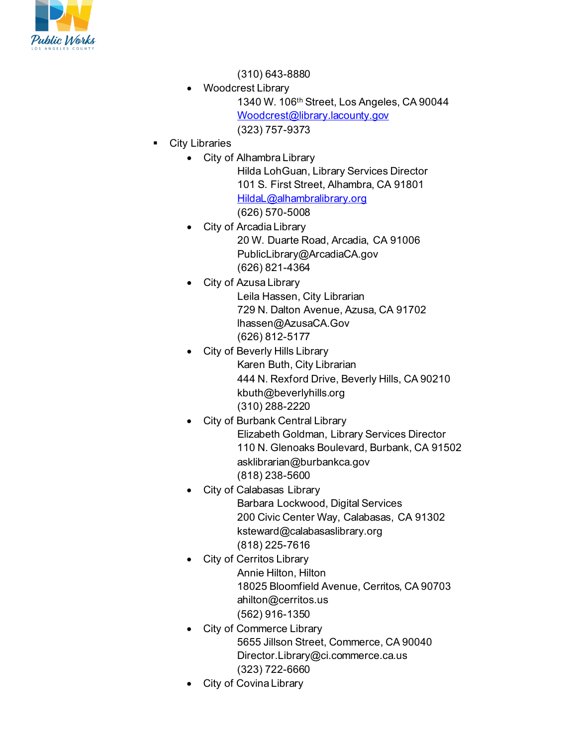(310) 643-8880

- Woodcrest Library
  1340 W. 106th Street, Los Angeles, CA 90044
  Woodcrest@library.lacounty.gov
  (323) 757-9373

- City Libraries
  - City of Alhambra Library
    Hilda LohGuan, Library Services Director
    101 S. First Street, Alhambra, CA 91801
    HildaL@alhambralibrary.org
    (626) 570-5008
  - City of Arcadia Library
    20 W. Duarte Road, Arcadia, CA 91006
    PublicLibrary@ArcadiaCA.gov
    (626) 821-4364
  - City of Azusa Library
    Leila Hassen, City Librarian
    729 N. Dalton Avenue, Azusa, CA 91702
    lhassen@AzusaCA.Gov
    (626) 812-5177
  - City of Beverly Hills Library
    Karen Buth, City Librarian
    444 N. Rexford Drive, Beverly Hills, CA 90210
    kbuth@beverlyhills.org
    (310) 288-2220
  - City of Burbank Central Library
    Elizabeth Goldman, Library Services Director
    110 N. Glenoaks Boulevard, Burbank, CA 91502
    asklibrarian@burbankca.gov
    (818) 238-5600
  - City of Calabasas Library
    Barbara Lockwood, Digital Services
    200 Civic Center Way, Calabasas, CA 91302
    ksteward@calabasaslibrary.org
    (818) 225-7616
  - City of Cerritos Library
    Annie Hilton, Hilton
    18025 Bloomfield Avenue, Cerritos, CA 90703
    ahilton@cerritos.us
    (562) 916-1350
  - City of Commerce Library
    5655 Jillson Street, Commerce, CA 90040
    Director.Library@ci.commerce.ca.us
    (323) 722-6660
  - City of Covina Library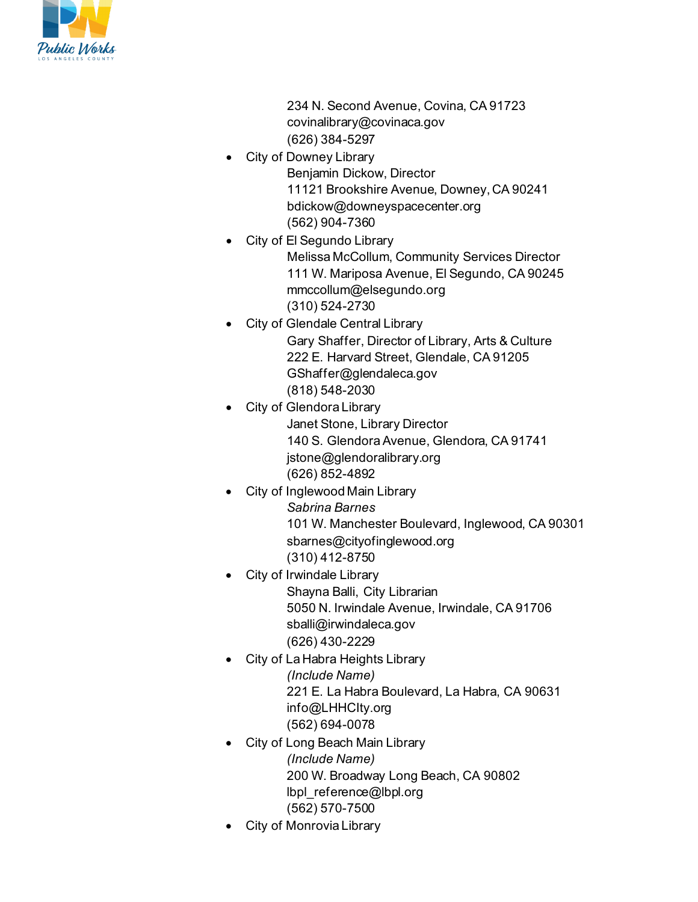234 N. Second Avenue, Covina, CA 91723
covinalibrary@covinaca.gov
(626) 384-5297

- City of Downey Library
  Benjamin Dickow, Director
  11121 Brookshire Avenue, Downey, CA 90241
  bdickow@downeyspacecenter.org
  (562) 904-7360
- City of El Segundo Library
  Melissa McCollum, Community Services Director
  111 W. Mariposa Avenue, El Segundo, CA 90245
  mmccollum@elsegundo.org
  (310) 524-2730
- City of Glendale Central Library
  Gary Shaffer, Director of Library, Arts & Culture
  222 E. Harvard Street, Glendale, CA 91205
  GShaffer@glendaleca.gov
  (818) 548-2030
- City of Glendora Library
  Janet Stone, Library Director
  140 S. Glendora Avenue, Glendora, CA 91741
  jstone@glendoralibrary.org
  (626) 852-4892
- City of Inglewood Main Library
  *Sabrina Barnes*
  101 W. Manchester Boulevard, Inglewood, CA 90301
  sbarnes@cityofinglewood.org
  (310) 412-8750
- City of Irwindale Library
  Shayna Balli, City Librarian
  5050 N. Irwindale Avenue, Irwindale, CA 91706
  sballi@irwindaleca.gov
  (626) 430-2229
- City of La Habra Heights Library
  *(Include Name)*
  221 E. La Habra Boulevard, La Habra, CA 90631
  info@LHHCIty.org
  (562) 694-0078
- City of Long Beach Main Library
  *(Include Name)*
  200 W. Broadway Long Beach, CA 90802
  lbpl_reference@lbpl.org
  (562) 570-7500
- City of Monrovia Library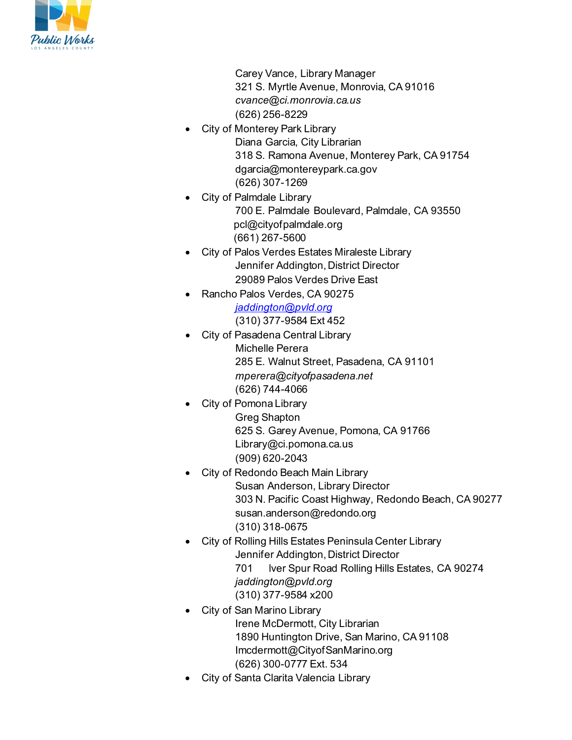Carey Vance, Library Manager
321 S. Myrtle Avenue, Monrovia, CA 91016
*cvance@ci.monrovia.ca.us*
(626) 256-8229

- City of Monterey Park Library
  Diana Garcia, City Librarian
  318 S. Ramona Avenue, Monterey Park, CA 91754
  dgarcia@montereypark.ca.gov
  (626) 307-1269
- City of Palmdale Library
  700 E. Palmdale Boulevard, Palmdale, CA 93550
  pcl@cityofpalmdale.org
  (661) 267-5600
- City of Palos Verdes Estates Miraleste Library
  Jennifer Addington, District Director
  29089 Palos Verdes Drive East
- Rancho Palos Verdes, CA 90275
  *jaddington@pvld.org*
  (310) 377-9584 Ext 452
- City of Pasadena Central Library
  Michelle Perera
  285 E. Walnut Street, Pasadena, CA 91101
  *mperera@cityofpasadena.net*
  (626) 744-4066
- City of Pomona Library
  Greg Shapton
  625 S. Garey Avenue, Pomona, CA 91766
  Library@ci.pomona.ca.us
  (909) 620-2043
- City of Redondo Beach Main Library
  Susan Anderson, Library Director
  303 N. Pacific Coast Highway, Redondo Beach, CA 90277
  susan.anderson@redondo.org
  (310) 318-0675
- City of Rolling Hills Estates Peninsula Center Library
  Jennifer Addington, District Director
  701 Iver Spur Road Rolling Hills Estates, CA 90274
  *jaddington@pvld.org*
  (310) 377-9584 x200
- City of San Marino Library
  Irene McDermott, City Librarian
  1890 Huntington Drive, San Marino, CA 91108
  Imcdermott@CityofSanMarino.org
  (626) 300-0777 Ext. 534
- City of Santa Clarita Valencia Library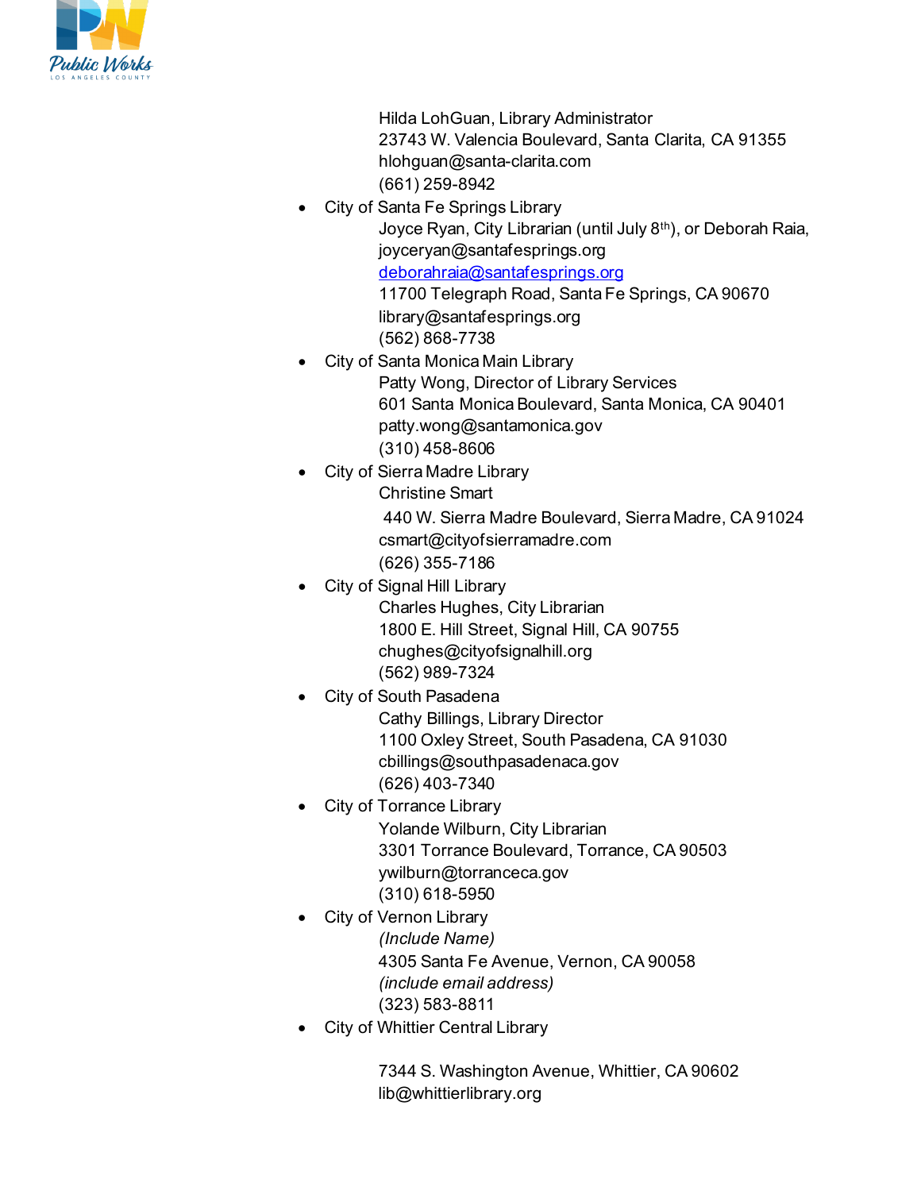Hilda LohGuan, Library Administrator
23743 W. Valencia Boulevard, Santa Clarita, CA 91355
hlohguan@santa-clarita.com
(661) 259-8942

- City of Santa Fe Springs Library
  Joyce Ryan, City Librarian (until July 8th), or Deborah Raia,
  joyceryan@santafesprings.org
  deborahraia@santafesprings.org
  11700 Telegraph Road, Santa Fe Springs, CA 90670
  library@santafesprings.org
  (562) 868-7738
- City of Santa Monica Main Library
  Patty Wong, Director of Library Services
  601 Santa Monica Boulevard, Santa Monica, CA 90401
  patty.wong@santamonica.gov
  (310) 458-8606
- City of Sierra Madre Library
  Christine Smart
  440 W. Sierra Madre Boulevard, Sierra Madre, CA 91024
  csmart@cityofsierramadre.com
  (626) 355-7186
- City of Signal Hill Library
  Charles Hughes, City Librarian
  1800 E. Hill Street, Signal Hill, CA 90755
  chughes@cityofsignalhill.org
  (562) 989-7324
- City of South Pasadena
  Cathy Billings, Library Director
  1100 Oxley Street, South Pasadena, CA 91030
  cbillings@southpasadenaca.gov
  (626) 403-7340
- City of Torrance Library
  Yolande Wilburn, City Librarian
  3301 Torrance Boulevard, Torrance, CA 90503
  ywilburn@torranceca.gov
  (310) 618-5950
- City of Vernon Library
  *(Include Name)*
  4305 Santa Fe Avenue, Vernon, CA 90058
  *(include email address)*
  (323) 583-8811
- City of Whittier Central Library

  7344 S. Washington Avenue, Whittier, CA 90602
  lib@whittierlibrary.org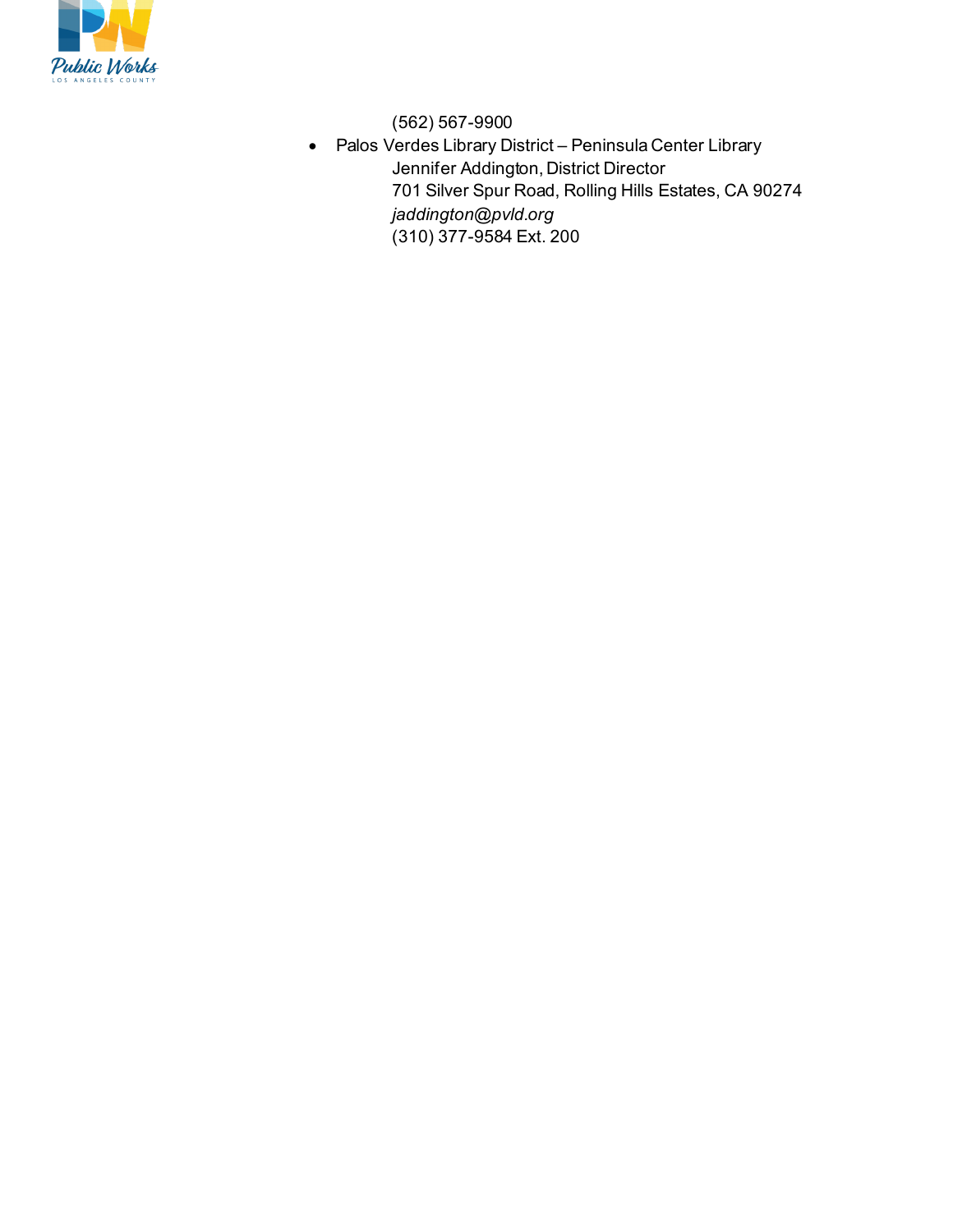(562) 567-9900

- Palos Verdes Library District – Peninsula Center Library
  Jennifer Addington, District Director
  701 Silver Spur Road, Rolling Hills Estates, CA 90274
  *jaddington@pvld.org*
  (310) 377-9584 Ext. 200